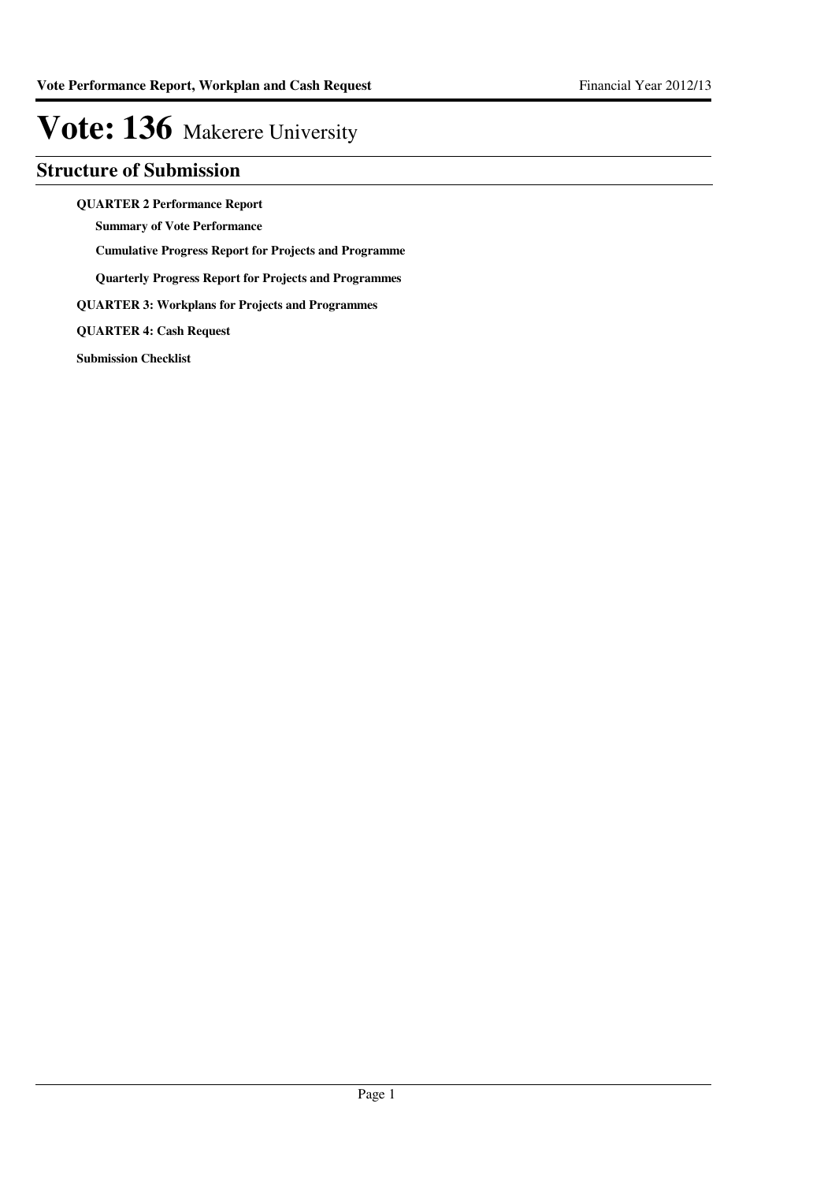# Vote: 136 Makerere University

## Structure of Submission

**QUARTER 2 Performance Report**

- **Summary of Vote Performance**
- **Cumulative Progress Report for Projects and Programme**
- **Quarterly Progress Report for Projects and Programmes**

**QUARTER 3: Workplans for Projects and Programmes**

**QUARTER 4: Cash Request**

**Submission Checklist**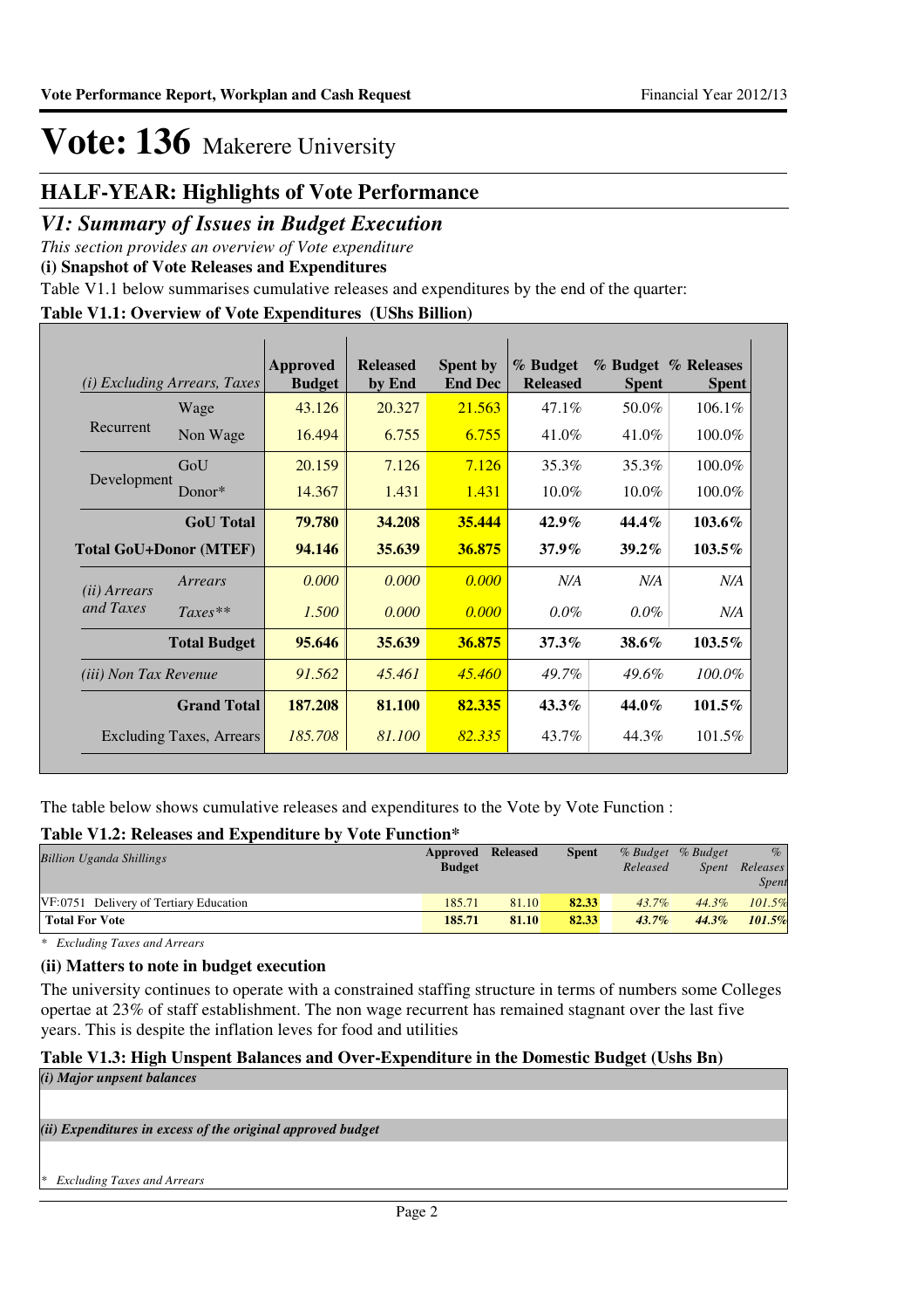# Vote: 136 Makerere University

## HALF-YEAR: Highlights of Vote Performance

## *V1: Summary of Issues in Budget Execution*

*This section provides an overview of Vote expenditure*

**(i) Snapshot of Vote Releases and Expenditures**

Table V1.1 below summarises cumulative releases and expenditures by the end of the quarter:

**Table V1.1: Overview of Vote Expenditures (UShs Billion)**

| *(i) Excluding Arrears, Taxes* | | Approved Budget | Released by End | Spent by End Dec | % Budget Released | % Budget Spent | % Releases Spent |
|---|---|---|---|---|---|---|---|
| Recurrent | Wage | 43.126 | 20.327 | 21.563 | 47.1% | 50.0% | 106.1% |
| | Non Wage | 16.494 | 6.755 | 6.755 | 41.0% | 41.0% | 100.0% |
| Development | GoU | 20.159 | 7.126 | 7.126 | 35.3% | 35.3% | 100.0% |
| | Donor* | 14.367 | 1.431 | 1.431 | 10.0% | 10.0% | 100.0% |
| **GoU Total** | | **79.780** | **34.208** | **35.444** | **42.9%** | **44.4%** | **103.6%** |
| **Total GoU+Donor (MTEF)** | | **94.146** | **35.639** | **36.875** | **37.9%** | **39.2%** | **103.5%** |
| *(ii) Arrears and Taxes* | *Arrears* | *0.000* | *0.000* | *0.000* | *N/A* | *N/A* | *N/A* |
| | *Taxes*** | *1.500* | *0.000* | *0.000* | *0.0%* | *0.0%* | *N/A* |
| **Total Budget** | | **95.646** | **35.639** | **36.875** | **37.3%** | **38.6%** | **103.5%** |
| *(iii) Non Tax Revenue* | | *91.562* | *45.461* | *45.460* | *49.7%* | *49.6%* | *100.0%* |
| **Grand Total** | | **187.208** | **81.100** | **82.335** | **43.3%** | **44.0%** | **101.5%** |
| Excluding Taxes, Arrears | | *185.708* | *81.100* | *82.335* | 43.7% | 44.3% | 101.5% |

The table below shows cumulative releases and expenditures to the Vote by Vote Function :

**Table V1.2: Releases and Expenditure by Vote Function***

| *Billion Uganda Shillings* | Approved Budget | Released | Spent | *% Budget Released* | *% Budget Spent* | *% Releases Spent* |
|---|---|---|---|---|---|---|
| VF:0751 Delivery of Tertiary Education | 185.71 | 81.10 | 82.33 | *43.7%* | *44.3%* | *101.5%* |
| **Total For Vote** | **185.71** | **81.10** | **82.33** | ***43.7%*** | ***44.3%*** | ***101.5%*** |

\* *Excluding Taxes and Arrears*

**(ii) Matters to note in budget execution**

The university continues to operate with a constrained staffing structure in terms of numbers some Colleges opertae at 23% of staff establishment. The non wage recurrent has remained stagnant over the last five years. This is despite the inflation leves for food and utilities

**Table V1.3: High Unspent Balances and Over-Expenditure in the Domestic Budget (Ushs Bn)**

| *(i) Major unpent balances* |
|---|
| |
| ***(ii) Expenditures in excess of the original approved budget*** |
| |

\* *Excluding Taxes and Arrears*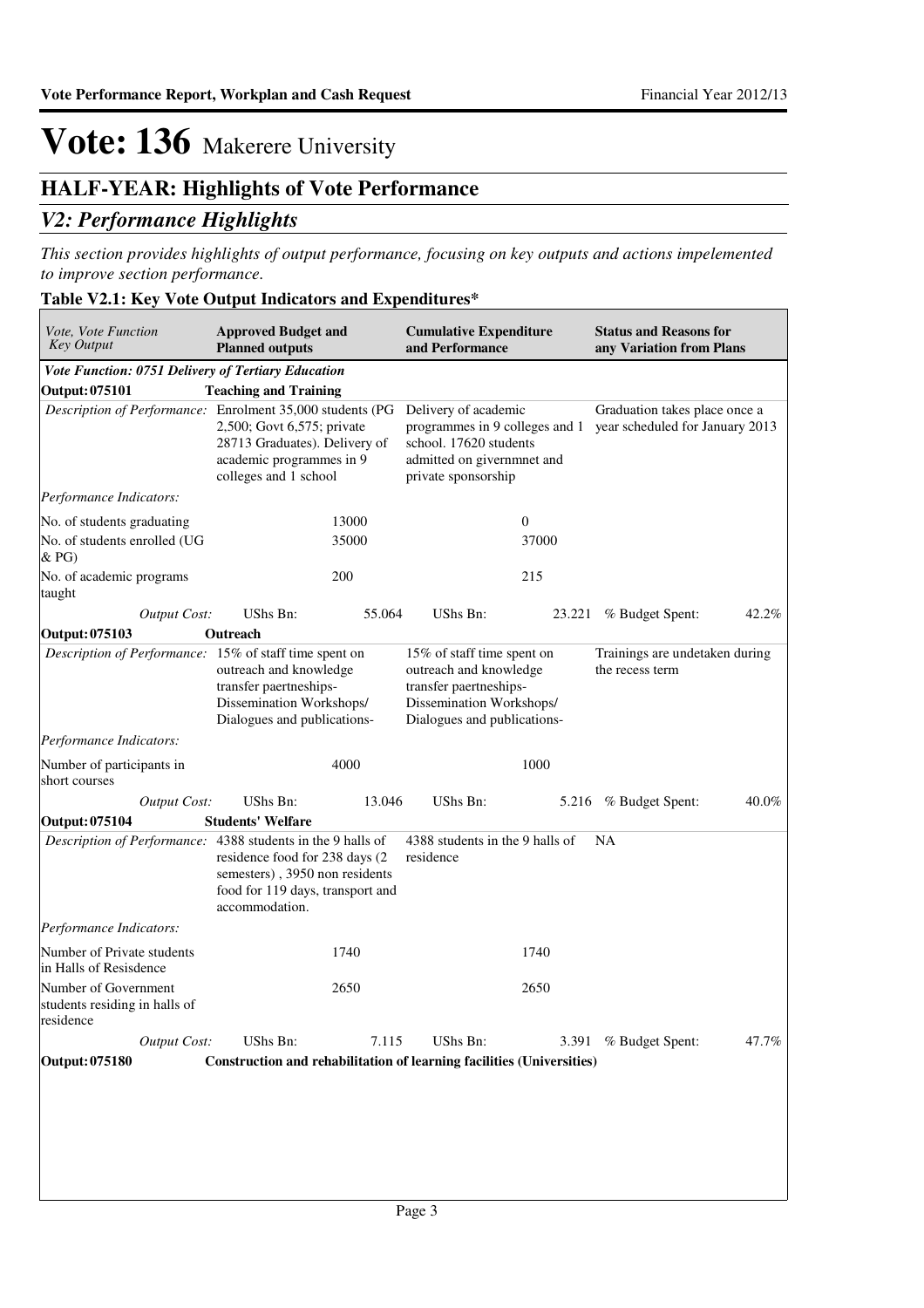# Vote: 136 Makerere University

## HALF-YEAR: Highlights of Vote Performance

### *V2: Performance Highlights*

*This section provides highlights of output performance, focusing on key outputs and actions impelemented to improve section performance.*

**Table V2.1: Key Vote Output Indicators and Expenditures***

| *Vote, Vote Function Key Output* | **Approved Budget and Planned outputs** | | **Cumulative Expenditure and Performance** | | **Status and Reasons for any Variation from Plans** | |
|---|---|---|---|---|---|---|
| ***Vote Function: 0751 Delivery of Tertiary Education*** | | | | | | |
| **Output: 075101** | **Teaching and Training** | | | | | |
| *Description of Performance:* | Enrolment 35,000 students (PG 2,500; Govt 6,575; private 28713 Graduates). Delivery of academic programmes in 9 colleges and 1 school | | Delivery of academic programmes in 9 colleges and 1 school. 17620 students admitted on givernmnet and private sponsorship | | Graduation takes place once a year scheduled for January 2013 | |
| *Performance Indicators:* | | | | | | |
| No. of students graduating | | 13000 | | 0 | | |
| No. of students enrolled (UG & PG) | | 35000 | | 37000 | | |
| No. of academic programs taught | | 200 | | 215 | | |
| *Output Cost:* | UShs Bn: | 55.064 | UShs Bn: | 23.221 | % Budget Spent: | 42.2% |
| **Output: 075103** | **Outreach** | | | | | |
| *Description of Performance:* | 15% of staff time spent on outreach and knowledge transfer paertneships- Dissemination Workshops/ Dialogues and publications- | | 15% of staff time spent on outreach and knowledge transfer paertneships- Dissemination Workshops/ Dialogues and publications- | | Trainings are undetaken during the recess term | |
| *Performance Indicators:* | | | | | | |
| Number of participants in short courses | | 4000 | | 1000 | | |
| *Output Cost:* | UShs Bn: | 13.046 | UShs Bn: | 5.216 | % Budget Spent: | 40.0% |
| **Output: 075104** | **Students' Welfare** | | | | | |
| *Description of Performance:* | 4388 students in the 9 halls of residence food for 238 days (2 semesters) , 3950 non residents food for 119 days, transport and accommodation. | | 4388 students in the 9 halls of residence | | NA | |
| *Performance Indicators:* | | | | | | |
| Number of Private students in Halls of Resisdence | | 1740 | | 1740 | | |
| Number of Government students residing in halls of residence | | 2650 | | 2650 | | |
| *Output Cost:* | UShs Bn: | 7.115 | UShs Bn: | 3.391 | % Budget Spent: | 47.7% |
| **Output: 075180** | **Construction and rehabilitation of learning facilities (Universities)** | | | | | |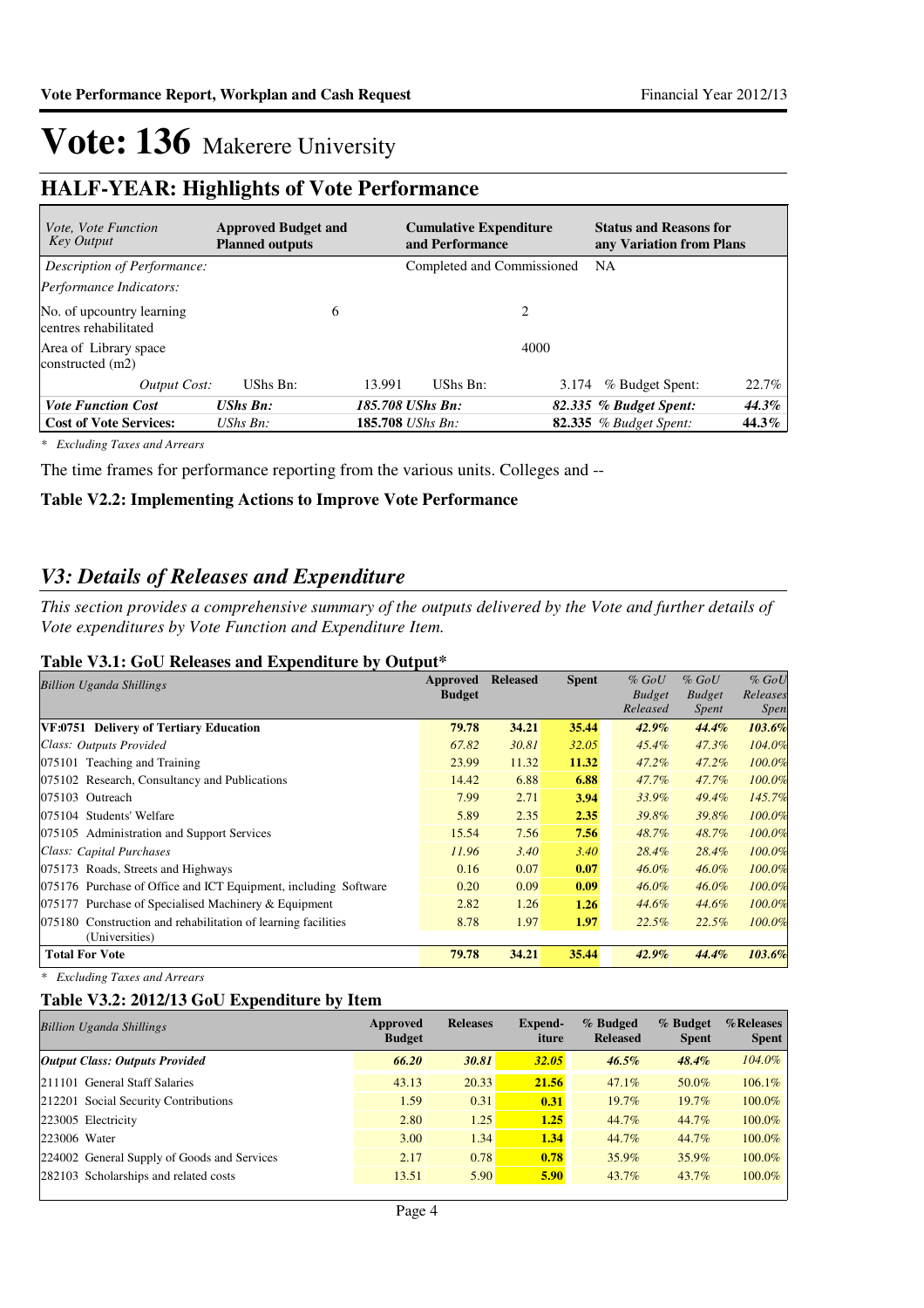# Vote: 136 Makerere University

## HALF-YEAR: Highlights of Vote Performance

| *Vote, Vote Function Key Output* | **Approved Budget and Planned outputs** | | **Cumulative Expenditure and Performance** | | **Status and Reasons for any Variation from Plans** | |
|---|---|---|---|---|---|---|
| *Description of Performance:* | | | Completed and Commissioned | | NA | |
| *Performance Indicators:* | | | | | | |
| No. of upcountry learning centres rehabilitated | | 6 | | 2 | | |
| Area of Library space constructed (m2) | | | | 4000 | | |
| *Output Cost:* | UShs Bn: | 13.991 | UShs Bn: | 3.174 | % Budget Spent: | 22.7% |
| ***Vote Function Cost*** | ***UShs Bn:*** | ***185.708 UShs Bn:*** | | ***82.335*** | ***% Budget Spent:*** | ***44.3%*** |
| **Cost of Vote Services:** | *UShs Bn:* | **185.708** *UShs Bn:* | | **82.335** | *% Budget Spent:* | **44.3%** |

*\* Excluding Taxes and Arrears*

The time frames for performance reporting from the various units. Colleges and --

**Table V2.2: Implementing Actions to Improve Vote Performance**

## *V3: Details of Releases and Expenditure*

*This section provides a comprehensive summary of the outputs delivered by the Vote and further details of Vote expenditures by Vote Function and Expenditure Item.*

**Table V3.1: GoU Releases and Expenditure by Output\***

| *Billion Uganda Shillings* | **Approved Budget** | **Released** | **Spent** | *% GoU Budget Released* | *% GoU Budget Spent* | *% GoU Releases Spen* |
|---|---|---|---|---|---|---|
| **VF:0751 Delivery of Tertiary Education** | **79.78** | **34.21** | **35.44** | ***42.9%*** | ***44.4%*** | ***103.6%*** |
| *Class: Outputs Provided* | *67.82* | *30.81* | *32.05* | *45.4%* | *47.3%* | *104.0%* |
| 075101 Teaching and Training | 23.99 | 11.32 | **11.32** | *47.2%* | *47.2%* | *100.0%* |
| 075102 Research, Consultancy and Publications | 14.42 | 6.88 | **6.88** | *47.7%* | *47.7%* | *100.0%* |
| 075103 Outreach | 7.99 | 2.71 | **3.94** | *33.9%* | *49.4%* | *145.7%* |
| 075104 Students' Welfare | 5.89 | 2.35 | **2.35** | *39.8%* | *39.8%* | *100.0%* |
| 075105 Administration and Support Services | 15.54 | 7.56 | **7.56** | *48.7%* | *48.7%* | *100.0%* |
| *Class: Capital Purchases* | *11.96* | *3.40* | *3.40* | *28.4%* | *28.4%* | *100.0%* |
| 075173 Roads, Streets and Highways | 0.16 | 0.07 | **0.07** | *46.0%* | *46.0%* | *100.0%* |
| 075176 Purchase of Office and ICT Equipment, including Software | 0.20 | 0.09 | **0.09** | *46.0%* | *46.0%* | *100.0%* |
| 075177 Purchase of Specialised Machinery & Equipment | 2.82 | 1.26 | **1.26** | *44.6%* | *44.6%* | *100.0%* |
| 075180 Construction and rehabilitation of learning facilities (Universities) | 8.78 | 1.97 | **1.97** | *22.5%* | *22.5%* | *100.0%* |
| **Total For Vote** | **79.78** | **34.21** | **35.44** | ***42.9%*** | ***44.4%*** | ***103.6%*** |

*\* Excluding Taxes and Arrears*

**Table V3.2: 2012/13 GoU Expenditure by Item**

| *Billion Uganda Shillings* | **Approved Budget** | **Releases** | **Expend-iture** | **% Budged Released** | **% Budget Spent** | **%Releases Spent** |
|---|---|---|---|---|---|---|
| ***Output Class: Outputs Provided*** | ***66.20*** | ***30.81*** | ***32.05*** | ***46.5%*** | ***48.4%*** | *104.0%* |
| 211101 General Staff Salaries | 43.13 | 20.33 | **21.56** | 47.1% | 50.0% | 106.1% |
| 212201 Social Security Contributions | 1.59 | 0.31 | **0.31** | 19.7% | 19.7% | 100.0% |
| 223005 Electricity | 2.80 | 1.25 | **1.25** | 44.7% | 44.7% | 100.0% |
| 223006 Water | 3.00 | 1.34 | **1.34** | 44.7% | 44.7% | 100.0% |
| 224002 General Supply of Goods and Services | 2.17 | 0.78 | **0.78** | 35.9% | 35.9% | 100.0% |
| 282103 Scholarships and related costs | 13.51 | 5.90 | **5.90** | 43.7% | 43.7% | 100.0% |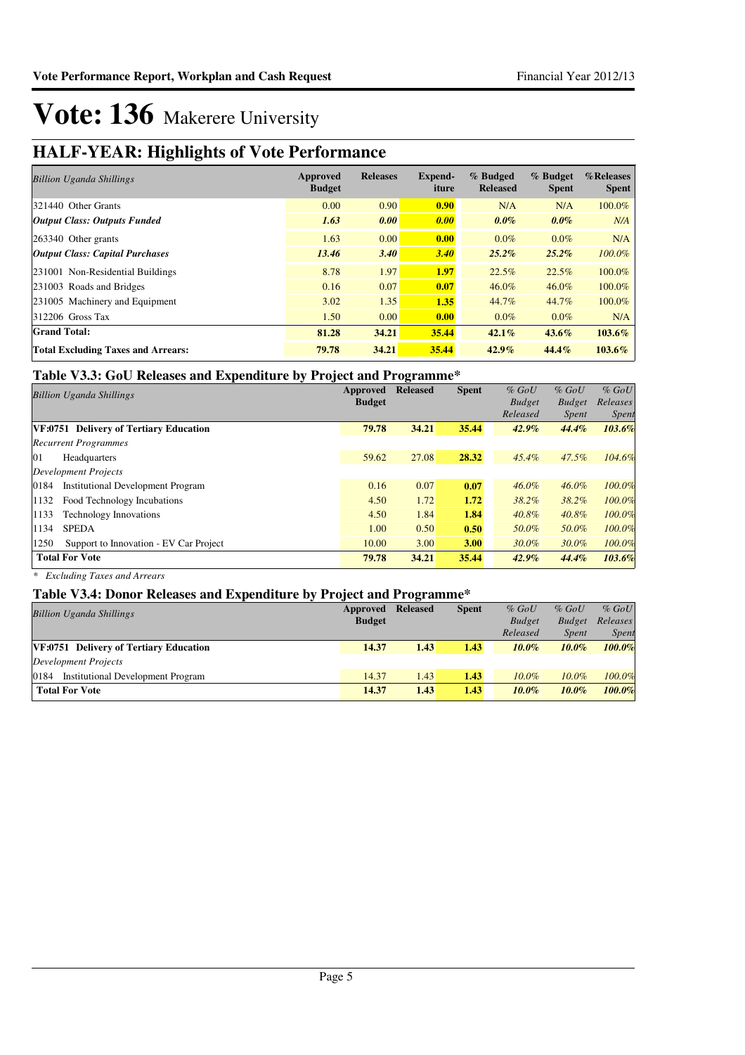# Vote: 136 Makerere University

## HALF-YEAR: Highlights of Vote Performance

| *Billion Uganda Shillings* | Approved Budget | Releases | Expend-iture | % Budged Released | % Budget Spent | %Releases Spent |
|---|---|---|---|---|---|---|
| 321440 Other Grants | 0.00 | 0.90 | **0.90** | N/A | N/A | 100.0% |
| ***Output Class: Outputs Funded*** | ***1.63*** | ***0.00*** | ***0.00*** | ***0.0%*** | ***0.0%*** | *N/A* |
| 263340 Other grants | 1.63 | 0.00 | **0.00** | 0.0% | 0.0% | N/A |
| ***Output Class: Capital Purchases*** | ***13.46*** | ***3.40*** | ***3.40*** | ***25.2%*** | ***25.2%*** | *100.0%* |
| 231001 Non-Residential Buildings | 8.78 | 1.97 | **1.97** | 22.5% | 22.5% | 100.0% |
| 231003 Roads and Bridges | 0.16 | 0.07 | **0.07** | 46.0% | 46.0% | 100.0% |
| 231005 Machinery and Equipment | 3.02 | 1.35 | **1.35** | 44.7% | 44.7% | 100.0% |
| 312206 Gross Tax | 1.50 | 0.00 | **0.00** | 0.0% | 0.0% | N/A |
| **Grand Total:** | **81.28** | **34.21** | **35.44** | **42.1%** | **43.6%** | **103.6%** |
| **Total Excluding Taxes and Arrears:** | **79.78** | **34.21** | **35.44** | **42.9%** | **44.4%** | **103.6%** |

### Table V3.3: GoU Releases and Expenditure by Project and Programme*

| *Billion Uganda Shillings* | Approved Budget | Released | Spent | *% GoU Budget Released* | *% GoU Budget Spent* | *% GoU Releases Spent* |
|---|---|---|---|---|---|---|
| **VF:0751 Delivery of Tertiary Education** | **79.78** | **34.21** | **35.44** | ***42.9%*** | ***44.4%*** | ***103.6%*** |
| *Recurrent Programmes* | | | | | | |
| 01 Headquarters | 59.62 | 27.08 | **28.32** | *45.4%* | *47.5%* | *104.6%* |
| *Development Projects* | | | | | | |
| 0184 Institutional Development Program | 0.16 | 0.07 | **0.07** | *46.0%* | *46.0%* | *100.0%* |
| 1132 Food Technology Incubations | 4.50 | 1.72 | **1.72** | *38.2%* | *38.2%* | *100.0%* |
| 1133 Technology Innovations | 4.50 | 1.84 | **1.84** | *40.8%* | *40.8%* | *100.0%* |
| 1134 SPEDA | 1.00 | 0.50 | **0.50** | *50.0%* | *50.0%* | *100.0%* |
| 1250 Support to Innovation - EV Car Project | 10.00 | 3.00 | **3.00** | *30.0%* | *30.0%* | *100.0%* |
| **Total For Vote** | **79.78** | **34.21** | **35.44** | ***42.9%*** | ***44.4%*** | ***103.6%*** |

*\* Excluding Taxes and Arrears*

### Table V3.4: Donor Releases and Expenditure by Project and Programme*

| *Billion Uganda Shillings* | Approved Budget | Released | Spent | *% GoU Budget Released* | *% GoU Budget Spent* | *% GoU Releases Spent* |
|---|---|---|---|---|---|---|
| **VF:0751 Delivery of Tertiary Education** | **14.37** | **1.43** | **1.43** | ***10.0%*** | ***10.0%*** | ***100.0%*** |
| *Development Projects* | | | | | | |
| 0184 Institutional Development Program | 14.37 | 1.43 | **1.43** | *10.0%* | *10.0%* | *100.0%* |
| **Total For Vote** | **14.37** | **1.43** | **1.43** | ***10.0%*** | ***10.0%*** | ***100.0%*** |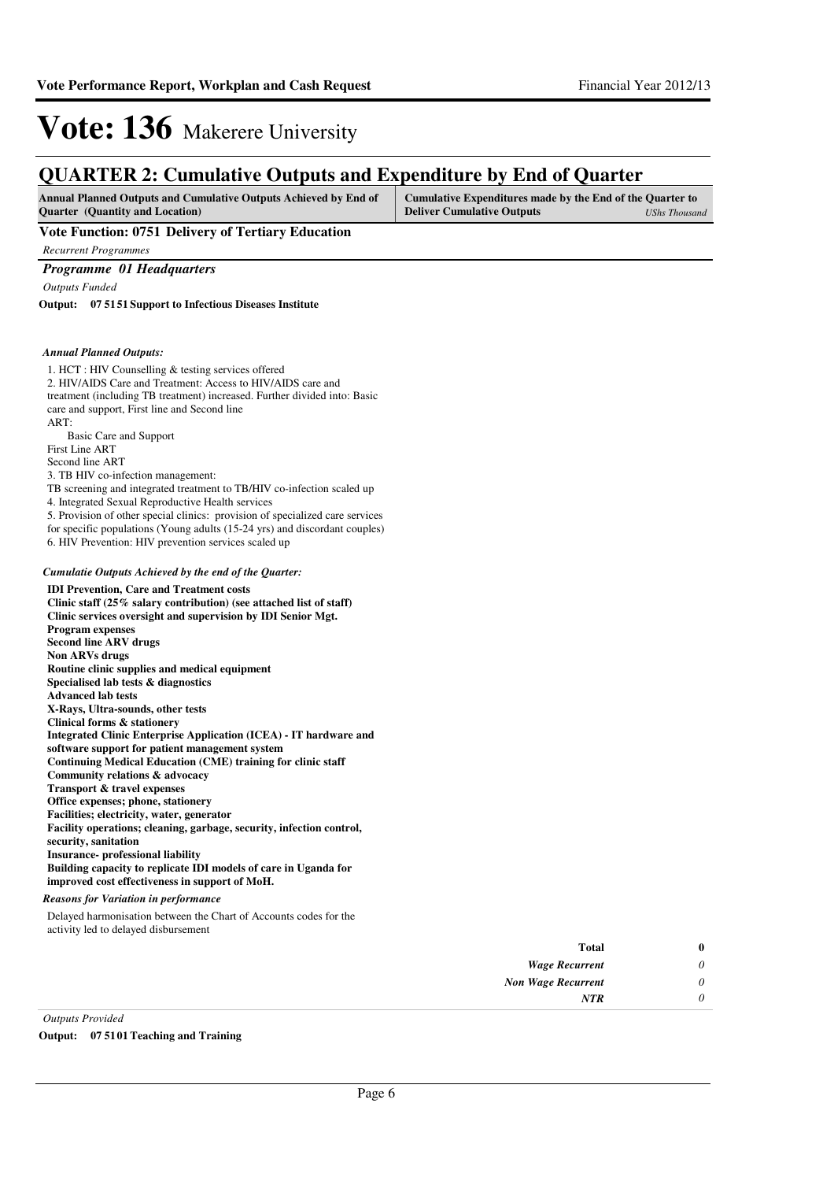# Vote: 136 Makerere University

## QUARTER 2: Cumulative Outputs and Expenditure by End of Quarter

| Annual Planned Outputs and Cumulative Outputs Achieved by End of Quarter (Quantity and Location) | Cumulative Expenditures made by the End of the Quarter to Deliver Cumulative Outputs *UShs Thousand* |
|---|---|

### Vote Function: 0751 Delivery of Tertiary Education

*Recurrent Programmes*

### *Programme 01 Headquarters*

*Outputs Funded*

**Output: 07 51 51 Support to Infectious Diseases Institute**

*Annual Planned Outputs:*

1. HCT : HIV Counselling & testing services offered
2. HIV/AIDS Care and Treatment: Access to HIV/AIDS care and treatment (including TB treatment) increased. Further divided into: Basic care and support, First line and Second line
ART:
 Basic Care and Support
First Line ART
Second line ART
3. TB HIV co-infection management:
TB screening and integrated treatment to TB/HIV co-infection scaled up
4. Integrated Sexual Reproductive Health services
5. Provision of other special clinics: provision of specialized care services for specific populations (Young adults (15-24 yrs) and discordant couples)
6. HIV Prevention: HIV prevention services scaled up

*Cumulatie Outputs Achieved by the end of the Quarter:*

**IDI Prevention, Care and Treatment costs**
**Clinic staff (25% salary contribution) (see attached list of staff)**
**Clinic services oversight and supervision by IDI Senior Mgt.**
**Program expenses**
**Second line ARV drugs**
**Non ARVs drugs**
**Routine clinic supplies and medical equipment**
**Specialised lab tests & diagnostics**
**Advanced lab tests**
**X-Rays, Ultra-sounds, other tests**
**Clinical forms & stationery**
**Integrated Clinic Enterprise Application (ICEA) - IT hardware and software support for patient management system**
**Continuing Medical Education (CME) training for clinic staff**
**Community relations & advocacy**
**Transport & travel expenses**
**Office expenses; phone, stationery**
**Facilities; electricity, water, generator**
**Facility operations; cleaning, garbage, security, infection control, security, sanitation**
**Insurance- professional liability**
**Building capacity to replicate IDI models of care in Uganda for improved cost effectiveness in support of MoH.**

*Reasons for Variation in performance*

Delayed harmonisation between the Chart of Accounts codes for the activity led to delayed disbursement

| | |
|---|---|
| **Total** | **0** |
| *Wage Recurrent* | *0* |
| *Non Wage Recurrent* | *0* |
| *NTR* | *0* |

*Outputs Provided*

**Output: 07 51 01 Teaching and Training**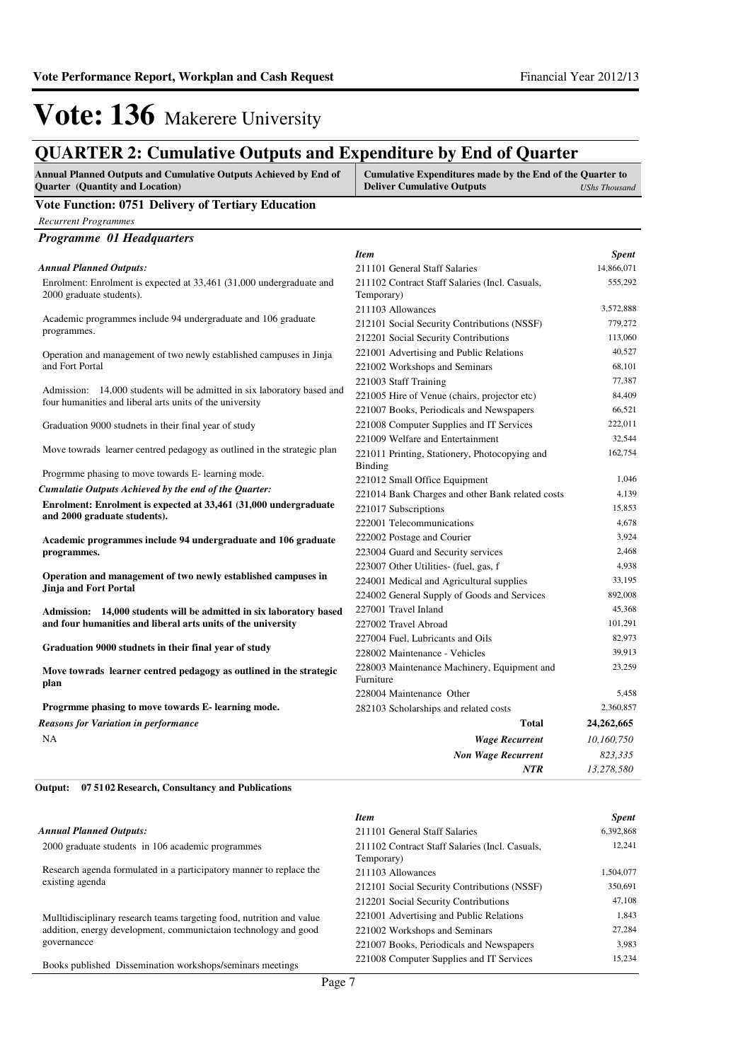# Vote: 136 Makerere University

## QUARTER 2: Cumulative Outputs and Expenditure by End of Quarter

**Annual Planned Outputs and Cumulative Outputs Achieved by End of Quarter (Quantity and Location)** | **Cumulative Expenditures made by the End of the Quarter to Deliver Cumulative Outputs** *UShs Thousand*

### Vote Function: 0751 Delivery of Tertiary Education

*Recurrent Programmes*

#### *Programme 01 Headquarters*

***Annual Planned Outputs:***

Enrolment: Enrolment is expected at 33,461 (31,000 undergraduate and 2000 graduate students).

Academic programmes include 94 undergraduate and 106 graduate programmes.

Operation and management of two newly established campuses in Jinja and Fort Portal

Admission: 14,000 students will be admitted in six laboratory based and four humanities and liberal arts units of the university

Graduation 9000 studnets in their final year of study

Move towrads learner centred pedagogy as outlined in the strategic plan

Progrmme phasing to move towards E- learning mode.

***Cumulatie Outputs Achieved by the end of the Quarter:***

**Enrolment: Enrolment is expected at 33,461 (31,000 undergraduate and 2000 graduate students).**

**Academic programmes include 94 undergraduate and 106 graduate programmes.**

**Operation and management of two newly established campuses in Jinja and Fort Portal**

**Admission: 14,000 students will be admitted in six laboratory based and four humanities and liberal arts units of the university**

**Graduation 9000 studnets in their final year of study**

**Move towrads learner centred pedagogy as outlined in the strategic plan**

**Progrmme phasing to move towards E- learning mode.**

***Reasons for Variation in performance***

NA

| *Item* | *Spent* |
|---|---|
| 211101 General Staff Salaries | 14,866,071 |
| 211102 Contract Staff Salaries (Incl. Casuals, Temporary) | 555,292 |
| 211103 Allowances | 3,572,888 |
| 212101 Social Security Contributions (NSSF) | 779,272 |
| 212201 Social Security Contributions | 113,060 |
| 221001 Advertising and Public Relations | 40,527 |
| 221002 Workshops and Seminars | 68,101 |
| 221003 Staff Training | 77,387 |
| 221005 Hire of Venue (chairs, projector etc) | 84,409 |
| 221007 Books, Periodicals and Newspapers | 66,521 |
| 221008 Computer Supplies and IT Services | 222,011 |
| 221009 Welfare and Entertainment | 32,544 |
| 221011 Printing, Stationery, Photocopying and Binding | 162,754 |
| 221012 Small Office Equipment | 1,046 |
| 221014 Bank Charges and other Bank related costs | 4,139 |
| 221017 Subscriptions | 15,853 |
| 222001 Telecommunications | 4,678 |
| 222002 Postage and Courier | 3,924 |
| 223004 Guard and Security services | 2,468 |
| 223007 Other Utilities- (fuel, gas, f | 4,938 |
| 224001 Medical and Agricultural supplies | 33,195 |
| 224002 General Supply of Goods and Services | 892,008 |
| 227001 Travel Inland | 45,368 |
| 227002 Travel Abroad | 101,291 |
| 227004 Fuel, Lubricants and Oils | 82,973 |
| 228002 Maintenance - Vehicles | 39,913 |
| 228003 Maintenance Machinery, Equipment and Furniture | 23,259 |
| 228004 Maintenance Other | 5,458 |
| 282103 Scholarships and related costs | 2,360,857 |
| **Total** | **24,262,665** |
| ***Wage Recurrent*** | *10,160,750* |
| ***Non Wage Recurrent*** | *823,335* |
| ***NTR*** | *13,278,580* |

**Output: 07 5102 Research, Consultancy and Publications**

***Annual Planned Outputs:***

2000 graduate students in 106 academic programmes

Research agenda formulated in a participatory manner to replace the existing agenda

Mulltidisciplinary research teams targeting food, nutrition and value addition, energy development, communictaion technology and good governancce

Books published Dissemination workshops/seminars meetings

| *Item* | *Spent* |
|---|---|
| 211101 General Staff Salaries | 6,392,868 |
| 211102 Contract Staff Salaries (Incl. Casuals, Temporary) | 12,241 |
| 211103 Allowances | 1,504,077 |
| 212101 Social Security Contributions (NSSF) | 350,691 |
| 212201 Social Security Contributions | 47,108 |
| 221001 Advertising and Public Relations | 1,843 |
| 221002 Workshops and Seminars | 27,284 |
| 221007 Books, Periodicals and Newspapers | 3,983 |
| 221008 Computer Supplies and IT Services | 15,234 |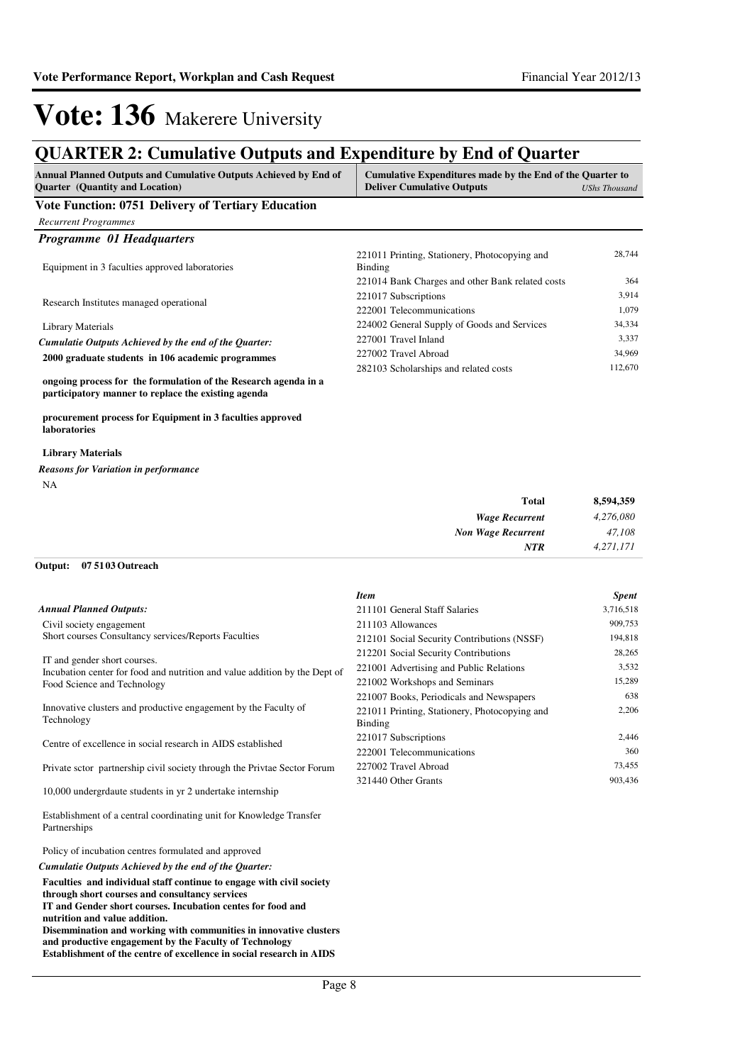# Vote: 136 Makerere University

## QUARTER 2: Cumulative Outputs and Expenditure by End of Quarter

| Annual Planned Outputs and Cumulative Outputs Achieved by End of Quarter (Quantity and Location) | Cumulative Expenditures made by the End of the Quarter to Deliver Cumulative Outputs | USHs Thousand |
|---|---|---|

### Vote Function: 0751 Delivery of Tertiary Education

*Recurrent Programmes*

#### *Programme 01 Headquarters*

Equipment in 3 faculties approved laboratories

Research Institutes managed operational

Library Materials

*Cumulatie Outputs Achieved by the end of the Quarter:*

**2000 graduate students in 106 academic programmes**

**ongoing process for the formulation of the Research agenda in a participatory manner to replace the existing agenda**

**procurement process for Equipment in 3 faculties approved laboratories**

**Library Materials**

*Reasons for Variation in performance*

NA

| Item | Spent |
|---|---|
| 221011 Printing, Stationery, Photocopying and Binding | 28,744 |
| 221014 Bank Charges and other Bank related costs | 364 |
| 221017 Subscriptions | 3,914 |
| 222001 Telecommunications | 1,079 |
| 224002 General Supply of Goods and Services | 34,334 |
| 227001 Travel Inland | 3,337 |
| 227002 Travel Abroad | 34,969 |
| 282103 Scholarships and related costs | 112,670 |

| | |
|---|---|
| **Total** | **8,594,359** |
| *Wage Recurrent* | *4,276,080* |
| *Non Wage Recurrent* | *47,108* |
| *NTR* | *4,271,171* |

**Output: 07 51 03 Outreach**

*Annual Planned Outputs:*

Civil society engagement
Short courses Consultancy services/Reports Faculties

IT and gender short courses.
Incubation center for food and nutrition and value addition by the Dept of Food Science and Technology

Innovative clusters and productive engagement by the Faculty of Technology

Centre of excellence in social research in AIDS established

Private sctor partnership civil society through the Privtae Sector Forum

10,000 undergrdaute students in yr 2 undertake internship

Establishment of a central coordinating unit for Knowledge Transfer Partnerships

Policy of incubation centres formulated and approved

*Cumulatie Outputs Achieved by the end of the Quarter:*

**Faculties and individual staff continue to engage with civil society through short courses and consultancy services**
**IT and Gender short courses. Incubation centes for food and nutrition and value addition.**
**Disemmination and working with communities in innovative clusters and productive engagement by the Faculty of Technology**
**Establishment of the centre of excellence in social research in AIDS**

| *Item* | *Spent* |
|---|---|
| 211101 General Staff Salaries | 3,716,518 |
| 211103 Allowances | 909,753 |
| 212101 Social Security Contributions (NSSF) | 194,818 |
| 212201 Social Security Contributions | 28,265 |
| 221001 Advertising and Public Relations | 3,532 |
| 221002 Workshops and Seminars | 15,289 |
| 221007 Books, Periodicals and Newspapers | 638 |
| 221011 Printing, Stationery, Photocopying and Binding | 2,206 |
| 221017 Subscriptions | 2,446 |
| 222001 Telecommunications | 360 |
| 227002 Travel Abroad | 73,455 |
| 321440 Other Grants | 903,436 |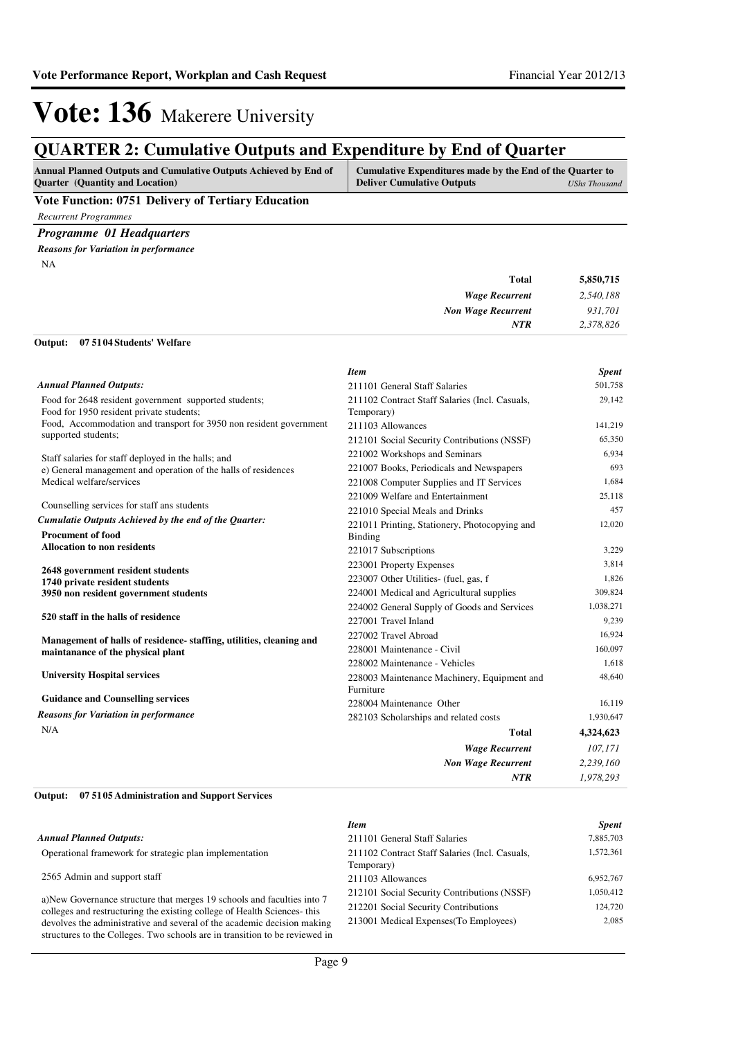# Vote: 136 Makerere University

## QUARTER 2: Cumulative Outputs and Expenditure by End of Quarter

| Annual Planned Outputs and Cumulative Outputs Achieved by End of Quarter (Quantity and Location) | Cumulative Expenditures made by the End of the Quarter to Deliver Cumulative Outputs *UShs Thousand* |
|---|---|

### Vote Function: 0751 Delivery of Tertiary Education

*Recurrent Programmes*

### *Programme 01 Headquarters*

***Reasons for Variation in performance***

NA

| | |
|---|---|
| **Total** | **5,850,715** |
| ***Wage Recurrent*** | *2,540,188* |
| ***Non Wage Recurrent*** | *931,701* |
| ***NTR*** | *2,378,826* |

**Output: 07 5104 Students' Welfare**

***Annual Planned Outputs:***

Food for 2648 resident government supported students;
Food for 1950 resident private students;
Food, Accommodation and transport for 3950 non resident government supported students;

Staff salaries for staff deployed in the halls; and
e) General management and operation of the halls of residences
Medical welfare/services

Counselling services for staff ans students

***Cumulatie Outputs Achieved by the end of the Quarter:***

**Procument of food**
**Allocation to non residents**

**2648 government resident students**
**1740 private resident students**
**3950 non resident government students**

**520 staff in the halls of residence**

**Management of halls of residence- staffing, utilities, cleaning and maintanance of the physical plant**

**University Hospital services**

**Guidance and Counselling services**

***Reasons for Variation in performance***

N/A

| *Item* | *Spent* |
|---|---|
| 211101 General Staff Salaries | 501,758 |
| 211102 Contract Staff Salaries (Incl. Casuals, Temporary) | 29,142 |
| 211103 Allowances | 141,219 |
| 212101 Social Security Contributions (NSSF) | 65,350 |
| 221002 Workshops and Seminars | 6,934 |
| 221007 Books, Periodicals and Newspapers | 693 |
| 221008 Computer Supplies and IT Services | 1,684 |
| 221009 Welfare and Entertainment | 25,118 |
| 221010 Special Meals and Drinks | 457 |
| 221011 Printing, Stationery, Photocopying and Binding | 12,020 |
| 221017 Subscriptions | 3,229 |
| 223001 Property Expenses | 3,814 |
| 223007 Other Utilities- (fuel, gas, f | 1,826 |
| 224001 Medical and Agricultural supplies | 309,824 |
| 224002 General Supply of Goods and Services | 1,038,271 |
| 227001 Travel Inland | 9,239 |
| 227002 Travel Abroad | 16,924 |
| 228001 Maintenance - Civil | 160,097 |
| 228002 Maintenance - Vehicles | 1,618 |
| 228003 Maintenance Machinery, Equipment and Furniture | 48,640 |
| 228004 Maintenance Other | 16,119 |
| 282103 Scholarships and related costs | 1,930,647 |
| **Total** | **4,324,623** |
| ***Wage Recurrent*** | *107,171* |
| ***Non Wage Recurrent*** | *2,239,160* |
| ***NTR*** | *1,978,293* |

**Output: 07 5105 Administration and Support Services**

***Annual Planned Outputs:***

Operational framework for strategic plan implementation

2565 Admin and support staff

a)New Governance structure that merges 19 schools and faculties into 7 colleges and restructuring the existing college of Health Sciences- this devolves the administrative and several of the academic decision making structures to the Colleges. Two schools are in transition to be reviewed in

| *Item* | *Spent* |
|---|---|
| 211101 General Staff Salaries | 7,885,703 |
| 211102 Contract Staff Salaries (Incl. Casuals, Temporary) | 1,572,361 |
| 211103 Allowances | 6,952,767 |
| 212101 Social Security Contributions (NSSF) | 1,050,412 |
| 212201 Social Security Contributions | 124,720 |
| 213001 Medical Expenses(To Employees) | 2,085 |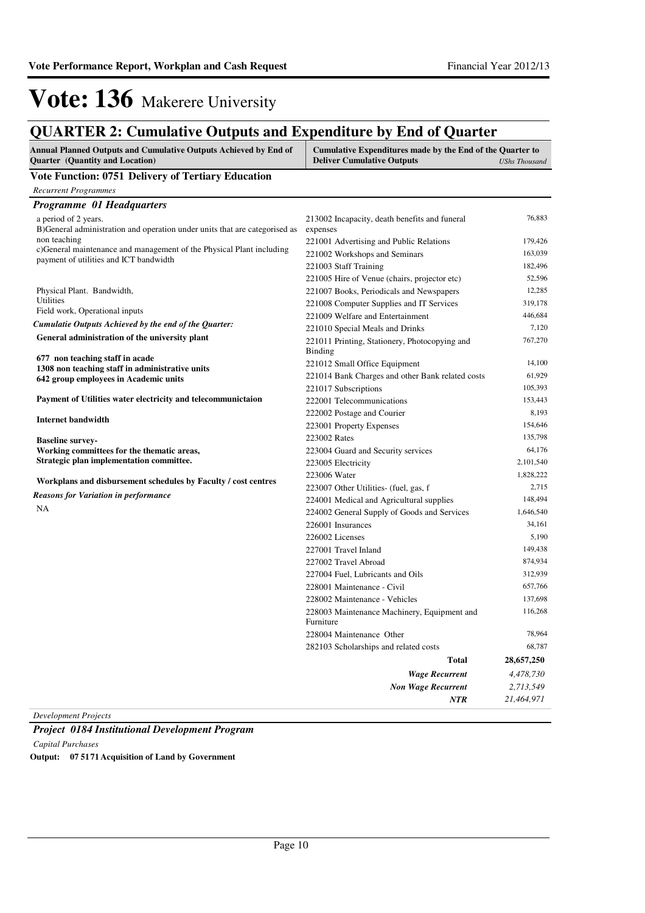# Vote: 136 Makerere University

## QUARTER 2: Cumulative Outputs and Expenditure by End of Quarter

| Annual Planned Outputs and Cumulative Outputs Achieved by End of Quarter (Quantity and Location) | Cumulative Expenditures made by the End of the Quarter to Deliver Cumulative Outputs | *UShs Thousand* |
|---|---|---|

**Vote Function: 0751 Delivery of Tertiary Education**

*Recurrent Programmes*

***Programme 01 Headquarters***

| Annual Planned Outputs and Cumulative Outputs Achieved | Cumulative Expenditures | UShs Thousand |
|---|---|---|
| a period of 2 years.<br>B)General administration and operation under units that are categorised as non teaching<br>c)General maintenance and management of the Physical Plant including payment of utilities and ICT bandwidth<br><br>Physical Plant. Bandwidth,<br>Utilities<br>Field work, Operational inputs | 213002 Incapacity, death benefits and funeral expenses | 76,883 |
| | 221001 Advertising and Public Relations | 179,426 |
| | 221002 Workshops and Seminars | 163,039 |
| | 221003 Staff Training | 182,496 |
| | 221005 Hire of Venue (chairs, projector etc) | 52,596 |
| | 221007 Books, Periodicals and Newspapers | 12,285 |
| | 221008 Computer Supplies and IT Services | 319,178 |
| | 221009 Welfare and Entertainment | 446,684 |
| *Cumulatie Outputs Achieved by the end of the Quarter:*<br>**General administration of the university plant** | 221010 Special Meals and Drinks | 7,120 |
| | 221011 Printing, Stationery, Photocopying and Binding | 767,270 |
| **677 non teaching staff in acade**<br>**1308 non teaching staff in administrative units**<br>**642 group employees in Academic units** | 221012 Small Office Equipment | 14,100 |
| | 221014 Bank Charges and other Bank related costs | 61,929 |
| | 221017 Subscriptions | 105,393 |
| **Payment of Utilities water electricity and telecommunictaion** | 222001 Telecommunications | 153,443 |
| | 222002 Postage and Courier | 8,193 |
| **Internet bandwidth** | 223001 Property Expenses | 154,646 |
| **Baseline survey-**<br>**Working committees for the thematic areas,**<br>**Strategic plan implementation committee.** | 223002 Rates | 135,798 |
| | 223004 Guard and Security services | 64,176 |
| | 223005 Electricity | 2,101,540 |
| **Workplans and disbursement schedules by Faculty / cost centres** | 223006 Water | 1,828,222 |
| | 223007 Other Utilities- (fuel, gas, f | 2,715 |
| *Reasons for Variation in performance* | 224001 Medical and Agricultural supplies | 148,494 |
| NA | 224002 General Supply of Goods and Services | 1,646,540 |
| | 226001 Insurances | 34,161 |
| | 226002 Licenses | 5,190 |
| | 227001 Travel Inland | 149,438 |
| | 227002 Travel Abroad | 874,934 |
| | 227004 Fuel, Lubricants and Oils | 312,939 |
| | 228001 Maintenance - Civil | 657,766 |
| | 228002 Maintenance - Vehicles | 137,698 |
| | 228003 Maintenance Machinery, Equipment and Furniture | 116,268 |
| | 228004 Maintenance Other | 78,964 |
| | 282103 Scholarships and related costs | 68,787 |
| | **Total** | **28,657,250** |
| | ***Wage Recurrent*** | *4,478,730* |
| | ***Non Wage Recurrent*** | *2,713,549* |
| | ***NTR*** | *21,464,971* |

*Development Projects*

***Project 0184 Institutional Development Program***

*Capital Purchases*

**Output: 07 5171 Acquisition of Land by Government**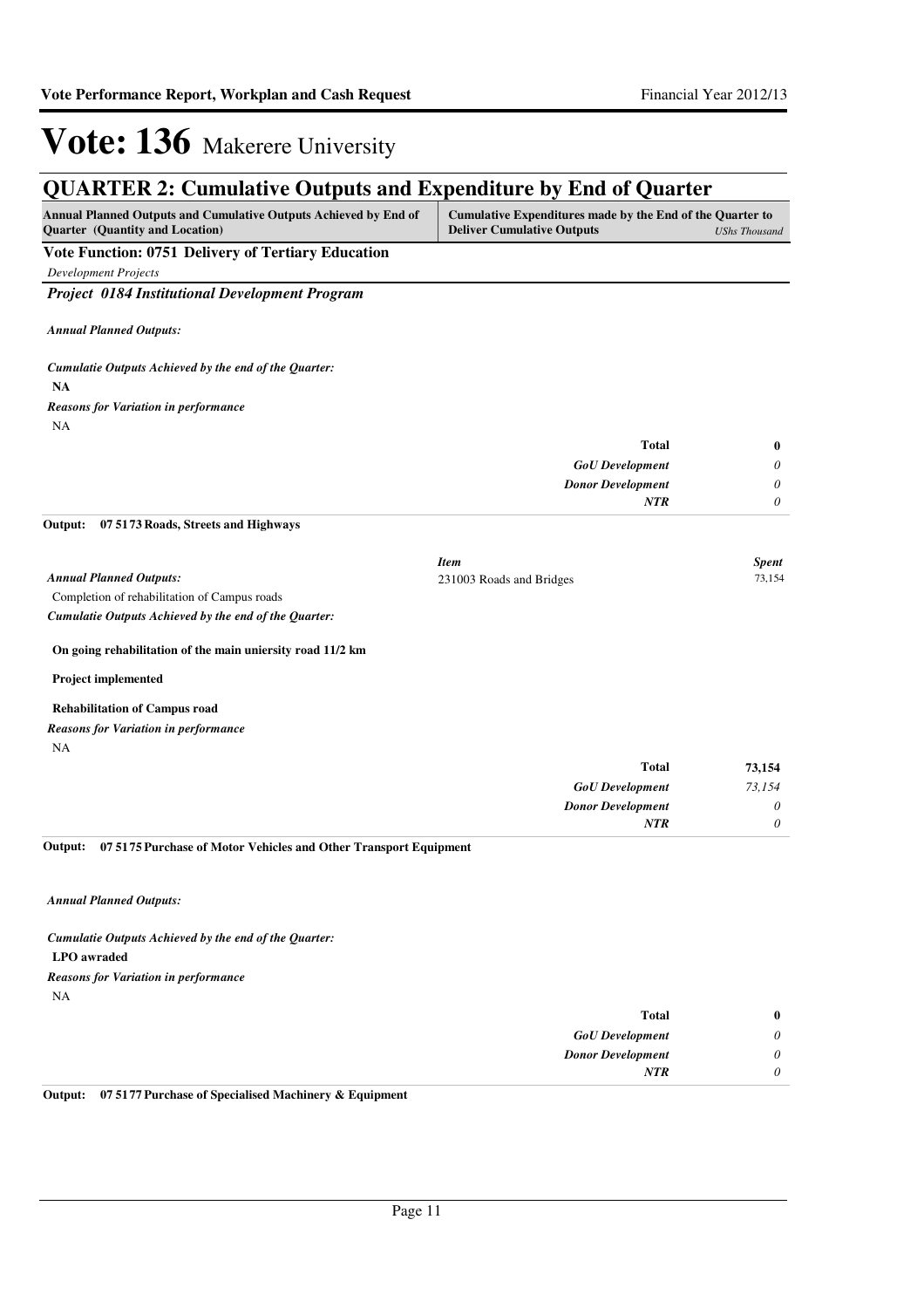# Vote: 136 Makerere University

## QUARTER 2: Cumulative Outputs and Expenditure by End of Quarter

| Annual Planned Outputs and Cumulative Outputs Achieved by End of Quarter (Quantity and Location) | Cumulative Expenditures made by the End of the Quarter to Deliver Cumulative Outputs | *UShs Thousand* |
|---|---|---|

### Vote Function: 0751 Delivery of Tertiary Education

*Development Projects*

#### *Project 0184 Institutional Development Program*

***Annual Planned Outputs:***

***Cumulatie Outputs Achieved by the end of the Quarter:***

**NA**

***Reasons for Variation in performance***

NA

| | |
|---|---|
| **Total** | **0** |
| *GoU Development* | *0* |
| *Donor Development* | *0* |
| *NTR* | *0* |

**Output: 07 5173 Roads, Streets and Highways**

***Annual Planned Outputs:***

Completion of rehabilitation of Campus roads

***Cumulatie Outputs Achieved by the end of the Quarter:***

**On going rehabilitation of the main uniersity road 11/2 km**

**Project implemented**

**Rehabilitation of Campus road**

***Reasons for Variation in performance***

NA

| *Item* | *Spent* |
|---|---|
| 231003 Roads and Bridges | 73,154 |

| | |
|---|---|
| **Total** | **73,154** |
| *GoU Development* | *73,154* |
| *Donor Development* | *0* |
| *NTR* | *0* |

**Output: 07 5175 Purchase of Motor Vehicles and Other Transport Equipment**

***Annual Planned Outputs:***

***Cumulatie Outputs Achieved by the end of the Quarter:***

**LPO awraded**

***Reasons for Variation in performance***

NA

| | |
|---|---|
| **Total** | **0** |
| *GoU Development* | *0* |
| *Donor Development* | *0* |
| *NTR* | *0* |

**Output: 07 5177 Purchase of Specialised Machinery & Equipment**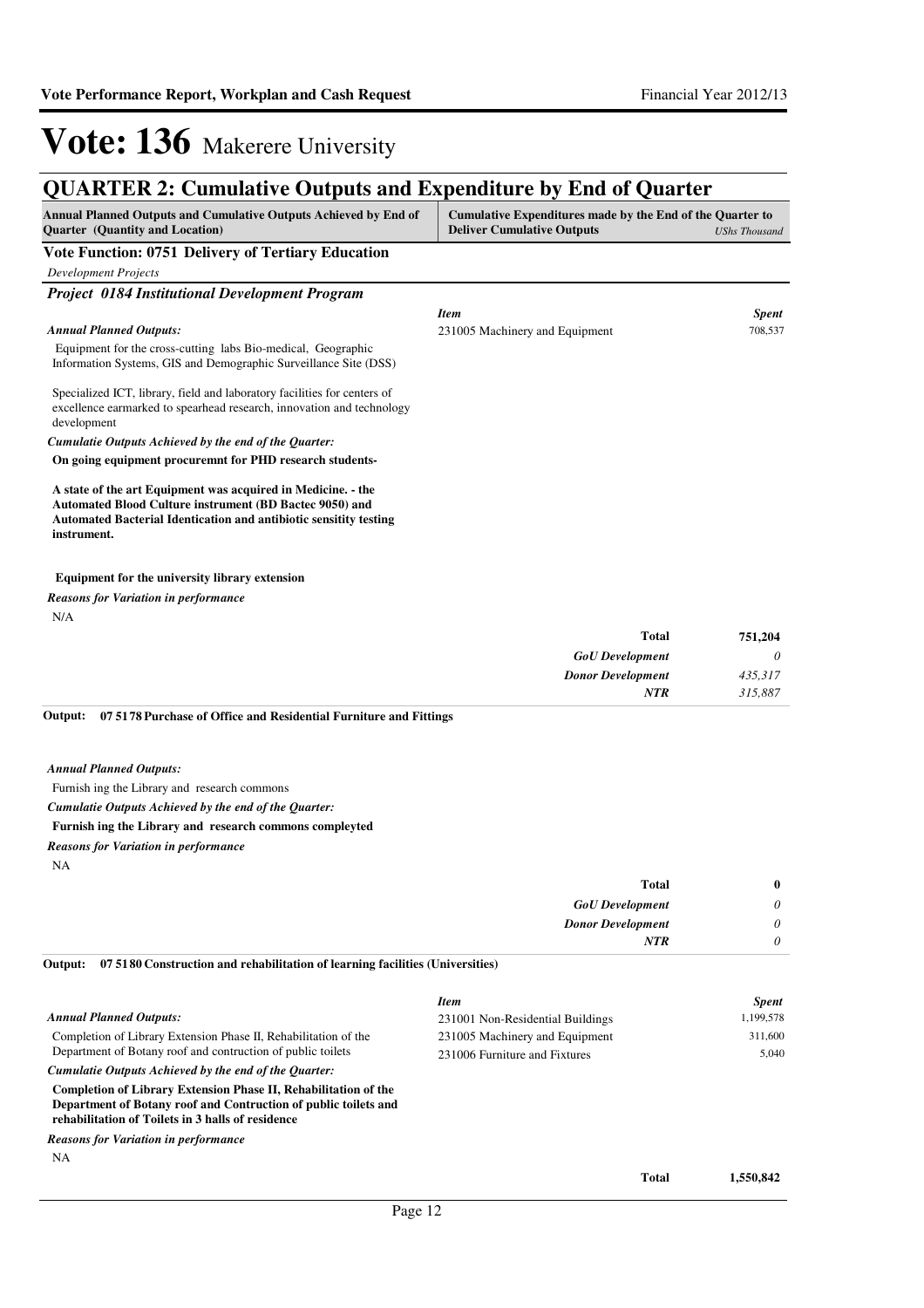# Vote: 136 Makerere University

## QUARTER 2: Cumulative Outputs and Expenditure by End of Quarter

| Annual Planned Outputs and Cumulative Outputs Achieved by End of Quarter (Quantity and Location) | Cumulative Expenditures made by the End of the Quarter to Deliver Cumulative Outputs | *UShs Thousand* |
|---|---|---|

### Vote Function: 0751 Delivery of Tertiary Education

*Development Projects*

#### *Project 0184 Institutional Development Program*

*Annual Planned Outputs:*

Equipment for the cross-cutting labs Bio-medical, Geographic Information Systems, GIS and Demographic Surveillance Site (DSS)

Specialized ICT, library, field and laboratory facilities for centers of excellence earmarked to spearhead research, innovation and technology development

*Cumulatie Outputs Achieved by the end of the Quarter:*

**On going equipment procuremnt for PHD research students-**

**A state of the art Equipment was acquired in Medicine. - the Automated Blood Culture instrument (BD Bactec 9050) and Automated Bacterial Identication and antibiotic sensitity testing instrument.**

**Equipment for the university library extension**

*Reasons for Variation in performance*

N/A

| *Item* | *Spent* |
|---|---|
| 231005 Machinery and Equipment | 708,537 |

| | |
|---|---|
| **Total** | **751,204** |
| *GoU Development* | *0* |
| *Donor Development* | *435,317* |
| *NTR* | *315,887* |

**Output: 07 5178 Purchase of Office and Residential Furniture and Fittings**

*Annual Planned Outputs:*

Furnish ing the Library and research commons

*Cumulative Outputs Achieved by the end of the Quarter:*

**Furnish ing the Library and research commons compleyted**

*Reasons for Variation in performance*

NA

| | |
|---|---|
| **Total** | **0** |
| *GoU Development* | *0* |
| *Donor Development* | *0* |
| *NTR* | *0* |

**Output: 07 5180 Construction and rehabilitation of learning facilities (Universities)**

*Annual Planned Outputs:*

Completion of Library Extension Phase II, Rehabilitation of the Department of Botany roof and contruction of public toilets

*Cumulative Outputs Achieved by the end of the Quarter:*

**Completion of Library Extension Phase II, Rehabilitation of the Department of Botany roof and Contruction of public toilets and rehabilitation of Toilets in 3 halls of residence**

*Reasons for Variation in performance*

NA

| *Item* | *Spent* |
|---|---|
| 231001 Non-Residential Buildings | 1,199,578 |
| 231005 Machinery and Equipment | 311,600 |
| 231006 Furniture and Fixtures | 5,040 |

| | |
|---|---|
| **Total** | **1,550,842** |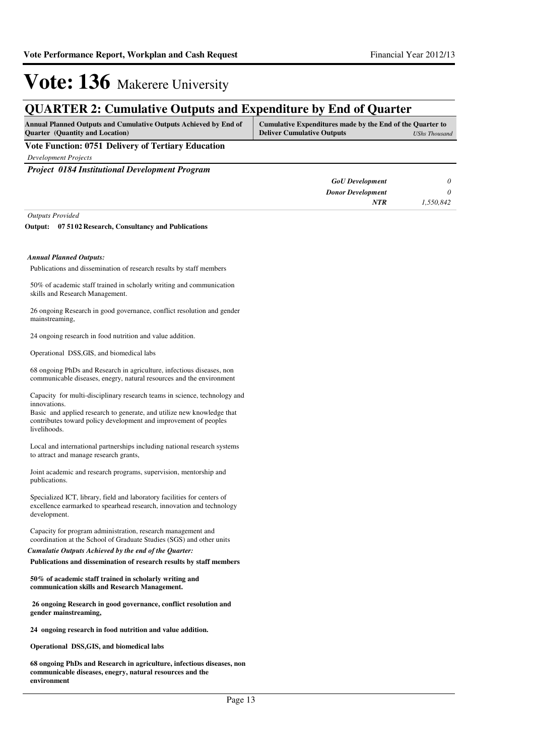# Vote: 136 Makerere University

## QUARTER 2: Cumulative Outputs and Expenditure by End of Quarter

| Annual Planned Outputs and Cumulative Outputs Achieved by End of Quarter (Quantity and Location) | Cumulative Expenditures made by the End of the Quarter to Deliver Cumulative Outputs | UShs Thousand |
|---|---|---|

**Vote Function: 0751 Delivery of Tertiary Education**

*Development Projects*

***Project 0184 Institutional Development Program***

| | |
|---|---|
| *GoU Development* | *0* |
| *Donor Development* | *0* |
| ***NTR*** | *1,550,842* |

*Outputs Provided*

**Output: 07 51 02 Research, Consultancy and Publications**

***Annual Planned Outputs:***

Publications and dissemination of research results by staff members

50% of academic staff trained in scholarly writing and communication skills and Research Management.

26 ongoing Research in good governance, conflict resolution and gender mainstreaming,

24 ongoing research in food nutrition and value addition.

Operational DSS,GIS, and biomedical labs

68 ongoing PhDs and Research in agriculture, infectious diseases, non communicable diseases, enegry, natural resources and the environment

Capacity for multi-disciplinary research teams in science, technology and innovations.
Basic and applied research to generate, and utilize new knowledge that contributes toward policy development and improvement of peoples livelihoods.

Local and international partnerships including national research systems to attract and manage research grants,

Joint academic and research programs, supervision, mentorship and publications.

Specialized ICT, library, field and laboratory facilities for centers of excellence earmarked to spearhead research, innovation and technology development.

Capacity for program administration, research management and coordination at the School of Graduate Studies (SGS) and other units

***Cumulatie Outputs Achieved by the end of the Quarter:***

**Publications and dissemination of research results by staff members**

**50% of academic staff trained in scholarly writing and communication skills and Research Management.**

**26 ongoing Research in good governance, conflict resolution and gender mainstreaming,**

**24 ongoing research in food nutrition and value addition.**

**Operational DSS,GIS, and biomedical labs**

**68 ongoing PhDs and Research in agriculture, infectious diseases, non communicable diseases, enegry, natural resources and the environment**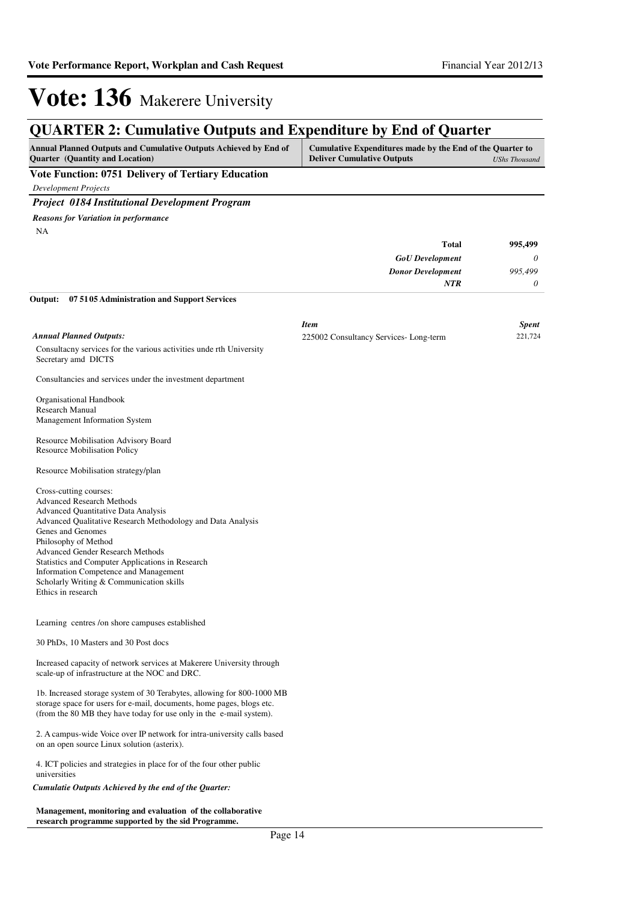# Vote: 136 Makerere University

## QUARTER 2: Cumulative Outputs and Expenditure by End of Quarter

| Annual Planned Outputs and Cumulative Outputs Achieved by End of Quarter (Quantity and Location) | Cumulative Expenditures made by the End of the Quarter to Deliver Cumulative Outputs | *UShs Thousand* |
|---|---|---|

**Vote Function: 0751 Delivery of Tertiary Education**

*Development Projects*

### *Project 0184 Institutional Development Program*

***Reasons for Variation in performance***

NA

| | |
|---|---|
| **Total** | **995,499** |
| ***GoU Development*** | *0* |
| ***Donor Development*** | *995,499* |
| ***NTR*** | *0* |

**Output: 07 5105 Administration and Support Services**

| *Item* | *Spent* |
|---|---|
| 225002 Consultancy Services- Long-term | 221,724 |

***Annual Planned Outputs:***

Consultacny services for the various activities unde rth University Secretary amd DICTS

Consultancies and services under the investment department

Organisational Handbook
Research Manual
Management Information System

Resource Mobilisation Advisory Board
Resource Mobilisation Policy

Resource Mobilisation strategy/plan

Cross-cutting courses:
Advanced Research Methods
Advanced Quantitative Data Analysis
Advanced Qualitative Research Methodology and Data Analysis
Genes and Genomes
Philosophy of Method
Advanced Gender Research Methods
Statistics and Computer Applications in Research
Information Competence and Management
Scholarly Writing & Communication skills
Ethics in research

Learning centres /on shore campuses established

30 PhDs, 10 Masters and 30 Post docs

Increased capacity of network services at Makerere University through scale-up of infrastructure at the NOC and DRC.

1b. Increased storage system of 30 Terabytes, allowing for 800-1000 MB storage space for users for e-mail, documents, home pages, blogs etc. (from the 80 MB they have today for use only in the e-mail system).

2. A campus-wide Voice over IP network for intra-university calls based on an open source Linux solution (asterix).

4. ICT policies and strategies in place for of the four other public universities

***Cumulatie Outputs Achieved by the end of the Quarter:***

**Management, monitoring and evaluation of the collaborative research programme supported by the sid Programme.**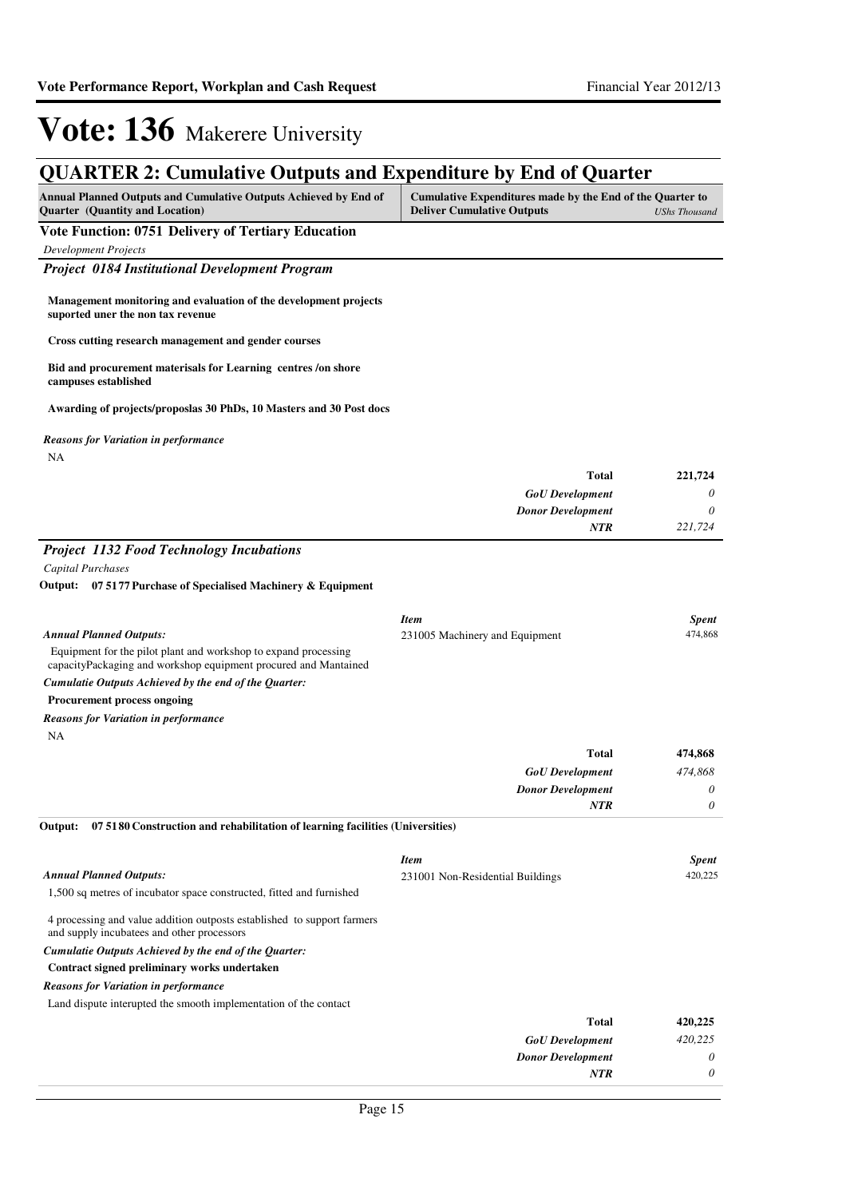# Vote: 136 Makerere University

## QUARTER 2: Cumulative Outputs and Expenditure by End of Quarter

| Annual Planned Outputs and Cumulative Outputs Achieved by End of Quarter (Quantity and Location) | Cumulative Expenditures made by the End of the Quarter to Deliver Cumulative Outputs | *UShs Thousand* |
|---|---|---|

### Vote Function: 0751 Delivery of Tertiary Education

*Development Projects*

#### *Project 0184 Institutional Development Program*

**Management monitoring and evaluation of the development projects suported uner the non tax revenue**

**Cross cutting research management and gender courses**

**Bid and procurement materisals for Learning centres /on shore campuses established**

**Awarding of projects/proposlas 30 PhDs, 10 Masters and 30 Post docs**

*Reasons for Variation in performance*

NA

| | |
|---|---|
| **Total** | **221,724** |
| *GoU Development* | *0* |
| *Donor Development* | *0* |
| *NTR* | *221,724* |

#### *Project 1132 Food Technology Incubations*

*Capital Purchases*

**Output: 07 5177 Purchase of Specialised Machinery & Equipment**

*Annual Planned Outputs:*

Equipment for the pilot plant and workshop to expand processing capacityPackaging and workshop equipment procured and Mantained

| *Item* | *Spent* |
|---|---|
| 231005 Machinery and Equipment | 474,868 |

*Cumulatie Outputs Achieved by the end of the Quarter:*

**Procurement process ongoing**

*Reasons for Variation in performance*

NA

| | |
|---|---|
| **Total** | **474,868** |
| *GoU Development* | *474,868* |
| *Donor Development* | *0* |
| *NTR* | *0* |

**Output: 07 5180 Construction and rehabilitation of learning facilities (Universities)**

*Annual Planned Outputs:*

1,500 sq metres of incubator space constructed, fitted and furnished

4 processing and value addition outposts established to support farmers and supply incubatees and other processors

| *Item* | *Spent* |
|---|---|
| 231001 Non-Residential Buildings | 420,225 |

*Cumulatie Outputs Achieved by the end of the Quarter:*

**Contract signed preliminary works undertaken**

*Reasons for Variation in performance*

Land dispute interupted the smooth implementation of the contact

| | |
|---|---|
| **Total** | **420,225** |
| *GoU Development* | *420,225* |
| *Donor Development* | *0* |
| *NTR* | *0* |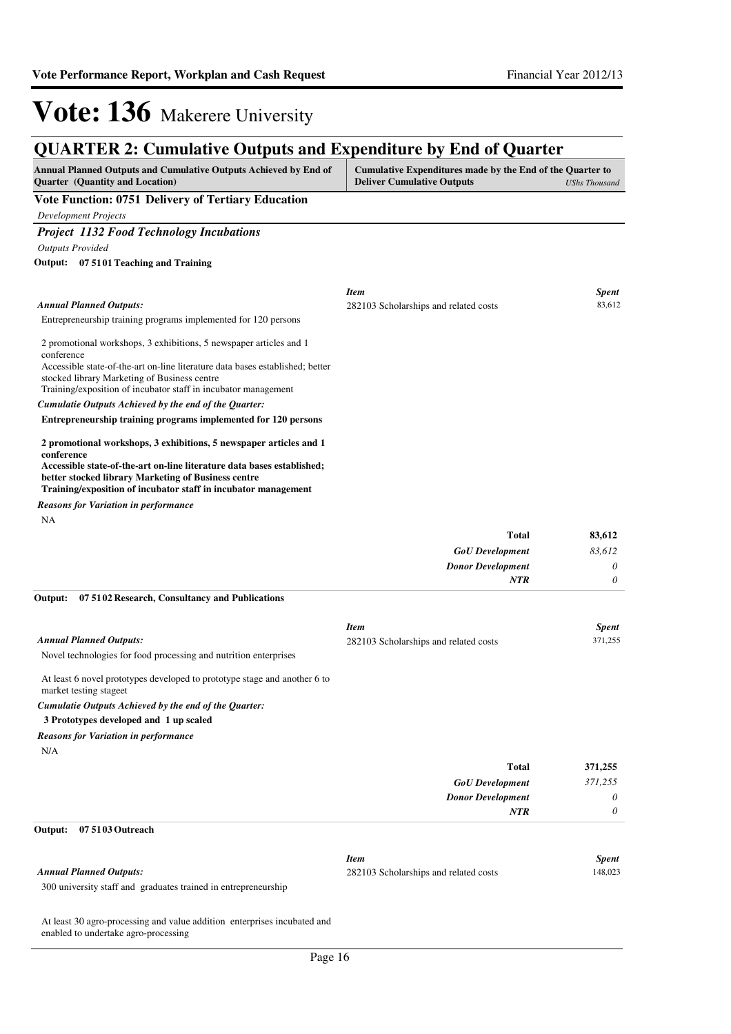# Vote: 136 Makerere University

## QUARTER 2: Cumulative Outputs and Expenditure by End of Quarter

| Annual Planned Outputs and Cumulative Outputs Achieved by End of Quarter (Quantity and Location) | Cumulative Expenditures made by the End of the Quarter to Deliver Cumulative Outputs *UShs Thousand* |
|---|---|

### Vote Function: 0751 Delivery of Tertiary Education

*Development Projects*

#### *Project 1132 Food Technology Incubations*

*Outputs Provided*

**Output: 07 51 01 Teaching and Training**

*Annual Planned Outputs:*

Entrepreneurship training programs implemented for 120 persons

2 promotional workshops, 3 exhibitions, 5 newspaper articles and 1 conference
Accessible state-of-the-art on-line literature data bases established; better stocked library Marketing of Business centre
Training/exposition of incubator staff in incubator management

*Cumulatie Outputs Achieved by the end of the Quarter:*

**Entrepreneurship training programs implemented for 120 persons**

**2 promotional workshops, 3 exhibitions, 5 newspaper articles and 1 conference**
**Accessible state-of-the-art on-line literature data bases established; better stocked library Marketing of Business centre**
**Training/exposition of incubator staff in incubator management**

*Reasons for Variation in performance*

NA

| *Item* | *Spent* |
|---|---|
| 282103 Scholarships and related costs | 83,612 |
| **Total** | **83,612** |
| *GoU Development* | *83,612* |
| *Donor Development* | *0* |
| *NTR* | *0* |

**Output: 07 51 02 Research, Consultancy and Publications**

*Annual Planned Outputs:*

Novel technologies for food processing and nutrition enterprises

At least 6 novel prototypes developed to prototype stage and another 6 to market testing stageet

*Cumulatie Outputs Achieved by the end of the Quarter:*

**3 Prototypes developed and 1 up scaled**

*Reasons for Variation in performance*

N/A

| *Item* | *Spent* |
|---|---|
| 282103 Scholarships and related costs | 371,255 |
| **Total** | **371,255** |
| *GoU Development* | *371,255* |
| *Donor Development* | *0* |
| *NTR* | *0* |

**Output: 07 51 03 Outreach**

*Annual Planned Outputs:*

300 university staff and graduates trained in entrepreneurship

At least 30 agro-processing and value addition enterprises incubated and enabled to undertake agro-processing

| *Item* | *Spent* |
|---|---|
| 282103 Scholarships and related costs | 148,023 |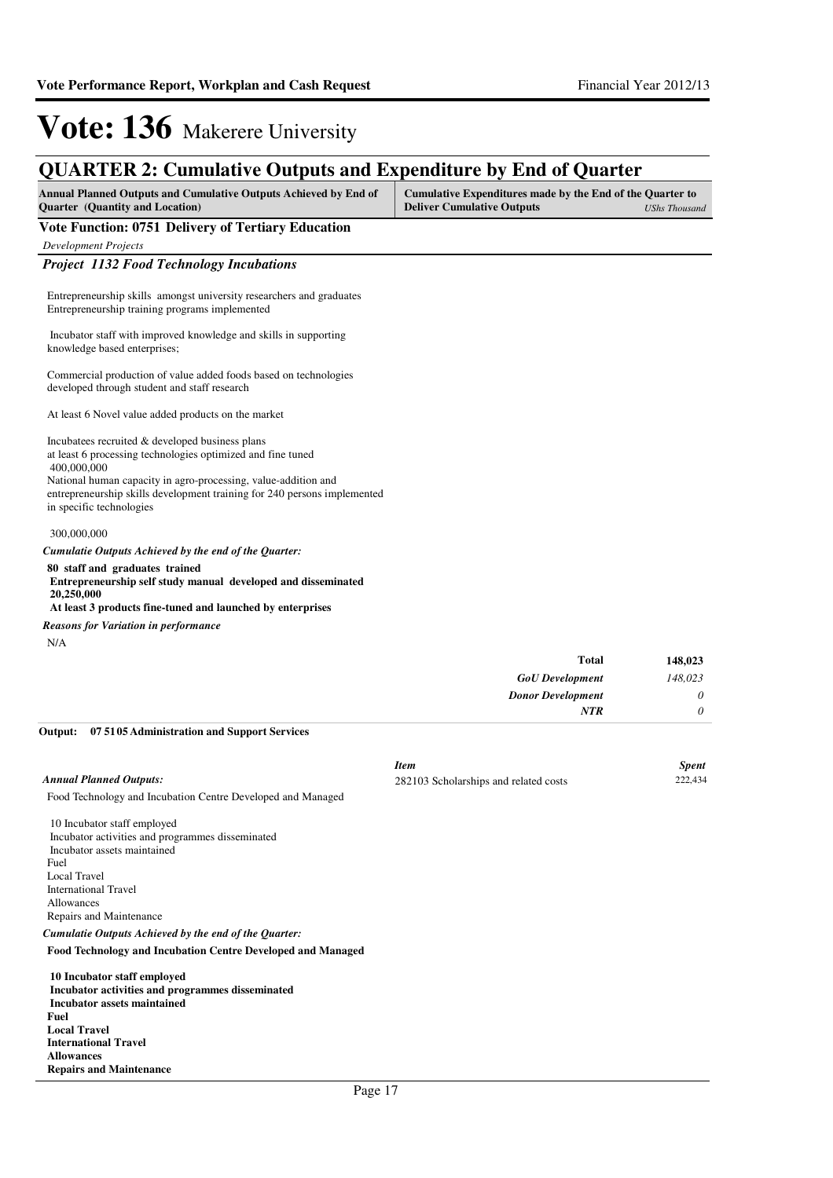# Vote: 136 Makerere University

## QUARTER 2: Cumulative Outputs and Expenditure by End of Quarter

| Annual Planned Outputs and Cumulative Outputs Achieved by End of Quarter (Quantity and Location) | Cumulative Expenditures made by the End of the Quarter to Deliver Cumulative Outputs *UShs Thousand* |
|---|---|

### Vote Function: 0751 Delivery of Tertiary Education

*Development Projects*

#### *Project 1132 Food Technology Incubations*

Entrepreneurship skills amongst university researchers and graduates
Entrepreneurship training programs implemented

Incubator staff with improved knowledge and skills in supporting knowledge based enterprises;

Commercial production of value added foods based on technologies developed through student and staff research

At least 6 Novel value added products on the market

Incubatees recruited & developed business plans
at least 6 processing technologies optimized and fine tuned
400,000,000
National human capacity in agro-processing, value-addition and entrepreneurship skills development training for 240 persons implemented in specific technologies

300,000,000

***Cumulatie Outputs Achieved by the end of the Quarter:***

**80 staff and graduates trained**
**Entrepreneurship self study manual developed and disseminated**
**20,250,000**
**At least 3 products fine-tuned and launched by enterprises**

***Reasons for Variation in performance***

N/A

| | |
|---|---|
| **Total** | **148,023** |
| ***GoU Development*** | *148,023* |
| ***Donor Development*** | *0* |
| ***NTR*** | *0* |

**Output: 07 5105 Administration and Support Services**

***Annual Planned Outputs:***

Food Technology and Incubation Centre Developed and Managed

10 Incubator staff employed
Incubator activities and programmes disseminated
Incubator assets maintained
Fuel
Local Travel
International Travel
Allowances
Repairs and Maintenance

| *Item* | *Spent* |
|---|---|
| 282103 Scholarships and related costs | 222,434 |

***Cumulatie Outputs Achieved by the end of the Quarter:***

**Food Technology and Incubation Centre Developed and Managed**

**10 Incubator staff employed**
**Incubator activities and programmes disseminated**
**Incubator assets maintained**
**Fuel**
**Local Travel**
**International Travel**
**Allowances**
**Repairs and Maintenance**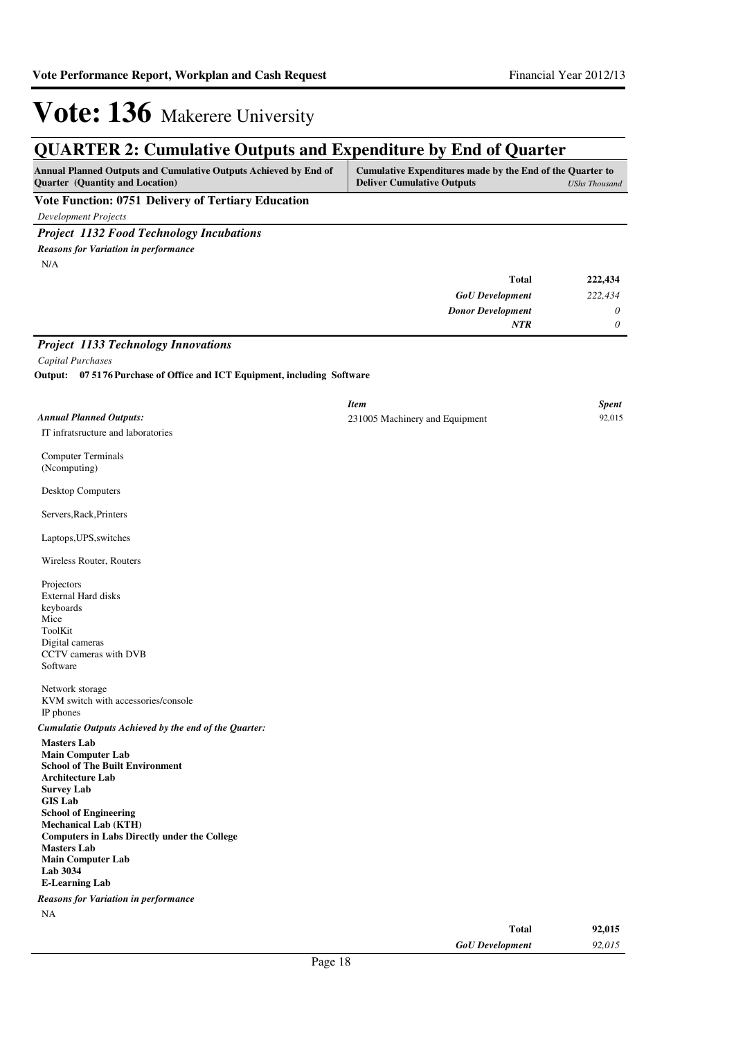# Vote: 136 Makerere University

## QUARTER 2: Cumulative Outputs and Expenditure by End of Quarter

| Annual Planned Outputs and Cumulative Outputs Achieved by End of Quarter (Quantity and Location) | Cumulative Expenditures made by the End of the Quarter to Deliver Cumulative Outputs | *UShs Thousand* |
|---|---|---|

### Vote Function: 0751 Delivery of Tertiary Education

*Development Projects*

#### *Project 1132 Food Technology Incubations*

***Reasons for Variation in performance***

N/A

| | |
|---|---|
| **Total** | **222,434** |
| *GoU Development* | *222,434* |
| *Donor Development* | *0* |
| *NTR* | *0* |

#### *Project 1133 Technology Innovations*

*Capital Purchases*

**Output: 07 5176 Purchase of Office and ICT Equipment, including Software**

| *Item* | *Spent* |
|---|---|
| 231005 Machinery and Equipment | 92,015 |

***Annual Planned Outputs:***

IT infratsructure and laboratories

Computer Terminals
(Ncomputing)

Desktop Computers

Servers,Rack,Printers

Laptops,UPS,switches

Wireless Router, Routers

Projectors
External Hard disks
keyboards
Mice
ToolKit
Digital cameras
CCTV cameras with DVB
Software

Network storage
KVM switch with accessories/console
IP phones

***Cumulatie Outputs Achieved by the end of the Quarter:***

**Masters Lab**
**Main Computer Lab**
**School of The Built Environment**
**Architecture Lab**
**Survey Lab**
**GIS Lab**
**School of Engineering**
**Mechanical Lab (KTH)**
**Computers in Labs Directly under the College**
**Masters Lab**
**Main Computer Lab**
**Lab 3034**
**E-Learning Lab**

***Reasons for Variation in performance***

NA

| | |
|---|---|
| **Total** | **92,015** |
| *GoU Development* | *92,015* |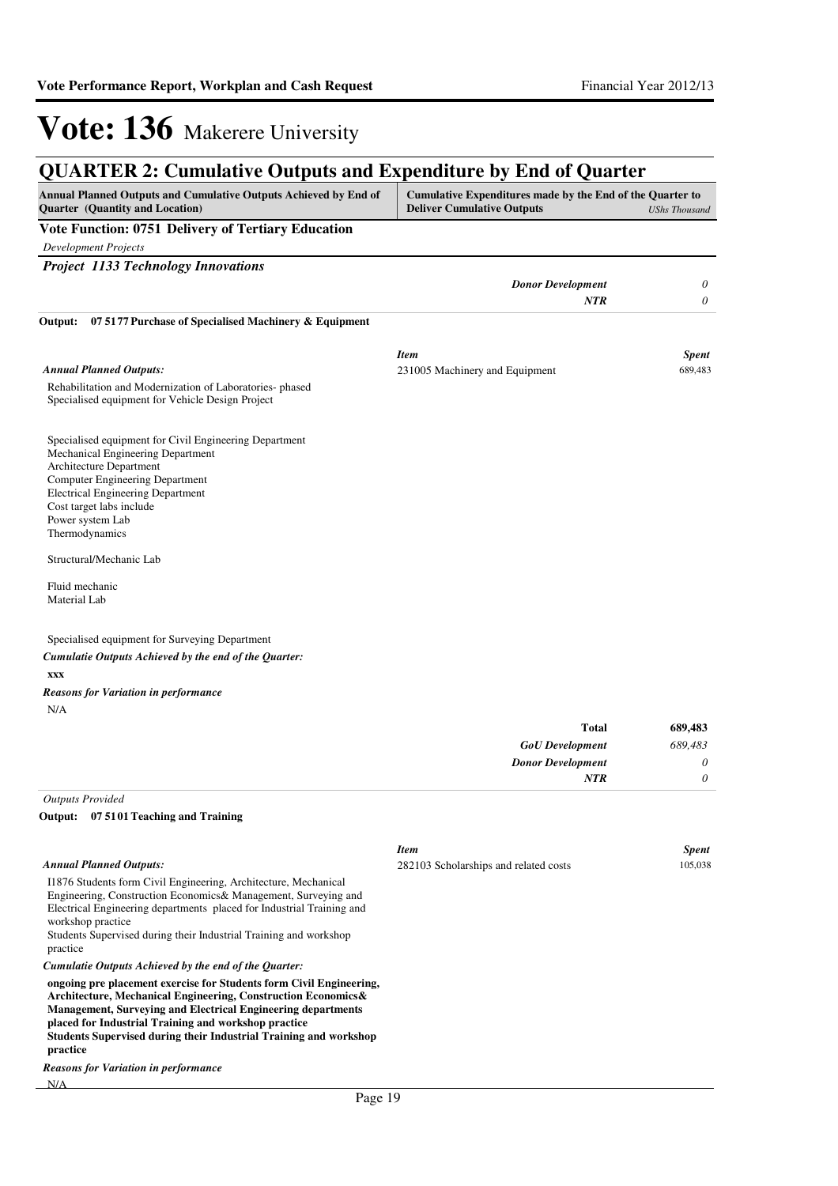# Vote: 136 Makerere University

## QUARTER 2: Cumulative Outputs and Expenditure by End of Quarter

| Annual Planned Outputs and Cumulative Outputs Achieved by End of Quarter (Quantity and Location) | Cumulative Expenditures made by the End of the Quarter to Deliver Cumulative Outputs | *UShs Thousand* |
|---|---|---|

**Vote Function: 0751 Delivery of Tertiary Education**

*Development Projects*

***Project 1133 Technology Innovations***

| | | |
|---|---|---|
| | ***Donor Development*** | *0* |
| | ***NTR*** | *0* |

**Output: 07 5177 Purchase of Specialised Machinery & Equipment**

***Annual Planned Outputs:***

Rehabilitation and Modernization of Laboratories- phased
Specialised equipment for Vehicle Design Project

Specialised equipment for Civil Engineering Department
Mechanical Engineering Department
Architecture Department
Computer Engineering Department
Electrical Engineering Department
Cost target labs include
Power system Lab
Thermodynamics

Structural/Mechanic Lab

Fluid mechanic
Material Lab

Specialised equipment for Surveying Department

***Cumulatie Outputs Achieved by the end of the Quarter:***

**xxx**

***Reasons for Variation in performance***

N/A

| *Item* | *Spent* |
|---|---|
| 231005 Machinery and Equipment | 689,483 |

| | |
|---|---|
| **Total** | **689,483** |
| ***GoU Development*** | *689,483* |
| ***Donor Development*** | *0* |
| ***NTR*** | *0* |

*Outputs Provided*

**Output: 07 5101 Teaching and Training**

***Annual Planned Outputs:***

I1876 Students form Civil Engineering, Architecture, Mechanical Engineering, Construction Economics& Management, Surveying and Electrical Engineering departments placed for Industrial Training and workshop practice
Students Supervised during their Industrial Training and workshop practice

***Cumulatie Outputs Achieved by the end of the Quarter:***

**ongoing pre placement exercise for Students form Civil Engineering, Architecture, Mechanical Engineering, Construction Economics& Management, Surveying and Electrical Engineering departments placed for Industrial Training and workshop practice**
**Students Supervised during their Industrial Training and workshop practice**

***Reasons for Variation in performance***

N/A

| *Item* | *Spent* |
|---|---|
| 282103 Scholarships and related costs | 105,038 |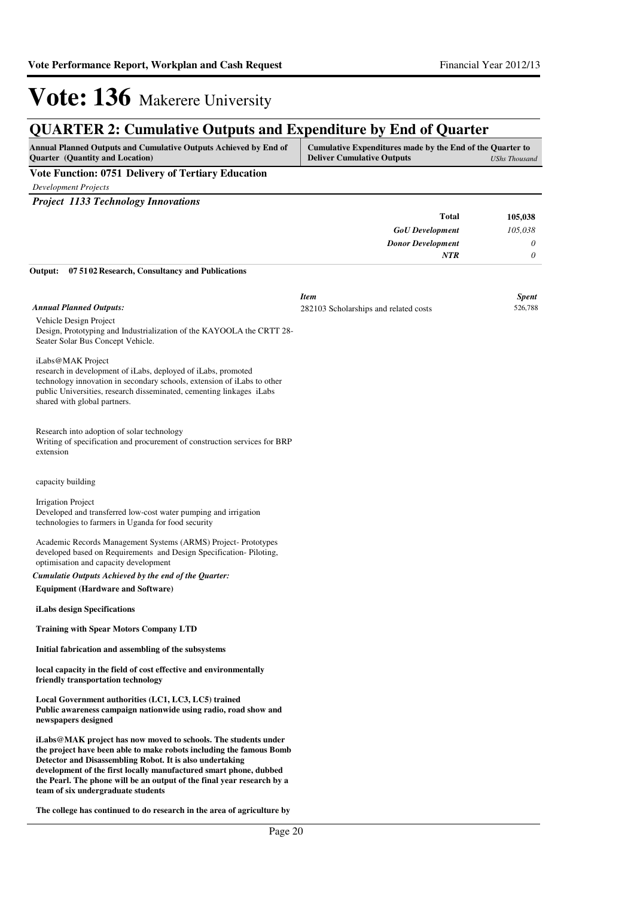# Vote: 136 Makerere University

## QUARTER 2: Cumulative Outputs and Expenditure by End of Quarter

| Annual Planned Outputs and Cumulative Outputs Achieved by End of Quarter (Quantity and Location) | Cumulative Expenditures made by the End of the Quarter to Deliver Cumulative Outputs | UShs Thousand |
|---|---|---|

**Vote Function: 0751 Delivery of Tertiary Education**

*Development Projects*

***Project 1133 Technology Innovations***

| | | |
|---|---|---|
| | **Total** | **105,038** |
| | ***GoU Development*** | *105,038* |
| | ***Donor Development*** | *0* |
| | ***NTR*** | *0* |

**Output: 07 51 02 Research, Consultancy and Publications**

| | *Item* | *Spent* |
|---|---|---|
| ***Annual Planned Outputs:*** | 282103 Scholarships and related costs | 526,788 |

Vehicle Design Project
Design, Prototyping and Industrialization of the KAYOOLA the CRTT 28-Seater Solar Bus Concept Vehicle.

iLabs@MAK Project
research in development of iLabs, deployed of iLabs, promoted technology innovation in secondary schools, extension of iLabs to other public Universities, research disseminated, cementing linkages iLabs shared with global partners.

Research into adoption of solar technology
Writing of specification and procurement of construction services for BRP extension

capacity building

Irrigation Project
Developed and transferred low-cost water pumping and irrigation technologies to farmers in Uganda for food security

Academic Records Management Systems (ARMS) Project- Prototypes developed based on Requirements and Design Specification- Piloting, optimisation and capacity development

***Cumulatie Outputs Achieved by the end of the Quarter:***

**Equipment (Hardware and Software)**

**iLabs design Specifications**

**Training with Spear Motors Company LTD**

**Initial fabrication and assembling of the subsystems**

**local capacity in the field of cost effective and environmentally friendly transportation technology**

**Local Government authorities (LC1, LC3, LC5) trained**
**Public awareness campaign nationwide using radio, road show and newspapers designed**

**iLabs@MAK project has now moved to schools. The students under the project have been able to make robots including the famous Bomb Detector and Disassembling Robot. It is also undertaking development of the first locally manufactured smart phone, dubbed the Pearl. The phone will be an output of the final year research by a team of six undergraduate students**

**The college has continued to do research in the area of agriculture by**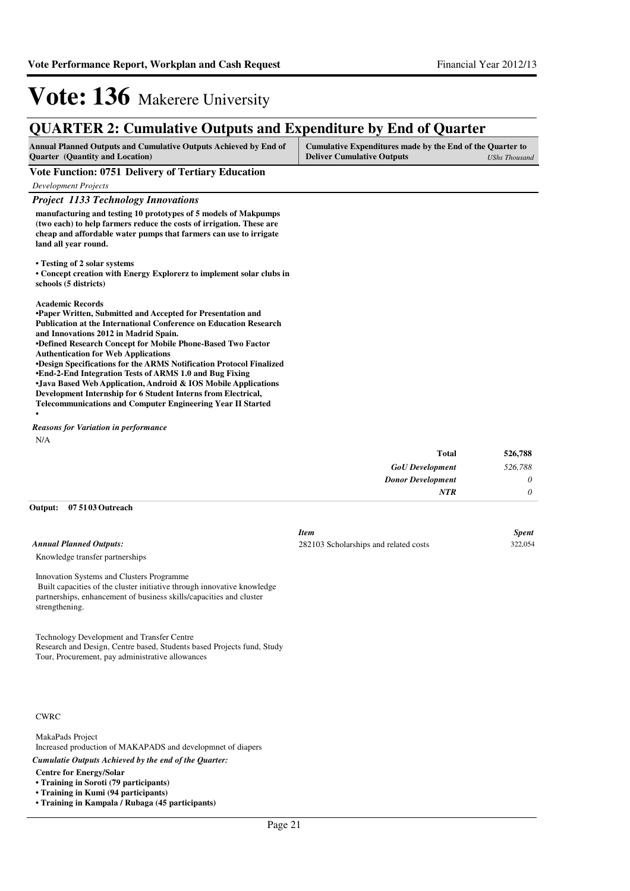# Vote: 136 Makerere University

## QUARTER 2: Cumulative Outputs and Expenditure by End of Quarter

| Annual Planned Outputs and Cumulative Outputs Achieved by End of Quarter (Quantity and Location) | Cumulative Expenditures made by the End of the Quarter to Deliver Cumulative Outputs *UShs Thousand* |
|---|---|

**Vote Function: 0751 Delivery of Tertiary Education**

*Development Projects*

### *Project 1133 Technology Innovations*

**manufacturing and testing 10 prototypes of 5 models of Makpumps (two each) to help farmers reduce the costs of irrigation. These are cheap and affordable water pumps that farmers can use to irrigate land all year round.**

**• Testing of 2 solar systems**
**• Concept creation with Energy Explorerz to implement solar clubs in schools (5 districts)**

**Academic Records**
**•Paper Written, Submitted and Accepted for Presentation and Publication at the International Conference on Education Research and Innovations 2012 in Madrid Spain.**
**•Defined Research Concept for Mobile Phone-Based Two Factor Authentication for Web Applications**
**•Design Specifications for the ARMS Notification Protocol Finalized**
**•End-2-End Integration Tests of ARMS 1.0 and Bug Fixing**
**•Java Based Web Application, Android & IOS Mobile Applications Development Internship for 6 Student Interns from Electrical, Telecommunications and Computer Engineering Year II Started**
**•**

*Reasons for Variation in performance*

N/A

| | |
|---|---|
| **Total** | **526,788** |
| *GoU Development* | *526,788* |
| *Donor Development* | *0* |
| *NTR* | *0* |

**Output: 07 51 03 Outreach**

*Annual Planned Outputs:*

Knowledge transfer partnerships

Innovation Systems and Clusters Programme
Built capacities of the cluster initiative through innovative knowledge partnerships, enhancement of business skills/capacities and cluster strengthening.

Technology Development and Transfer Centre
Research and Design, Centre based, Students based Projects fund, Study Tour, Procurement, pay administrative allowances

CWRC

MakaPads Project
Increased production of MAKAPADS and developmnet of diapers

*Cumulatie Outputs Achieved by the end of the Quarter:*

**Centre for Energy/Solar**
**• Training in Soroti (79 participants)**
**• Training in Kumi (94 participants)**
**• Training in Kampala / Rubaga (45 participants)**

| *Item* | *Spent* |
|---|---|
| 282103 Scholarships and related costs | 322,054 |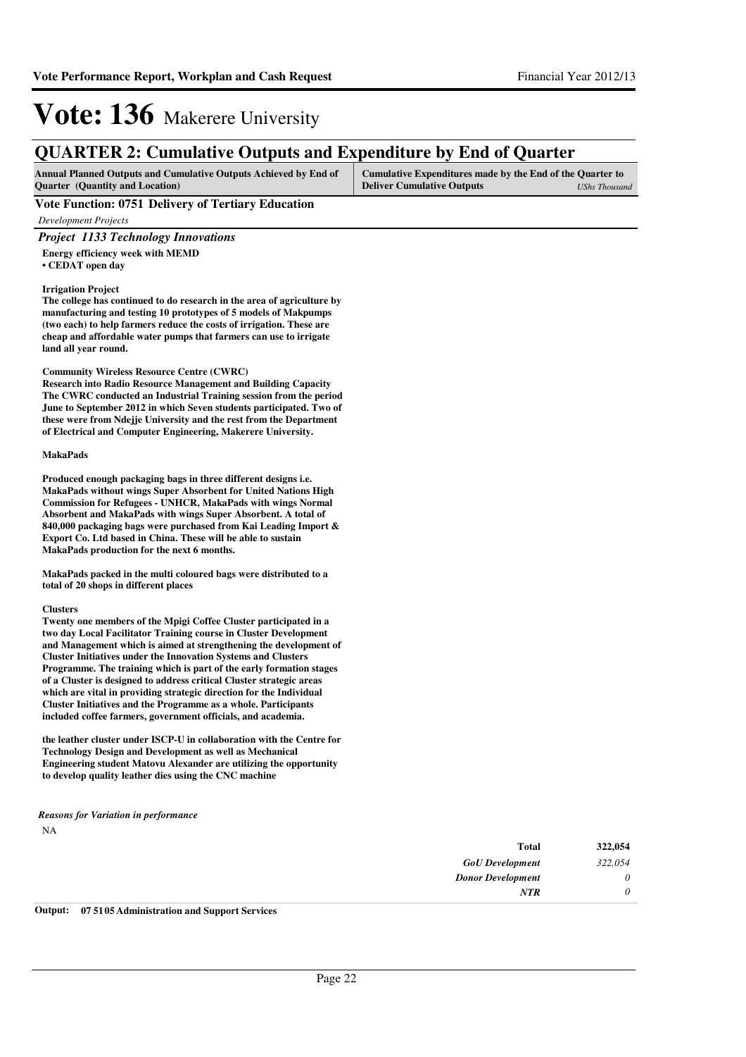# Vote: 136 Makerere University

## QUARTER 2: Cumulative Outputs and Expenditure by End of Quarter

| Annual Planned Outputs and Cumulative Outputs Achieved by End of Quarter (Quantity and Location) | Cumulative Expenditures made by the End of the Quarter to Deliver Cumulative Outputs *UShs Thousand* |
|---|---|

**Vote Function: 0751 Delivery of Tertiary Education**

*Development Projects*

***Project 1133 Technology Innovations***

**Energy efficiency week with MEMD**
**• CEDAT open day**

**Irrigation Project**
**The college has continued to do research in the area of agriculture by manufacturing and testing 10 prototypes of 5 models of Makpumps (two each) to help farmers reduce the costs of irrigation. These are cheap and affordable water pumps that farmers can use to irrigate land all year round.**

**Community Wireless Resource Centre (CWRC)**
**Research into Radio Resource Management and Building Capacity**
**The CWRC conducted an Industrial Training session from the period June to September 2012 in which Seven students participated. Two of these were from Ndejje University and the rest from the Department of Electrical and Computer Engineering, Makerere University.**

**MakaPads**

**Produced enough packaging bags in three different designs i.e. MakaPads without wings Super Absorbent for United Nations High Commission for Refugees - UNHCR, MakaPads with wings Normal Absorbent and MakaPads with wings Super Absorbent. A total of 840,000 packaging bags were purchased from Kai Leading Import & Export Co. Ltd based in China. These will be able to sustain MakaPads production for the next 6 months.**

**MakaPads packed in the multi coloured bags were distributed to a total of 20 shops in different places**

**Clusters**
**Twenty one members of the Mpigi Coffee Cluster participated in a two day Local Facilitator Training course in Cluster Development and Management which is aimed at strengthening the development of Cluster Initiatives under the Innovation Systems and Clusters Programme. The training which is part of the early formation stages of a Cluster is designed to address critical Cluster strategic areas which are vital in providing strategic direction for the Individual Cluster Initiatives and the Programme as a whole. Participants included coffee farmers, government officials, and academia.**

**the leather cluster under ISCP-U in collaboration with the Centre for Technology Design and Development as well as Mechanical Engineering student Matovu Alexander are utilizing the opportunity to develop quality leather dies using the CNC machine**

*Reasons for Variation in performance*

NA

| | |
|---|---|
| **Total** | **322,054** |
| *GoU Development* | *322,054* |
| *Donor Development* | *0* |
| *NTR* | *0* |

**Output: 07 51 05 Administration and Support Services**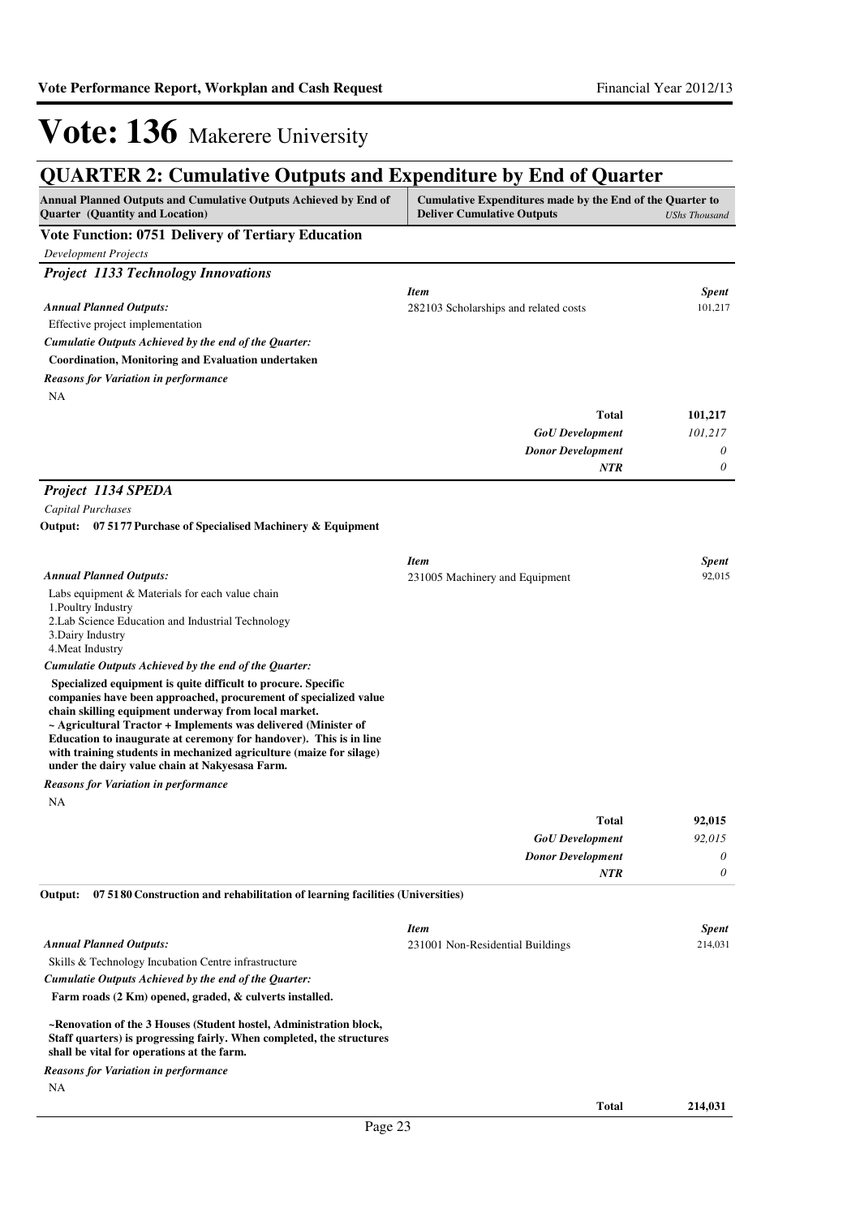# Vote: 136 Makerere University

## QUARTER 2: Cumulative Outputs and Expenditure by End of Quarter

| Annual Planned Outputs and Cumulative Outputs Achieved by End of Quarter (Quantity and Location) | Cumulative Expenditures made by the End of the Quarter to Deliver Cumulative Outputs | *UShs Thousand* |
|---|---|---|

### Vote Function: 0751 Delivery of Tertiary Education

*Development Projects*

#### *Project 1133 Technology Innovations*

*Annual Planned Outputs:*

Effective project implementation

*Cumulatie Outputs Achieved by the end of the Quarter:*

**Coordination, Monitoring and Evaluation undertaken**

*Reasons for Variation in performance*

NA

| *Item* | *Spent* |
|---|---|
| 282103 Scholarships and related costs | 101,217 |
| **Total** | **101,217** |
| ***GoU Development*** | *101,217* |
| ***Donor Development*** | *0* |
| ***NTR*** | *0* |

#### *Project 1134 SPEDA*

*Capital Purchases*

**Output: 07 5177 Purchase of Specialised Machinery & Equipment**

*Annual Planned Outputs:*

Labs equipment & Materials for each value chain
1.Poultry Industry
2.Lab Science Education and Industrial Technology
3.Dairy Industry
4.Meat Industry

*Cumulatie Outputs Achieved by the end of the Quarter:*

**Specialized equipment is quite difficult to procure. Specific companies have been approached, procurement of specialized value chain skilling equipment underway from local market.
~ Agricultural Tractor + Implements was delivered (Minister of Education to inaugurate at ceremony for handover). This is in line with training students in mechanized agriculture (maize for silage) under the dairy value chain at Nakyesasa Farm.**

*Reasons for Variation in performance*

NA

| *Item* | *Spent* |
|---|---|
| 231005 Machinery and Equipment | 92,015 |
| **Total** | **92,015** |
| ***GoU Development*** | *92,015* |
| ***Donor Development*** | *0* |
| ***NTR*** | *0* |

**Output: 07 5180 Construction and rehabilitation of learning facilities (Universities)**

*Annual Planned Outputs:*

Skills & Technology Incubation Centre infrastructure

*Cumulatie Outputs Achieved by the end of the Quarter:*

**Farm roads (2 Km) opened, graded, & culverts installed.**

**~Renovation of the 3 Houses (Student hostel, Administration block, Staff quarters) is progressing fairly. When completed, the structures shall be vital for operations at the farm.**

*Reasons for Variation in performance*

NA

| *Item* | *Spent* |
|---|---|
| 231001 Non-Residential Buildings | 214,031 |
| **Total** | **214,031** |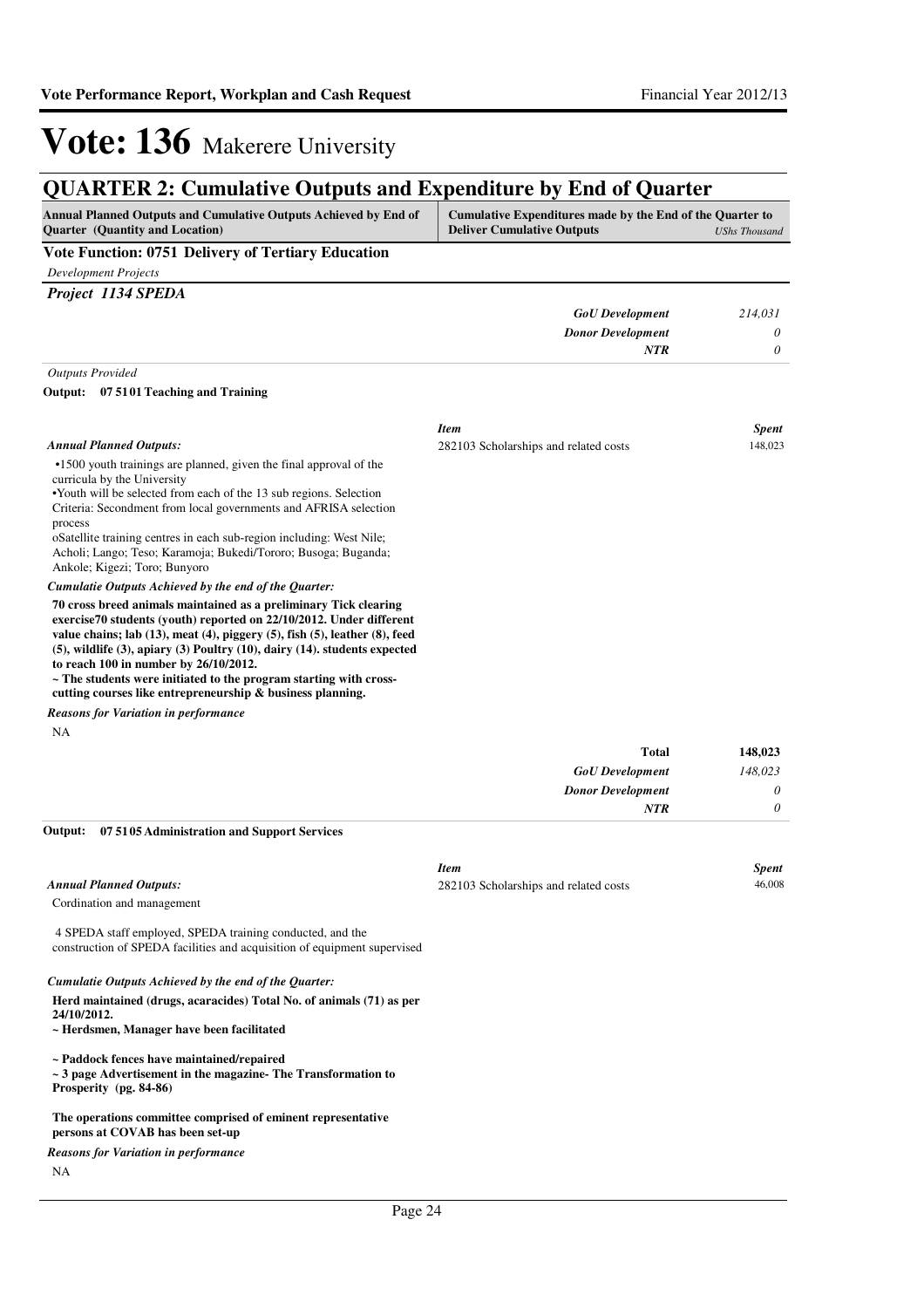# Vote: 136 Makerere University

## QUARTER 2: Cumulative Outputs and Expenditure by End of Quarter

| Annual Planned Outputs and Cumulative Outputs Achieved by End of Quarter (Quantity and Location) | Cumulative Expenditures made by the End of the Quarter to Deliver Cumulative Outputs | *UShs Thousand* |
|---|---|---|

**Vote Function: 0751 Delivery of Tertiary Education**

*Development Projects*

***Project 1134 SPEDA***

| | |
|---|---|
| *GoU Development* | *214,031* |
| *Donor Development* | *0* |
| *NTR* | *0* |

*Outputs Provided*

**Output: 07 5101 Teaching and Training**

*Annual Planned Outputs:*

•1500 youth trainings are planned, given the final approval of the curricula by the University
•Youth will be selected from each of the 13 sub regions. Selection Criteria: Secondment from local governments and AFRISA selection process
oSatellite training centres in each sub-region including: West Nile; Acholi; Lango; Teso; Karamoja; Bukedi/Tororo; Busoga; Buganda; Ankole; Kigezi; Toro; Bunyoro

*Cumulatie Outputs Achieved by the end of the Quarter:*

**70 cross breed animals maintained as a preliminary Tick clearing exercise70 students (youth) reported on 22/10/2012. Under different value chains; lab (13), meat (4), piggery (5), fish (5), leather (8), feed (5), wildlife (3), apiary (3) Poultry (10), dairy (14). students expected to reach 100 in number by 26/10/2012.**
**~ The students were initiated to the program starting with cross-cutting courses like entrepreneurship & business planning.**

*Reasons for Variation in performance*

NA

| *Item* | *Spent* |
|---|---|
| 282103 Scholarships and related costs | 148,023 |
| **Total** | **148,023** |
| *GoU Development* | *148,023* |
| *Donor Development* | *0* |
| *NTR* | *0* |

**Output: 07 5105 Administration and Support Services**

*Annual Planned Outputs:*

Cordination and management

4 SPEDA staff employed, SPEDA training conducted, and the construction of SPEDA facilities and acquisition of equipment supervised

*Cumulatie Outputs Achieved by the end of the Quarter:*

**Herd maintained (drugs, acaracides) Total No. of animals (71) as per 24/10/2012.**
**~ Herdsmen, Manager have been facilitated**

**~ Paddock fences have maintained/repaired**
**~ 3 page Advertisement in the magazine- The Transformation to Prosperity (pg. 84-86)**

**The operations committee comprised of eminent representative persons at COVAB has been set-up**

*Reasons for Variation in performance*

NA

| *Item* | *Spent* |
|---|---|
| 282103 Scholarships and related costs | 46,008 |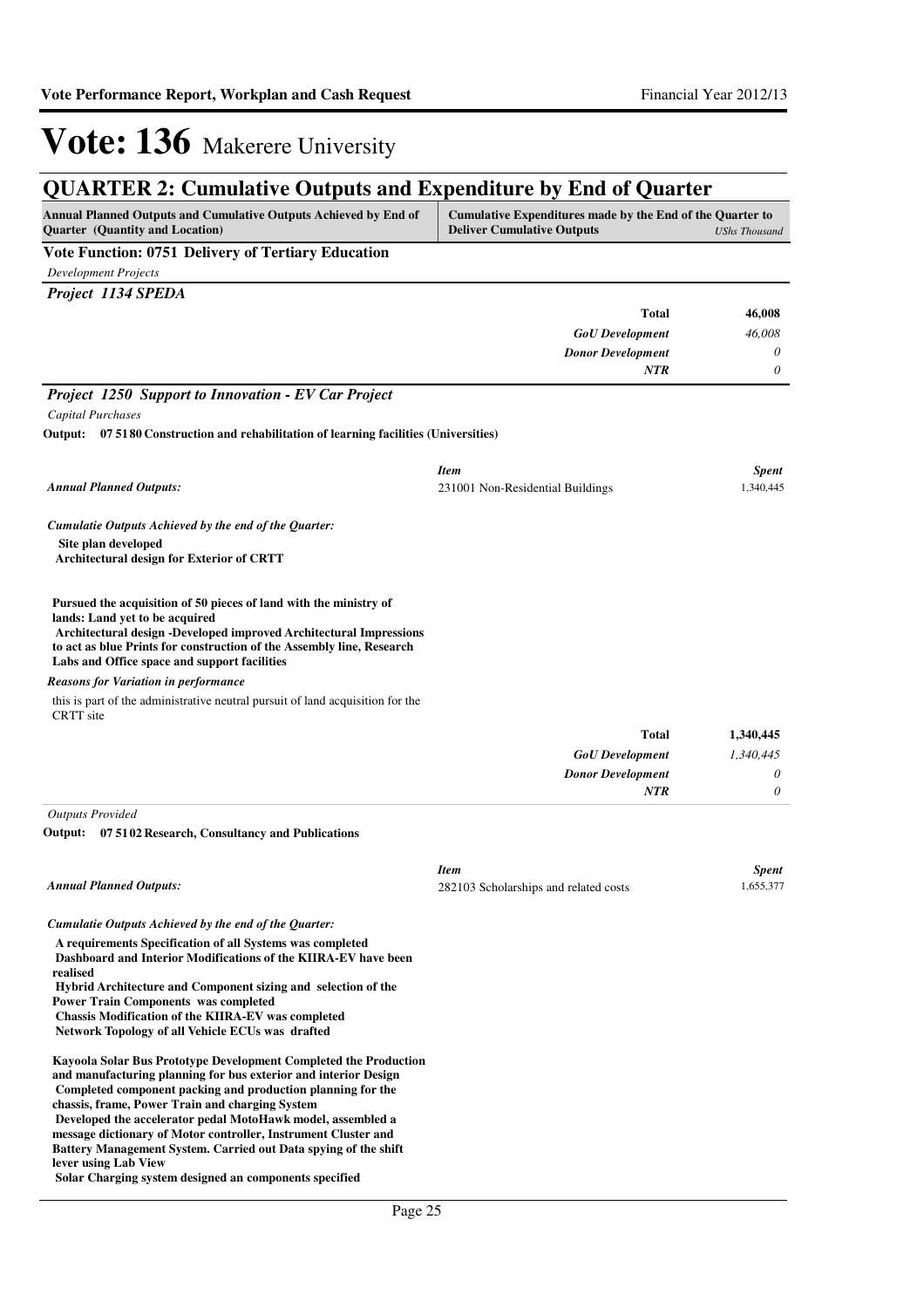# Vote: 136 Makerere University

## QUARTER 2: Cumulative Outputs and Expenditure by End of Quarter

| Annual Planned Outputs and Cumulative Outputs Achieved by End of Quarter (Quantity and Location) | Cumulative Expenditures made by the End of the Quarter to Deliver Cumulative Outputs | *UShs Thousand* |
|---|---|---|

### Vote Function: 0751 Delivery of Tertiary Education

*Development Projects*

#### *Project 1134 SPEDA*

| | | |
|---|---|---|
| | **Total** | **46,008** |
| | *GoU Development* | *46,008* |
| | *Donor Development* | *0* |
| | *NTR* | *0* |

#### *Project 1250 Support to Innovation - EV Car Project*

*Capital Purchases*

**Output: 07 5180 Construction and rehabilitation of learning facilities (Universities)**

| | *Item* | *Spent* |
|---|---|---|
| *Annual Planned Outputs:* | 231001 Non-Residential Buildings | 1,340,445 |

*Cumulatie Outputs Achieved by the end of the Quarter:*

**Site plan developed**
**Architectural design for Exterior of CRTT**

**Pursued the acquisition of 50 pieces of land with the ministry of lands: Land yet to be acquired**
**Architectural design -Developed improved Architectural Impressions to act as blue Prints for construction of the Assembly line, Research Labs and Office space and support facilities**

*Reasons for Variation in performance*

this is part of the administrative neutral pursuit of land acquisition for the CRTT site

| | | |
|---|---|---|
| | **Total** | **1,340,445** |
| | *GoU Development* | *1,340,445* |
| | *Donor Development* | *0* |
| | *NTR* | *0* |

*Outputs Provided*

**Output: 07 5102 Research, Consultancy and Publications**

| | *Item* | *Spent* |
|---|---|---|
| *Annual Planned Outputs:* | 282103 Scholarships and related costs | 1,655,377 |

*Cumulatie Outputs Achieved by the end of the Quarter:*

**A requirements Specification of all Systems was completed**
**Dashboard and Interior Modifications of the KIIRA-EV have been realised**
**Hybrid Architecture and Component sizing and selection of the Power Train Components was completed**
**Chassis Modification of the KIIRA-EV was completed**
**Network Topology of all Vehicle ECUs was drafted**

**Kayoola Solar Bus Prototype Development Completed the Production and manufacturing planning for bus exterior and interior Design**
**Completed component packing and production planning for the chassis, frame, Power Train and charging System**
**Developed the accelerator pedal MotoHawk model, assembled a message dictionary of Motor controller, Instrument Cluster and Battery Management System. Carried out Data spying of the shift lever using Lab View**
**Solar Charging system designed an components specified**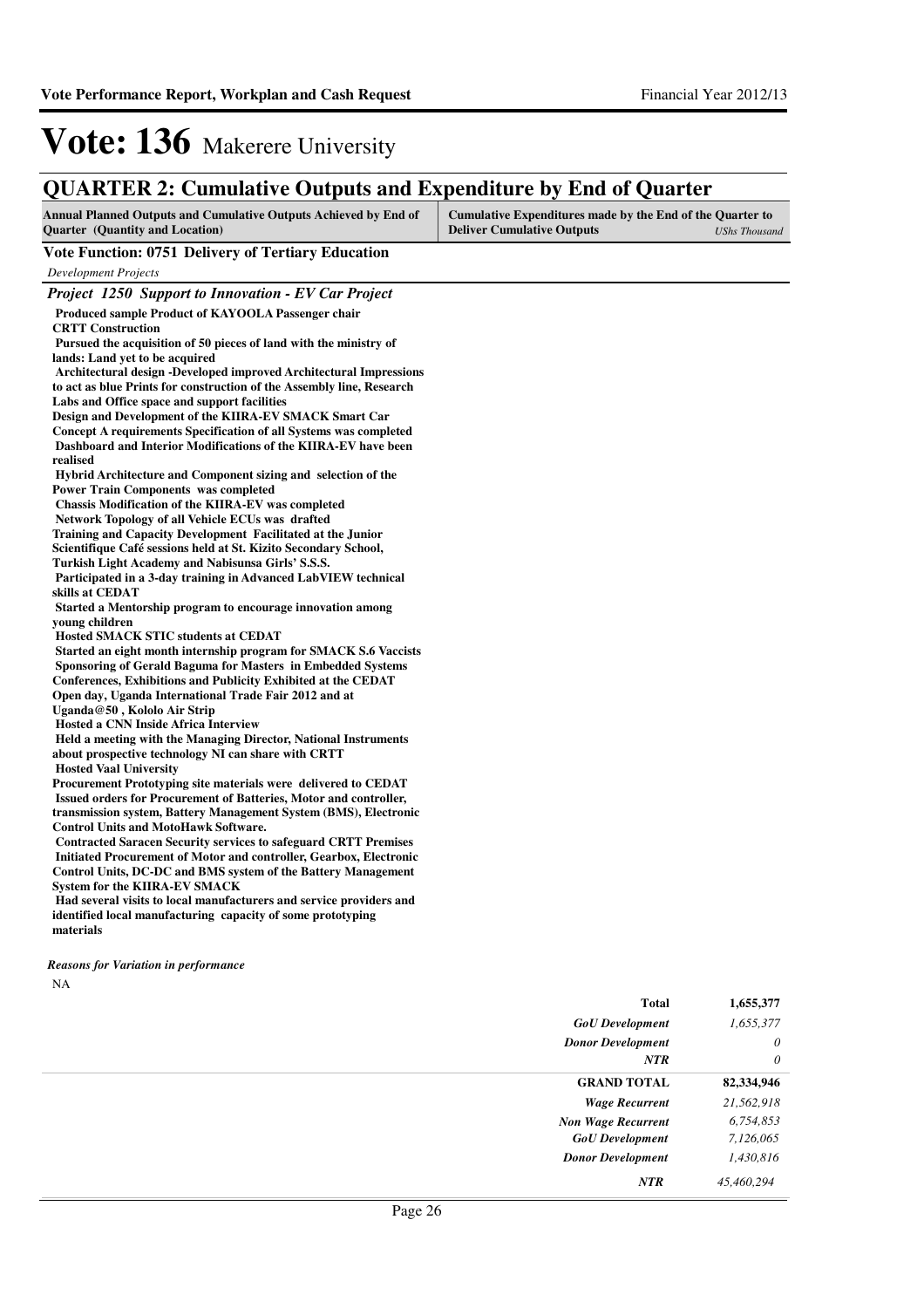# Vote: 136 Makerere University

## QUARTER 2: Cumulative Outputs and Expenditure by End of Quarter

| Annual Planned Outputs and Cumulative Outputs Achieved by End of Quarter (Quantity and Location) | Cumulative Expenditures made by the End of the Quarter to Deliver Cumulative Outputs *UShs Thousand* |
|---|---|

**Vote Function: 0751 Delivery of Tertiary Education**

*Development Projects*

***Project 1250 Support to Innovation - EV Car Project***

**Produced sample Product of KAYOOLA Passenger chair**
**CRTT Construction**
**Pursued the acquisition of 50 pieces of land with the ministry of lands: Land yet to be acquired**
**Architectural design -Developed improved Architectural Impressions to act as blue Prints for construction of the Assembly line, Research Labs and Office space and support facilities**
**Design and Development of the KIIRA-EV SMACK Smart Car Concept A requirements Specification of all Systems was completed**
**Dashboard and Interior Modifications of the KIIRA-EV have been realised**
**Hybrid Architecture and Component sizing and selection of the Power Train Components was completed**
**Chassis Modification of the KIIRA-EV was completed**
**Network Topology of all Vehicle ECUs was drafted**
**Training and Capacity Development Facilitated at the Junior Scientifique Café sessions held at St. Kizito Secondary School, Turkish Light Academy and Nabisunsa Girls' S.S.S.**
**Participated in a 3-day training in Advanced LabVIEW technical skills at CEDAT**
**Started a Mentorship program to encourage innovation among young children**
**Hosted SMACK STIC students at CEDAT**
**Started an eight month internship program for SMACK S.6 Vaccists**
**Sponsoring of Gerald Baguma for Masters in Embedded Systems**
**Conferences, Exhibitions and Publicity Exhibited at the CEDAT Open day, Uganda International Trade Fair 2012 and at Uganda@50 , Kololo Air Strip**
**Hosted a CNN Inside Africa Interview**
**Held a meeting with the Managing Director, National Instruments about prospective technology NI can share with CRTT**
**Hosted Vaal University**
**Procurement Prototyping site materials were delivered to CEDAT**
**Issued orders for Procurement of Batteries, Motor and controller, transmission system, Battery Management System (BMS), Electronic Control Units and MotoHawk Software.**
**Contracted Saracen Security services to safeguard CRTT Premises**
**Initiated Procurement of Motor and controller, Gearbox, Electronic Control Units, DC-DC and BMS system of the Battery Management System for the KIIRA-EV SMACK**
**Had several visits to local manufacturers and service providers and identified local manufacturing capacity of some prototyping materials**

***Reasons for Variation in performance***

NA

| | |
|---|---|
| **Total** | **1,655,377** |
| *GoU Development* | *1,655,377* |
| *Donor Development* | *0* |
| *NTR* | *0* |
| **GRAND TOTAL** | **82,334,946** |
| *Wage Recurrent* | *21,562,918* |
| *Non Wage Recurrent* | *6,754,853* |
| *GoU Development* | *7,126,065* |
| *Donor Development* | *1,430,816* |
| *NTR* | *45,460,294* |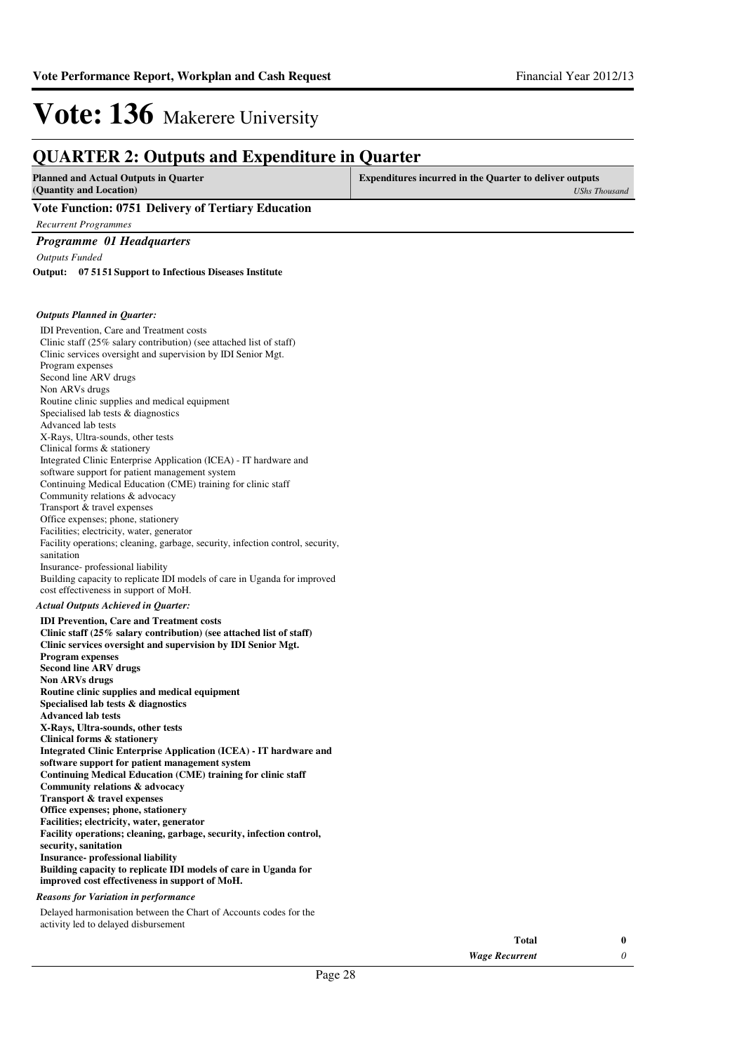# Vote: 136 Makerere University

## QUARTER 2: Outputs and Expenditure in Quarter

| Planned and Actual Outputs in Quarter (Quantity and Location) | Expenditures incurred in the Quarter to deliver outputs *UShs Thousand* |
|---|---|

### Vote Function: 0751 Delivery of Tertiary Education

*Recurrent Programmes*

### *Programme 01 Headquarters*

*Outputs Funded*

**Output: 07 51 51 Support to Infectious Diseases Institute**

***Outputs Planned in Quarter:***

IDI Prevention, Care and Treatment costs
Clinic staff (25% salary contribution) (see attached list of staff)
Clinic services oversight and supervision by IDI Senior Mgt.
Program expenses
Second line ARV drugs
Non ARVs drugs
Routine clinic supplies and medical equipment
Specialised lab tests & diagnostics
Advanced lab tests
X-Rays, Ultra-sounds, other tests
Clinical forms & stationery
Integrated Clinic Enterprise Application (ICEA) - IT hardware and software support for patient management system
Continuing Medical Education (CME) training for clinic staff
Community relations & advocacy
Transport & travel expenses
Office expenses; phone, stationery
Facilities; electricity, water, generator
Facility operations; cleaning, garbage, security, infection control, security, sanitation
Insurance- professional liability
Building capacity to replicate IDI models of care in Uganda for improved cost effectiveness in support of MoH.

***Actual Outputs Achieved in Quarter:***

**IDI Prevention, Care and Treatment costs**
**Clinic staff (25% salary contribution) (see attached list of staff)**
**Clinic services oversight and supervision by IDI Senior Mgt.**
**Program expenses**
**Second line ARV drugs**
**Non ARVs drugs**
**Routine clinic supplies and medical equipment**
**Specialised lab tests & diagnostics**
**Advanced lab tests**
**X-Rays, Ultra-sounds, other tests**
**Clinical forms & stationery**
**Integrated Clinic Enterprise Application (ICEA) - IT hardware and software support for patient management system**
**Continuing Medical Education (CME) training for clinic staff**
**Community relations & advocacy**
**Transport & travel expenses**
**Office expenses; phone, stationery**
**Facilities; electricity, water, generator**
**Facility operations; cleaning, garbage, security, infection control, security, sanitation**
**Insurance- professional liability**
**Building capacity to replicate IDI models of care in Uganda for improved cost effectiveness in support of MoH.**

***Reasons for Variation in performance***

Delayed harmonisation between the Chart of Accounts codes for the activity led to delayed disbursement

| | |
|---|---|
| **Total** | **0** |
| ***Wage Recurrent*** | *0* |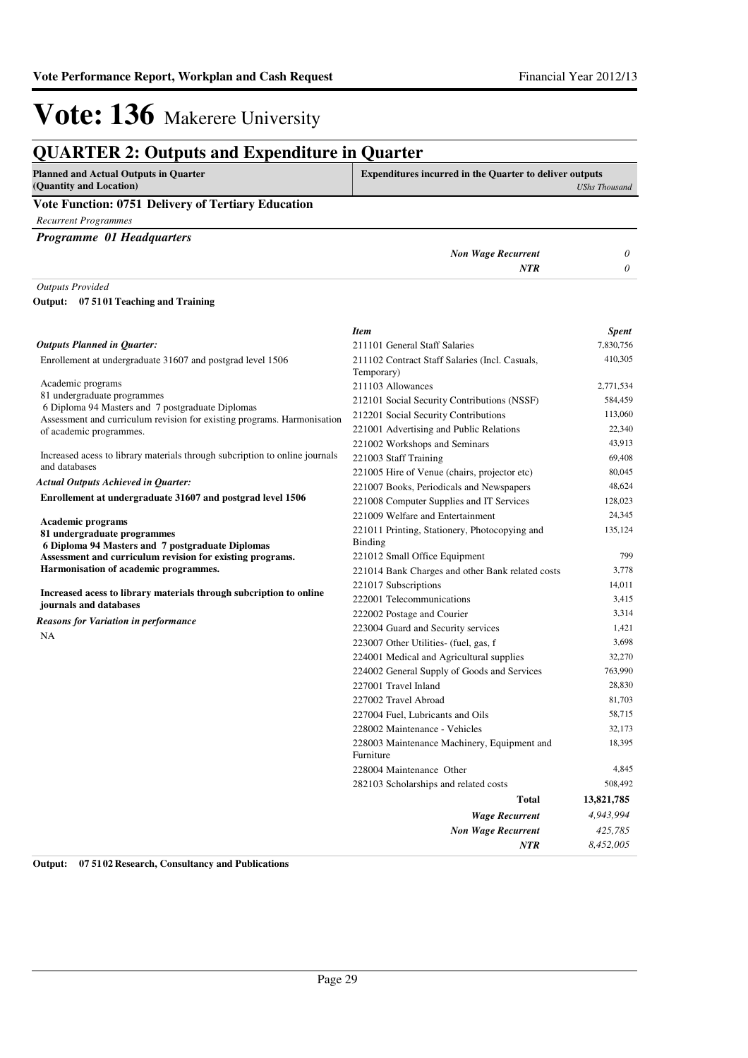# Vote: 136 Makerere University

## QUARTER 2: Outputs and Expenditure in Quarter

| Planned and Actual Outputs in Quarter (Quantity and Location) | Expenditures incurred in the Quarter to deliver outputs *UShs Thousand* |
|---|---|

### Vote Function: 0751 Delivery of Tertiary Education

*Recurrent Programmes*

***Programme 01 Headquarters***

| | |
|---|---|
| ***Non Wage Recurrent*** | *0* |
| ***NTR*** | *0* |

*Outputs Provided*

**Output: 07 51 01 Teaching and Training**

***Outputs Planned in Quarter:***

Enrollement at undergraduate 31607 and postgrad level 1506

Academic programs
81 undergraduate programmes
6 Diploma 94 Masters and 7 postgraduate Diplomas
Assessment and curriculum revision for existing programs. Harmonisation of academic programmes.

Increased acess to library materials through subcription to online journals and databases

***Actual Outputs Achieved in Quarter:***

**Enrollement at undergraduate 31607 and postgrad level 1506**

**Academic programs**
**81 undergraduate programmes**
**6 Diploma 94 Masters and 7 postgraduate Diplomas**
**Assessment and curriculum revision for existing programs. Harmonisation of academic programmes.**

**Increased acess to library materials through subcription to online journals and databases**

***Reasons for Variation in performance***

NA

| *Item* | *Spent* |
|---|---|
| 211101 General Staff Salaries | 7,830,756 |
| 211102 Contract Staff Salaries (Incl. Casuals, Temporary) | 410,305 |
| 211103 Allowances | 2,771,534 |
| 212101 Social Security Contributions (NSSF) | 584,459 |
| 212201 Social Security Contributions | 113,060 |
| 221001 Advertising and Public Relations | 22,340 |
| 221002 Workshops and Seminars | 43,913 |
| 221003 Staff Training | 69,408 |
| 221005 Hire of Venue (chairs, projector etc) | 80,045 |
| 221007 Books, Periodicals and Newspapers | 48,624 |
| 221008 Computer Supplies and IT Services | 128,023 |
| 221009 Welfare and Entertainment | 24,345 |
| 221011 Printing, Stationery, Photocopying and Binding | 135,124 |
| 221012 Small Office Equipment | 799 |
| 221014 Bank Charges and other Bank related costs | 3,778 |
| 221017 Subscriptions | 14,011 |
| 222001 Telecommunications | 3,415 |
| 222002 Postage and Courier | 3,314 |
| 223004 Guard and Security services | 1,421 |
| 223007 Other Utilities- (fuel, gas, f | 3,698 |
| 224001 Medical and Agricultural supplies | 32,270 |
| 224002 General Supply of Goods and Services | 763,990 |
| 227001 Travel Inland | 28,830 |
| 227002 Travel Abroad | 81,703 |
| 227004 Fuel, Lubricants and Oils | 58,715 |
| 228002 Maintenance - Vehicles | 32,173 |
| 228003 Maintenance Machinery, Equipment and Furniture | 18,395 |
| 228004 Maintenance Other | 4,845 |
| 282103 Scholarships and related costs | 508,492 |
| **Total** | **13,821,785** |
| ***Wage Recurrent*** | *4,943,994* |
| ***Non Wage Recurrent*** | *425,785* |
| ***NTR*** | *8,452,005* |

**Output: 07 51 02 Research, Consultancy and Publications**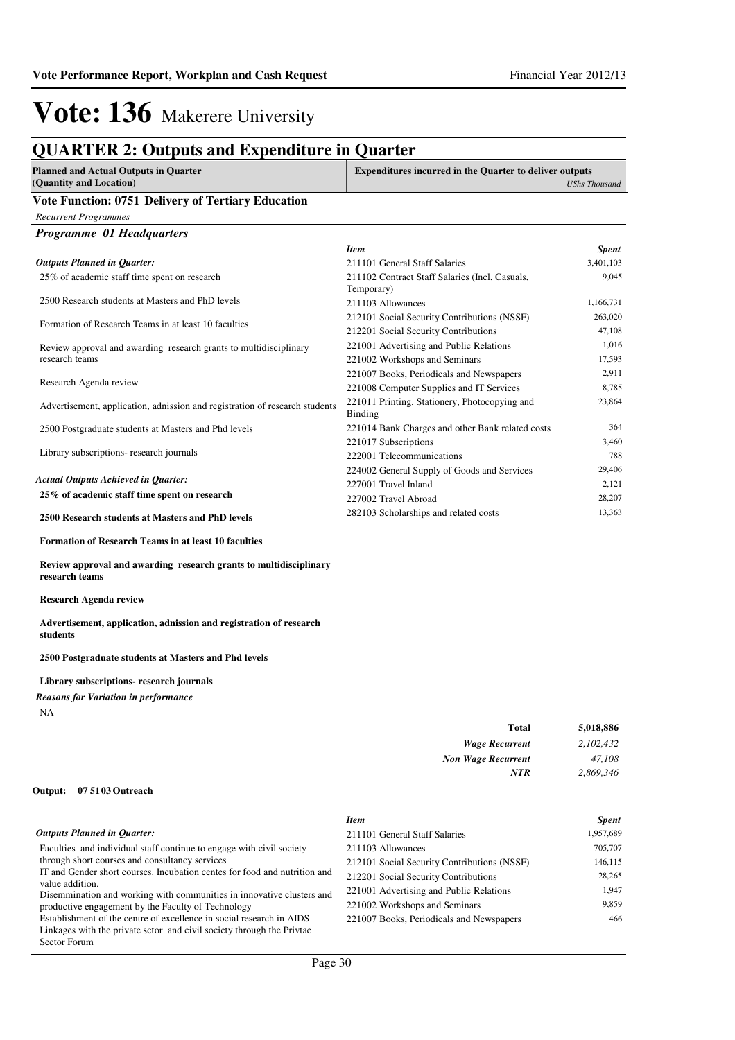# Vote: 136 Makerere University

## QUARTER 2: Outputs and Expenditure in Quarter

| Planned and Actual Outputs in Quarter (Quantity and Location) | Expenditures incurred in the Quarter to deliver outputs *UShs Thousand* |
|---|---|

### Vote Function: 0751 Delivery of Tertiary Education

*Recurrent Programmes*

#### *Programme 01 Headquarters*

***Outputs Planned in Quarter:***

25% of academic staff time spent on research

2500 Research students at Masters and PhD levels

Formation of Research Teams in at least 10 faculties

Review approval and awarding research grants to multidisciplinary research teams

Research Agenda review

Advertisement, application, adnission and registration of research students

2500 Postgraduate students at Masters and Phd levels

Library subscriptions- research journals

***Actual Outputs Achieved in Quarter:***

**25% of academic staff time spent on research**

**2500 Research students at Masters and PhD levels**

**Formation of Research Teams in at least 10 faculties**

**Review approval and awarding research grants to multidisciplinary research teams**

**Research Agenda review**

**Advertisement, application, adnission and registration of research students**

**2500 Postgraduate students at Masters and Phd levels**

**Library subscriptions- research journals**

***Reasons for Variation in performance***

NA

| *Item* | *Spent* |
|---|---|
| 211101 General Staff Salaries | 3,401,103 |
| 211102 Contract Staff Salaries (Incl. Casuals, Temporary) | 9,045 |
| 211103 Allowances | 1,166,731 |
| 212101 Social Security Contributions (NSSF) | 263,020 |
| 212201 Social Security Contributions | 47,108 |
| 221001 Advertising and Public Relations | 1,016 |
| 221002 Workshops and Seminars | 17,593 |
| 221007 Books, Periodicals and Newspapers | 2,911 |
| 221008 Computer Supplies and IT Services | 8,785 |
| 221011 Printing, Stationery, Photocopying and Binding | 23,864 |
| 221014 Bank Charges and other Bank related costs | 364 |
| 221017 Subscriptions | 3,460 |
| 222001 Telecommunications | 788 |
| 224002 General Supply of Goods and Services | 29,406 |
| 227001 Travel Inland | 2,121 |
| 227002 Travel Abroad | 28,207 |
| 282103 Scholarships and related costs | 13,363 |

| | |
|---|---|
| **Total** | **5,018,886** |
| ***Wage Recurrent*** | *2,102,432* |
| ***Non Wage Recurrent*** | *47,108* |
| ***NTR*** | *2,869,346* |

**Output: 07 51 03 Outreach**

***Outputs Planned in Quarter:***

Faculties and individual staff continue to engage with civil society through short courses and consultancy services
IT and Gender short courses. Incubation centes for food and nutrition and value addition.
Disemmination and working with communities in innovative clusters and productive engagement by the Faculty of Technology
Establishment of the centre of excellence in social research in AIDS
Linkages with the private sctor and civil society through the Privtae Sector Forum

| *Item* | *Spent* |
|---|---|
| 211101 General Staff Salaries | 1,957,689 |
| 211103 Allowances | 705,707 |
| 212101 Social Security Contributions (NSSF) | 146,115 |
| 212201 Social Security Contributions | 28,265 |
| 221001 Advertising and Public Relations | 1,947 |
| 221002 Workshops and Seminars | 9,859 |
| 221007 Books, Periodicals and Newspapers | 466 |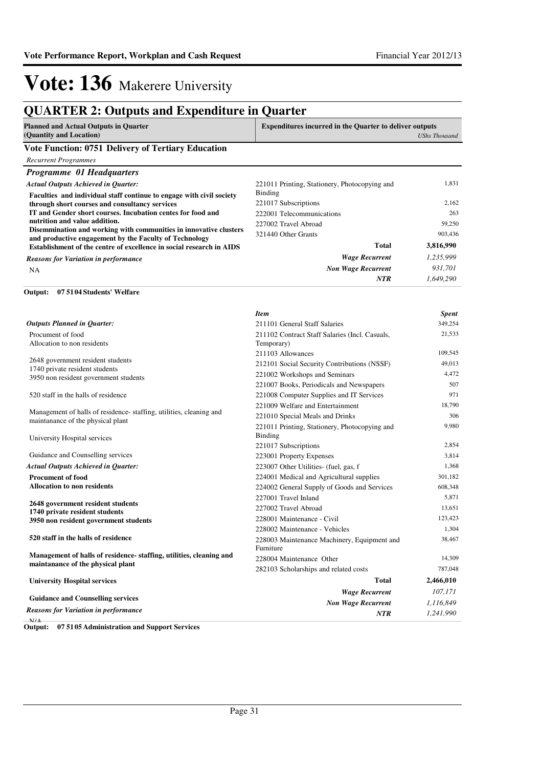# Vote: 136 Makerere University

## QUARTER 2: Outputs and Expenditure in Quarter

| Planned and Actual Outputs in Quarter (Quantity and Location) | Expenditures incurred in the Quarter to deliver outputs | *UShs Thousand* |
|---|---|---|

### Vote Function: 0751 Delivery of Tertiary Education

*Recurrent Programmes*

#### *Programme 01 Headquarters*

*Actual Outputs Achieved in Quarter:*

**Faculties and individual staff continue to engage with civil society through short courses and consultancy services**
**IT and Gender short courses. Incubation centes for food and nutrition and value addition.**
**Disemmination and working with communities in innovative clusters and productive engagement by the Faculty of Technology**
**Establishment of the centre of excellence in social research in AIDS**

*Reasons for Variation in performance*

NA

| Item | Spent |
|---|---|
| 221011 Printing, Stationery, Photocopying and Binding | 1,831 |
| 221017 Subscriptions | 2,162 |
| 222001 Telecommunications | 263 |
| 227002 Travel Abroad | 59,250 |
| 321440 Other Grants | 903,436 |
| **Total** | **3,816,990** |
| *Wage Recurrent* | *1,235,999* |
| *Non Wage Recurrent* | *931,701* |
| *NTR* | *1,649,290* |

**Output: 07 51 04 Students' Welfare**

*Outputs Planned in Quarter:*

Procument of food
Allocation to non residents

2648 government resident students
1740 private resident students
3950 non resident government students

520 staff in the halls of residence

Management of halls of residence- staffing, utilities, cleaning and maintanance of the physical plant

University Hospital services

Guidance and Counselling services

*Actual Outputs Achieved in Quarter:*

**Procument of food**
**Allocation to non residents**

**2648 government resident students**
**1740 private resident students**
**3950 non resident government students**

**520 staff in the halls of residence**

**Management of halls of residence- staffing, utilities, cleaning and maintanance of the physical plant**

**University Hospital services**

**Guidance and Counselling services**

*Reasons for Variation in performance*

N/A

| Item | Spent |
|---|---|
| 211101 General Staff Salaries | 349,254 |
| 211102 Contract Staff Salaries (Incl. Casuals, Temporary) | 21,533 |
| 211103 Allowances | 109,545 |
| 212101 Social Security Contributions (NSSF) | 49,013 |
| 221002 Workshops and Seminars | 4,472 |
| 221007 Books, Periodicals and Newspapers | 507 |
| 221008 Computer Supplies and IT Services | 971 |
| 221009 Welfare and Entertainment | 18,790 |
| 221010 Special Meals and Drinks | 306 |
| 221011 Printing, Stationery, Photocopying and Binding | 9,980 |
| 221017 Subscriptions | 2,854 |
| 223001 Property Expenses | 3,814 |
| 223007 Other Utilities- (fuel, gas, f | 1,368 |
| 224001 Medical and Agricultural supplies | 301,182 |
| 224002 General Supply of Goods and Services | 608,348 |
| 227001 Travel Inland | 5,871 |
| 227002 Travel Abroad | 13,651 |
| 228001 Maintenance - Civil | 123,423 |
| 228002 Maintenance - Vehicles | 1,304 |
| 228003 Maintenance Machinery, Equipment and Furniture | 38,467 |
| 228004 Maintenance Other | 14,309 |
| 282103 Scholarships and related costs | 787,048 |
| **Total** | **2,466,010** |
| *Wage Recurrent* | *107,171* |
| *Non Wage Recurrent* | *1,116,849* |
| *NTR* | *1,241,990* |

**Output: 07 51 05 Administration and Support Services**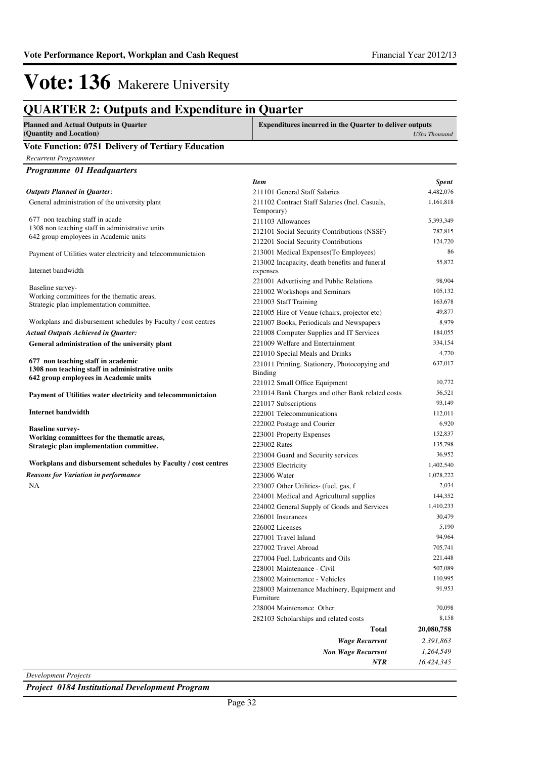# Vote: 136 Makerere University

## QUARTER 2: Outputs and Expenditure in Quarter

**Planned and Actual Outputs in Quarter (Quantity and Location)** | **Expenditures incurred in the Quarter to deliver outputs** *UShs Thousand*

### Vote Function: 0751 Delivery of Tertiary Education

*Recurrent Programmes*

#### *Programme 01 Headquarters*

***Outputs Planned in Quarter:***

General administration of the university plant

677 non teaching staff in acade
1308 non teaching staff in administrative units
642 group employees in Academic units

Payment of Utilities water electricity and telecommunictaion

Internet bandwidth

Baseline survey-
Working committees for the thematic areas,
Strategic plan implementation committee.

Workplans and disbursement schedules by Faculty / cost centres

***Actual Outputs Achieved in Quarter:***

**General administration of the university plant**

**677 non teaching staff in academic**
**1308 non teaching staff in administrative units**
**642 group employees in Academic units**

**Payment of Utilities water electricity and telecommunictaion**

**Internet bandwidth**

**Baseline survey-**
**Working committees for the thematic areas,**
**Strategic plan implementation committee.**

**Workplans and disbursement schedules by Faculty / cost centres**

***Reasons for Variation in performance***

NA

| *Item* | *Spent* |
|---|---|
| 211101 General Staff Salaries | 4,482,076 |
| 211102 Contract Staff Salaries (Incl. Casuals, Temporary) | 1,161,818 |
| 211103 Allowances | 5,393,349 |
| 212101 Social Security Contributions (NSSF) | 787,815 |
| 212201 Social Security Contributions | 124,720 |
| 213001 Medical Expenses(To Employees) | 86 |
| 213002 Incapacity, death benefits and funeral expenses | 55,872 |
| 221001 Advertising and Public Relations | 98,904 |
| 221002 Workshops and Seminars | 105,132 |
| 221003 Staff Training | 163,678 |
| 221005 Hire of Venue (chairs, projector etc) | 49,877 |
| 221007 Books, Periodicals and Newspapers | 8,979 |
| 221008 Computer Supplies and IT Services | 184,055 |
| 221009 Welfare and Entertainment | 334,154 |
| 221010 Special Meals and Drinks | 4,770 |
| 221011 Printing, Stationery, Photocopying and Binding | 637,017 |
| 221012 Small Office Equipment | 10,772 |
| 221014 Bank Charges and other Bank related costs | 56,521 |
| 221017 Subscriptions | 93,149 |
| 222001 Telecommunications | 112,011 |
| 222002 Postage and Courier | 6,920 |
| 223001 Property Expenses | 152,837 |
| 223002 Rates | 135,798 |
| 223004 Guard and Security services | 36,952 |
| 223005 Electricity | 1,402,540 |
| 223006 Water | 1,078,222 |
| 223007 Other Utilities- (fuel, gas, f | 2,034 |
| 224001 Medical and Agricultural supplies | 144,352 |
| 224002 General Supply of Goods and Services | 1,410,233 |
| 226001 Insurances | 30,479 |
| 226002 Licenses | 5,190 |
| 227001 Travel Inland | 94,964 |
| 227002 Travel Abroad | 705,741 |
| 227004 Fuel, Lubricants and Oils | 221,448 |
| 228001 Maintenance - Civil | 507,089 |
| 228002 Maintenance - Vehicles | 110,995 |
| 228003 Maintenance Machinery, Equipment and Furniture | 91,953 |
| 228004 Maintenance Other | 70,098 |
| 282103 Scholarships and related costs | 8,158 |
| **Total** | **20,080,758** |
| ***Wage Recurrent*** | *2,391,863* |
| ***Non Wage Recurrent*** | *1,264,549* |
| ***NTR*** | *16,424,345* |

*Development Projects*

#### *Project 0184 Institutional Development Program*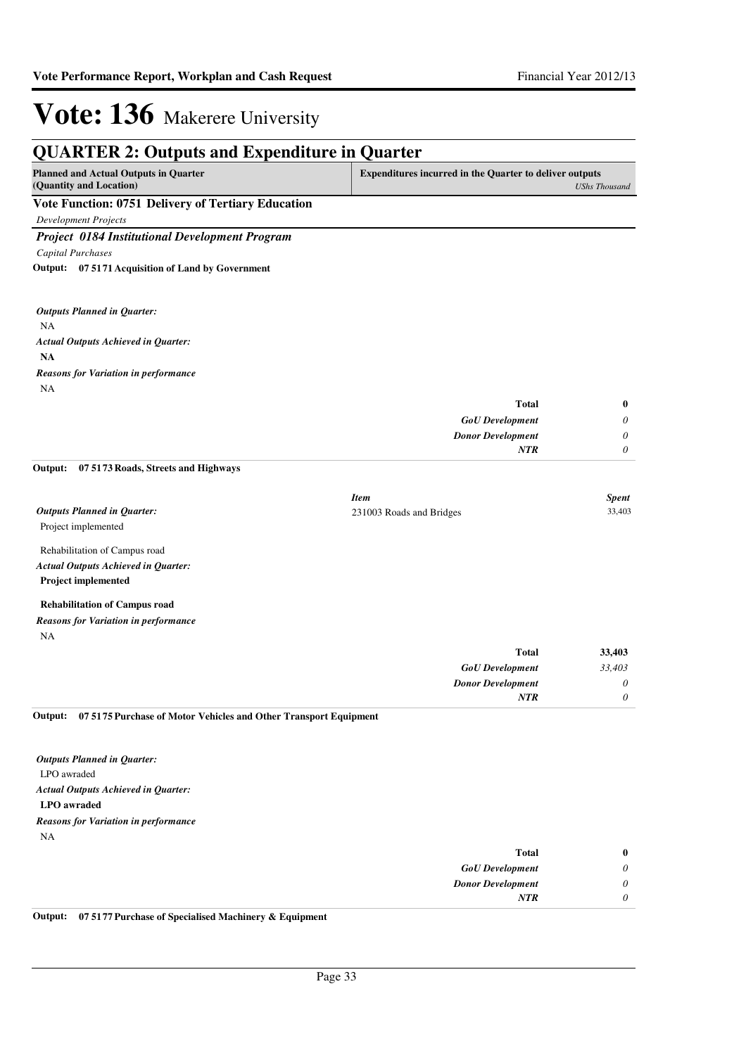# Vote: 136 Makerere University

## QUARTER 2: Outputs and Expenditure in Quarter

| Planned and Actual Outputs in Quarter (Quantity and Location) | Expenditures incurred in the Quarter to deliver outputs *UShs Thousand* |
|---|---|

### Vote Function: 0751 Delivery of Tertiary Education

*Development Projects*

### *Project 0184 Institutional Development Program*

*Capital Purchases*

**Output: 07 5171 Acquisition of Land by Government**

*Outputs Planned in Quarter:*
NA

*Actual Outputs Achieved in Quarter:*
**NA**

*Reasons for Variation in performance*
NA

| | |
|---|---|
| **Total** | **0** |
| *GoU Development* | *0* |
| *Donor Development* | *0* |
| *NTR* | *0* |

**Output: 07 5173 Roads, Streets and Highways**

*Outputs Planned in Quarter:*
Project implemented

Rehabilitation of Campus road

*Actual Outputs Achieved in Quarter:*
**Project implemented**

**Rehabilitation of Campus road**

*Reasons for Variation in performance*
NA

| *Item* | *Spent* |
|---|---|
| 231003 Roads and Bridges | 33,403 |

| | |
|---|---|
| **Total** | **33,403** |
| *GoU Development* | *33,403* |
| *Donor Development* | *0* |
| *NTR* | *0* |

**Output: 07 5175 Purchase of Motor Vehicles and Other Transport Equipment**

*Outputs Planned in Quarter:*
LPO awraded

*Actual Outputs Achieved in Quarter:*
**LPO awraded**

*Reasons for Variation in performance*
NA

| | |
|---|---|
| **Total** | **0** |
| *GoU Development* | *0* |
| *Donor Development* | *0* |
| *NTR* | *0* |

**Output: 07 5177 Purchase of Specialised Machinery & Equipment**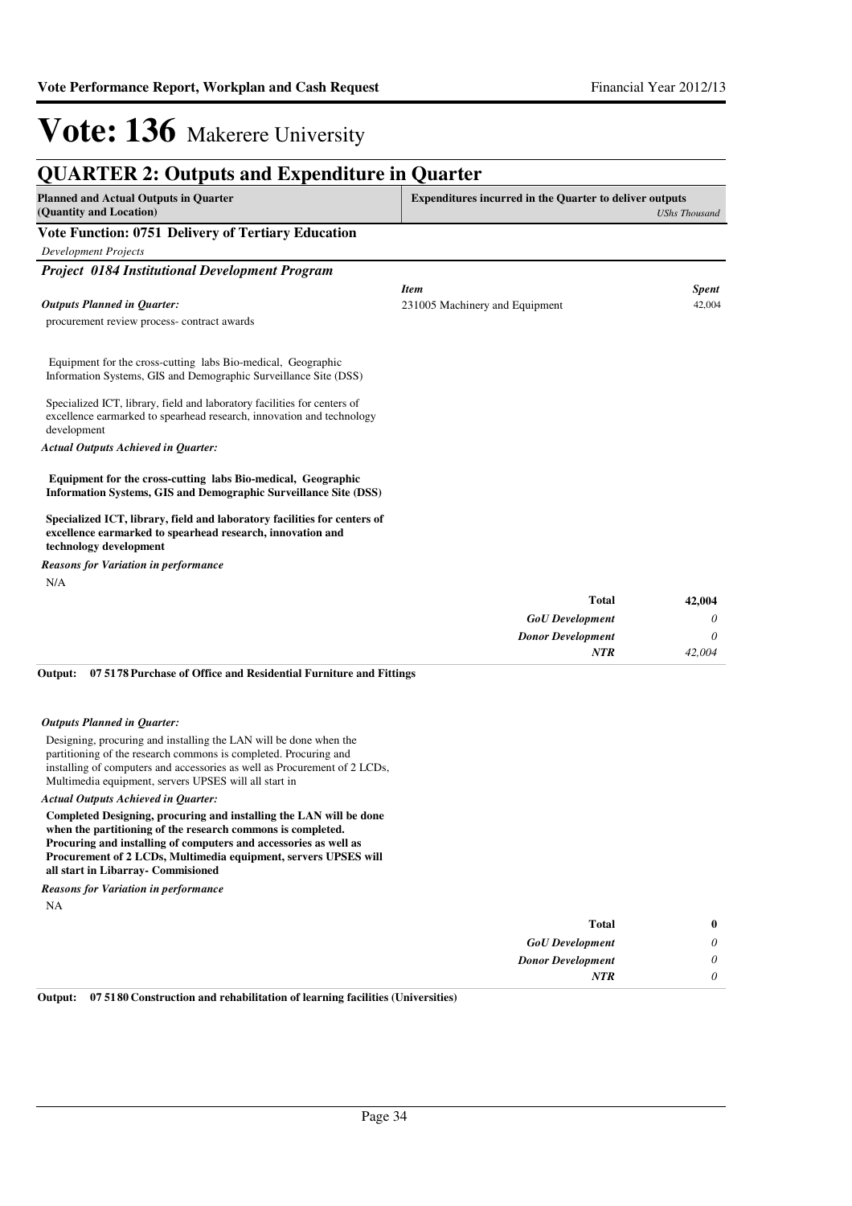# Vote: 136 Makerere University

## QUARTER 2: Outputs and Expenditure in Quarter

| Planned and Actual Outputs in Quarter (Quantity and Location) | Expenditures incurred in the Quarter to deliver outputs | *UShs Thousand* |
|---|---|---|

### Vote Function: 0751 Delivery of Tertiary Education

*Development Projects*

#### *Project 0184 Institutional Development Program*

*Outputs Planned in Quarter:*

procurement review process- contract awards

Equipment for the cross-cutting labs Bio-medical, Geographic Information Systems, GIS and Demographic Surveillance Site (DSS)

Specialized ICT, library, field and laboratory facilities for centers of excellence earmarked to spearhead research, innovation and technology development

*Actual Outputs Achieved in Quarter:*

**Equipment for the cross-cutting labs Bio-medical, Geographic Information Systems, GIS and Demographic Surveillance Site (DSS)**

**Specialized ICT, library, field and laboratory facilities for centers of excellence earmarked to spearhead research, innovation and technology development**

*Reasons for Variation in performance*

N/A

| *Item* | *Spent* |
|---|---|
| 231005 Machinery and Equipment | 42,004 |
| **Total** | **42,004** |
| *GoU Development* | *0* |
| *Donor Development* | *0* |
| *NTR* | *42,004* |

**Output: 07 5178 Purchase of Office and Residential Furniture and Fittings**

*Outputs Planned in Quarter:*

Designing, procuring and installing the LAN will be done when the partitioning of the research commons is completed. Procuring and installing of computers and accessories as well as Procurement of 2 LCDs, Multimedia equipment, servers UPSES will all start in

*Actual Outputs Achieved in Quarter:*

**Completed Designing, procuring and installing the LAN will be done when the partitioning of the research commons is completed. Procuring and installing of computers and accessories as well as Procurement of 2 LCDs, Multimedia equipment, servers UPSES will all start in Libarray- Commisioned**

*Reasons for Variation in performance*

NA

| | |
|---|---|
| **Total** | **0** |
| *GoU Development* | *0* |
| *Donor Development* | *0* |
| *NTR* | *0* |

**Output: 07 5180 Construction and rehabilitation of learning facilities (Universities)**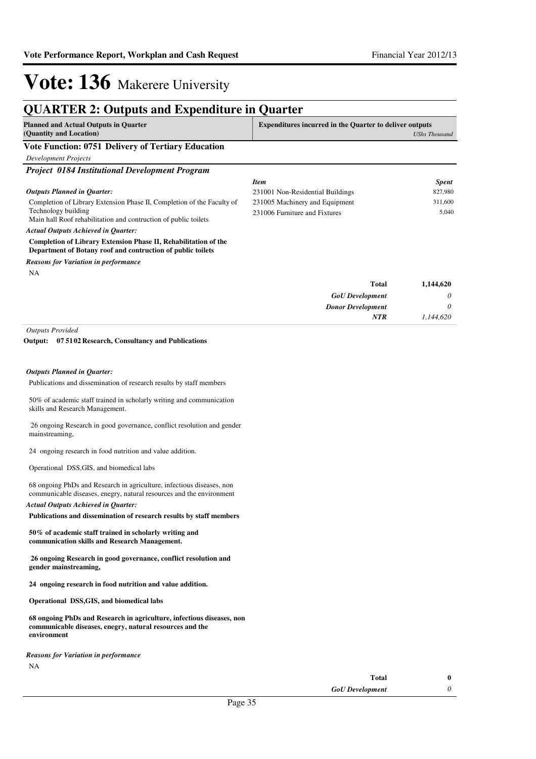# Vote: 136 Makerere University

## QUARTER 2: Outputs and Expenditure in Quarter

| Planned and Actual Outputs in Quarter (Quantity and Location) | Expenditures incurred in the Quarter to deliver outputs *UShs Thousand* |
|---|---|

### Vote Function: 0751 Delivery of Tertiary Education

*Development Projects*

#### *Project 0184 Institutional Development Program*

***Outputs Planned in Quarter:***

Completion of Library Extension Phase II, Completion of the Faculty of Technology building
Main hall Roof rehabilitation and contruction of public toilets

***Actual Outputs Achieved in Quarter:***

**Completion of Library Extension Phase II, Rehabilitation of the Department of Botany roof and contruction of public toilets**

***Reasons for Variation in performance***

NA

| *Item* | *Spent* |
|---|---|
| 231001 Non-Residential Buildings | 827,980 |
| 231005 Machinery and Equipment | 311,600 |
| 231006 Furniture and Fixtures | 5,040 |
| **Total** | **1,144,620** |
| ***GoU Development*** | *0* |
| ***Donor Development*** | *0* |
| ***NTR*** | *1,144,620* |

*Outputs Provided*

**Output: 07 5102 Research, Consultancy and Publications**

***Outputs Planned in Quarter:***

Publications and dissemination of research results by staff members

50% of academic staff trained in scholarly writing and communication skills and Research Management.

26 ongoing Research in good governance, conflict resolution and gender mainstreaming,

24 ongoing research in food nutrition and value addition.

Operational DSS,GIS, and biomedical labs

68 ongoing PhDs and Research in agriculture, infectious diseases, non communicable diseases, enegry, natural resources and the environment

***Actual Outputs Achieved in Quarter:***

**Publications and dissemination of research results by staff members**

**50% of academic staff trained in scholarly writing and communication skills and Research Management.**

**26 ongoing Research in good governance, conflict resolution and gender mainstreaming,**

**24 ongoing research in food nutrition and value addition.**

**Operational DSS,GIS, and biomedical labs**

**68 ongoing PhDs and Research in agriculture, infectious diseases, non communicable diseases, enegry, natural resources and the environment**

***Reasons for Variation in performance***

NA

| | |
|---|---|
| **Total** | **0** |
| ***GoU Development*** | *0* |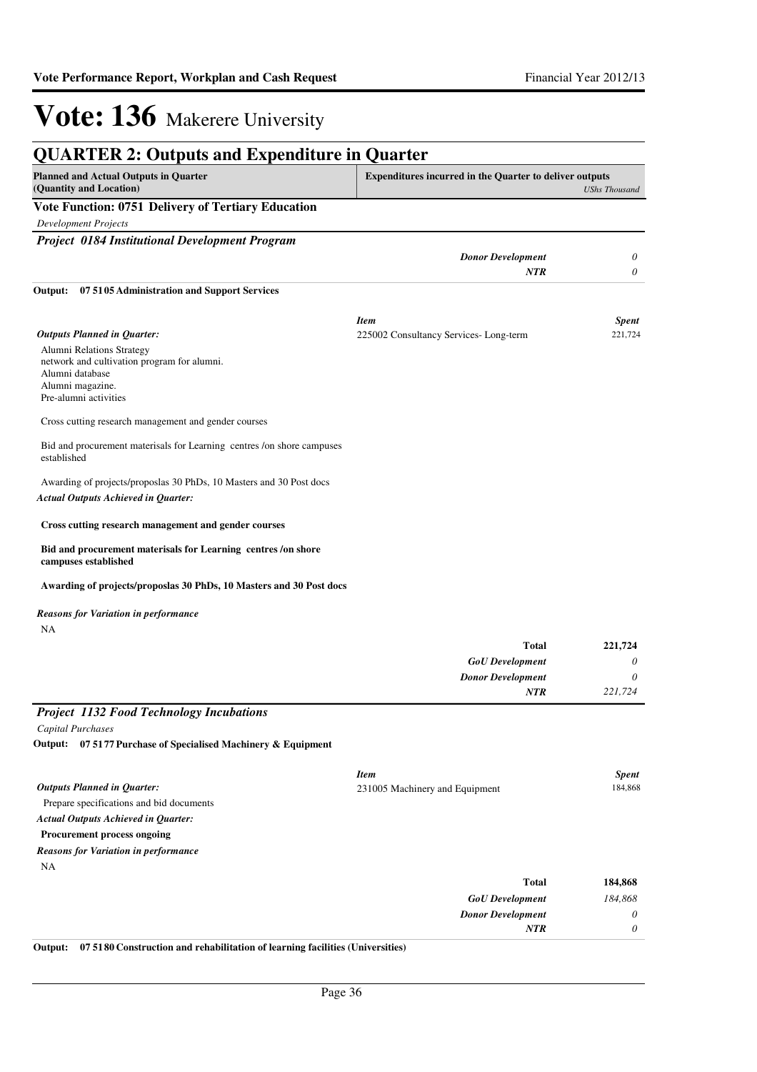# Vote: 136 Makerere University

## QUARTER 2: Outputs and Expenditure in Quarter

| Planned and Actual Outputs in Quarter (Quantity and Location) | Expenditures incurred in the Quarter to deliver outputs | *UShs Thousand* |
|---|---|---|

### Vote Function: 0751 Delivery of Tertiary Education

*Development Projects*

#### *Project 0184 Institutional Development Program*

| | | |
|---|---|---|
| | *Donor Development* | *0* |
| | *NTR* | *0* |

**Output: 07 5105 Administration and Support Services**

| | *Item* | *Spent* |
|---|---|---|
| ***Outputs Planned in Quarter:*** | 225002 Consultancy Services- Long-term | 221,724 |

Alumni Relations Strategy
network and cultivation program for alumni.
Alumni database
Alumni magazine.
Pre-alumni activities

Cross cutting research management and gender courses

Bid and procurement materisals for Learning centres /on shore campuses established

Awarding of projects/proposlas 30 PhDs, 10 Masters and 30 Post docs

***Actual Outputs Achieved in Quarter:***

**Cross cutting research management and gender courses**

**Bid and procurement materisals for Learning centres /on shore campuses established**

**Awarding of projects/proposlas 30 PhDs, 10 Masters and 30 Post docs**

***Reasons for Variation in performance***

NA

| | |
|---|---|
| **Total** | **221,724** |
| *GoU Development* | *0* |
| *Donor Development* | *0* |
| *NTR* | *221,724* |

#### *Project 1132 Food Technology Incubations*

*Capital Purchases*

**Output: 07 5177 Purchase of Specialised Machinery & Equipment**

| | *Item* | *Spent* |
|---|---|---|
| ***Outputs Planned in Quarter:*** | 231005 Machinery and Equipment | 184,868 |

Prepare specifications and bid documents

***Actual Outputs Achieved in Quarter:***

**Procurement process ongoing**

***Reasons for Variation in performance***

NA

| | |
|---|---|
| **Total** | **184,868** |
| *GoU Development* | *184,868* |
| *Donor Development* | *0* |
| *NTR* | *0* |

**Output: 07 5180 Construction and rehabilitation of learning facilities (Universities)**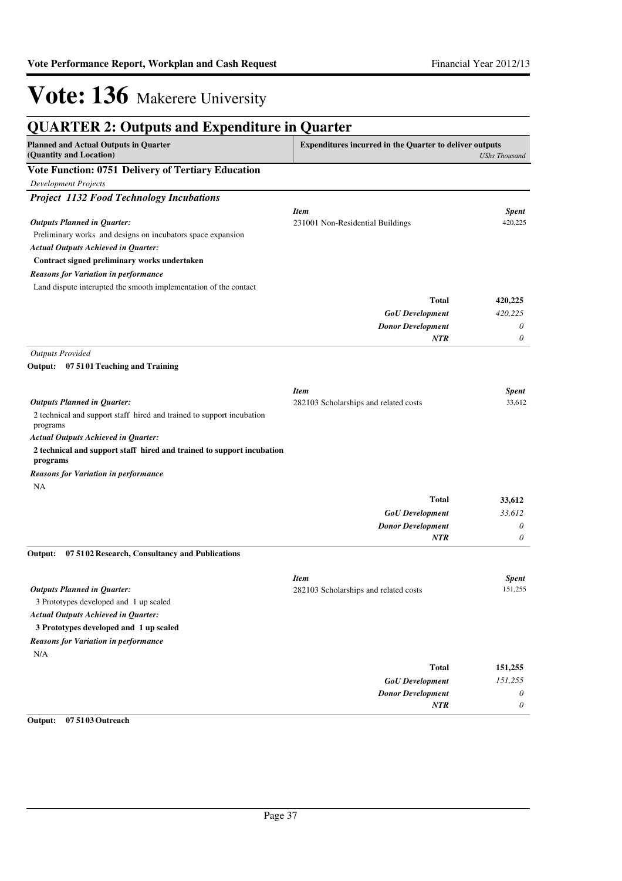# Vote: 136 Makerere University

## QUARTER 2: Outputs and Expenditure in Quarter

| Planned and Actual Outputs in Quarter (Quantity and Location) | Expenditures incurred in the Quarter to deliver outputs | *UShs Thousand* |
|---|---|---|

### Vote Function: 0751 Delivery of Tertiary Education

*Development Projects*

#### *Project 1132 Food Technology Incubations*

| | *Item* | *Spent* |
|---|---|---|
| ***Outputs Planned in Quarter:*** | 231001 Non-Residential Buildings | 420,225 |
| Preliminary works and designs on incubators space expansion | | |
| ***Actual Outputs Achieved in Quarter:*** | | |
| **Contract signed preliminary works undertaken** | | |
| ***Reasons for Variation in performance*** | | |
| Land dispute interupted the smooth implementation of the contact | | |
| | **Total** | **420,225** |
| | ***GoU Development*** | *420,225* |
| | ***Donor Development*** | *0* |
| | ***NTR*** | *0* |

*Outputs Provided*

**Output: 07 51 01 Teaching and Training**

| | *Item* | *Spent* |
|---|---|---|
| ***Outputs Planned in Quarter:*** | 282103 Scholarships and related costs | 33,612 |
| 2 technical and support staff hired and trained to support incubation programs | | |
| ***Actual Outputs Achieved in Quarter:*** | | |
| **2 technical and support staff hired and trained to support incubation programs** | | |
| ***Reasons for Variation in performance*** | | |
| NA | | |
| | **Total** | **33,612** |
| | ***GoU Development*** | *33,612* |
| | ***Donor Development*** | *0* |
| | ***NTR*** | *0* |

**Output: 07 51 02 Research, Consultancy and Publications**

| | *Item* | *Spent* |
|---|---|---|
| ***Outputs Planned in Quarter:*** | 282103 Scholarships and related costs | 151,255 |
| 3 Prototypes developed and 1 up scaled | | |
| ***Actual Outputs Achieved in Quarter:*** | | |
| **3 Prototypes developed and 1 up scaled** | | |
| ***Reasons for Variation in performance*** | | |
| N/A | | |
| | **Total** | **151,255** |
| | ***GoU Development*** | *151,255* |
| | ***Donor Development*** | *0* |
| | ***NTR*** | *0* |

**Output: 07 51 03 Outreach**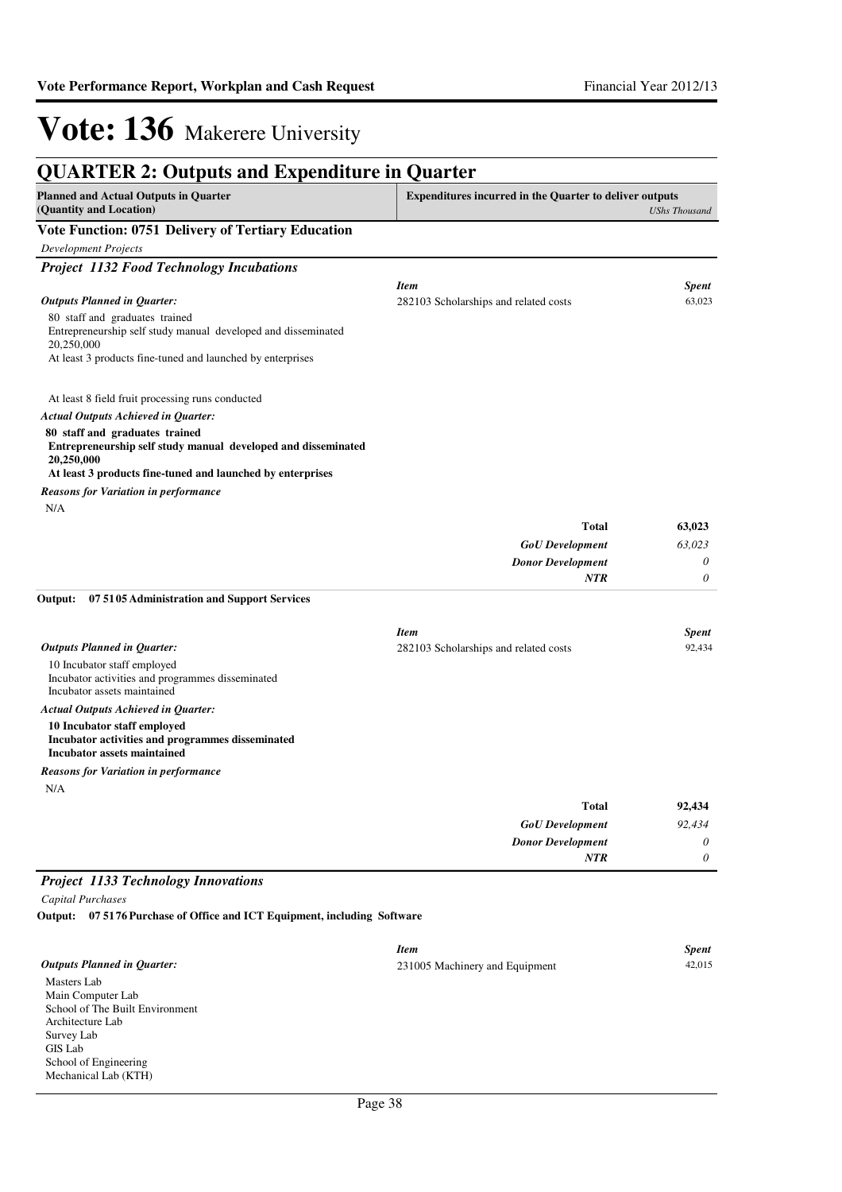# Vote: 136 Makerere University

## QUARTER 2: Outputs and Expenditure in Quarter

| Planned and Actual Outputs in Quarter (Quantity and Location) | Expenditures incurred in the Quarter to deliver outputs | *UShs Thousand* |
|---|---|---|

### Vote Function: 0751 Delivery of Tertiary Education

*Development Projects*

#### *Project 1132 Food Technology Incubations*

*Outputs Planned in Quarter:*

80 staff and graduates trained
Entrepreneurship self study manual developed and disseminated
20,250,000
At least 3 products fine-tuned and launched by enterprises

At least 8 field fruit processing runs conducted

*Actual Outputs Achieved in Quarter:*

**80 staff and graduates trained**
**Entrepreneurship self study manual developed and disseminated**
**20,250,000**
**At least 3 products fine-tuned and launched by enterprises**

*Reasons for Variation in performance*

N/A

| *Item* | *Spent* |
|---|---|
| 282103 Scholarships and related costs | 63,023 |
| **Total** | **63,023** |
| *GoU Development* | *63,023* |
| *Donor Development* | *0* |
| *NTR* | *0* |

**Output: 07 51 05 Administration and Support Services**

*Outputs Planned in Quarter:*

10 Incubator staff employed
Incubator activities and programmes disseminated
Incubator assets maintained

*Actual Outputs Achieved in Quarter:*

**10 Incubator staff employed**
**Incubator activities and programmes disseminated**
**Incubator assets maintained**

*Reasons for Variation in performance*

N/A

| *Item* | *Spent* |
|---|---|
| 282103 Scholarships and related costs | 92,434 |
| **Total** | **92,434** |
| *GoU Development* | *92,434* |
| *Donor Development* | *0* |
| *NTR* | *0* |

#### *Project 1133 Technology Innovations*

*Capital Purchases*

**Output: 07 51 76 Purchase of Office and ICT Equipment, including Software**

*Outputs Planned in Quarter:*

Masters Lab
Main Computer Lab
School of The Built Environment
Architecture Lab
Survey Lab
GIS Lab
School of Engineering
Mechanical Lab (KTH)

| *Item* | *Spent* |
|---|---|
| 231005 Machinery and Equipment | 42,015 |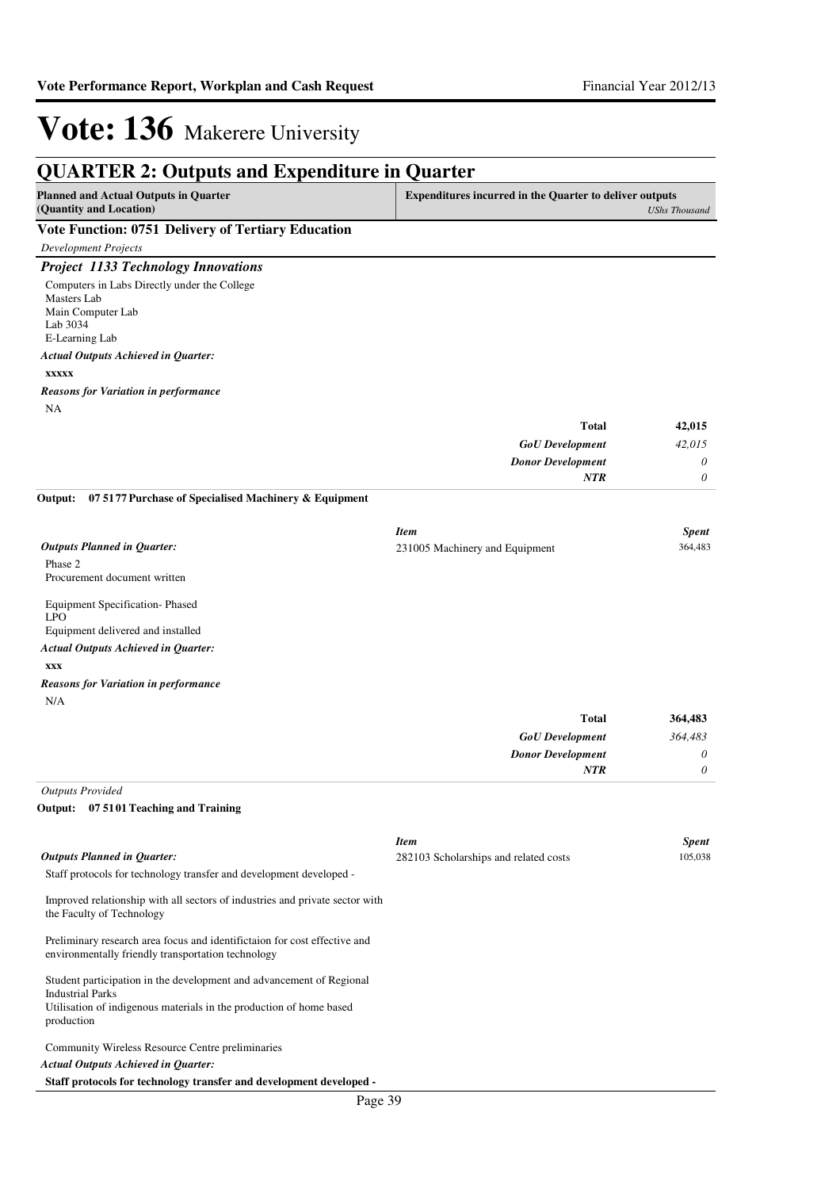# Vote: 136 Makerere University

## QUARTER 2: Outputs and Expenditure in Quarter

| Planned and Actual Outputs in Quarter (Quantity and Location) | Expenditures incurred in the Quarter to deliver outputs *UShs Thousand* |
|---|---|

### Vote Function: 0751 Delivery of Tertiary Education

*Development Projects*

#### *Project 1133 Technology Innovations*

Computers in Labs Directly under the College
Masters Lab
Main Computer Lab
Lab 3034
E-Learning Lab

***Actual Outputs Achieved in Quarter:***

**xxxxx**

***Reasons for Variation in performance***

NA

| | |
|---|---|
| **Total** | **42,015** |
| ***GoU Development*** | *42,015* |
| ***Donor Development*** | *0* |
| ***NTR*** | *0* |

**Output: 07 5177 Purchase of Specialised Machinery & Equipment**

***Outputs Planned in Quarter:***

Phase 2
Procurement document written

Equipment Specification- Phased
LPO
Equipment delivered and installed

| *Item* | *Spent* |
|---|---|
| 231005 Machinery and Equipment | 364,483 |

***Actual Outputs Achieved in Quarter:***

**xxx**

***Reasons for Variation in performance***

N/A

| | |
|---|---|
| **Total** | **364,483** |
| ***GoU Development*** | *364,483* |
| ***Donor Development*** | *0* |
| ***NTR*** | *0* |

*Outputs Provided*

**Output: 07 5101 Teaching and Training**

***Outputs Planned in Quarter:***

Staff protocols for technology transfer and development developed -

Improved relationship with all sectors of industries and private sector with the Faculty of Technology

Preliminary research area focus and identifictaion for cost effective and environmentally friendly transportation technology

Student participation in the development and advancement of Regional Industrial Parks
Utilisation of indigenous materials in the production of home based production

Community Wireless Resource Centre preliminaries

| *Item* | *Spent* |
|---|---|
| 282103 Scholarships and related costs | 105,038 |

***Actual Outputs Achieved in Quarter:***

**Staff protocols for technology transfer and development developed -**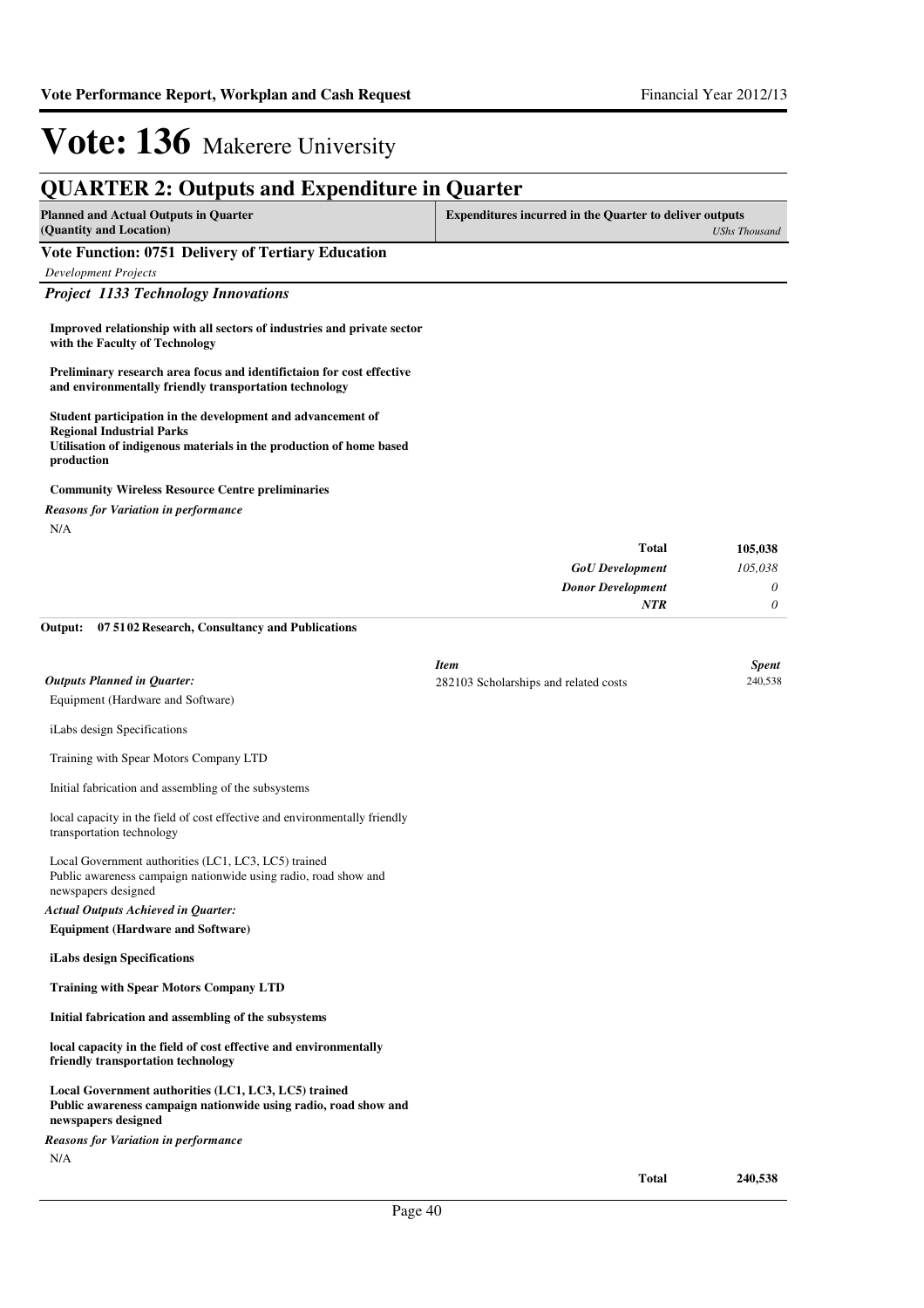# Vote: 136 Makerere University

## QUARTER 2: Outputs and Expenditure in Quarter

| Planned and Actual Outputs in Quarter (Quantity and Location) | Expenditures incurred in the Quarter to deliver outputs *UShs Thousand* |
|---|---|

### Vote Function: 0751 Delivery of Tertiary Education

*Development Projects*

#### *Project 1133 Technology Innovations*

**Improved relationship with all sectors of industries and private sector with the Faculty of Technology**

**Preliminary research area focus and identifictaion for cost effective and environmentally friendly transportation technology**

**Student participation in the development and advancement of Regional Industrial Parks**
**Utilisation of indigenous materials in the production of home based production**

**Community Wireless Resource Centre preliminaries**

*Reasons for Variation in performance*

N/A

| | |
|---|---|
| **Total** | **105,038** |
| *GoU Development* | *105,038* |
| *Donor Development* | *0* |
| *NTR* | *0* |

**Output: 07 51 02 Research, Consultancy and Publications**

| *Item* | *Spent* |
|---|---|
| 282103 Scholarships and related costs | 240,538 |

*Outputs Planned in Quarter:*

Equipment (Hardware and Software)

iLabs design Specifications

Training with Spear Motors Company LTD

Initial fabrication and assembling of the subsystems

local capacity in the field of cost effective and environmentally friendly transportation technology

Local Government authorities (LC1, LC3, LC5) trained
Public awareness campaign nationwide using radio, road show and newspapers designed

*Actual Outputs Achieved in Quarter:*

**Equipment (Hardware and Software)**

**iLabs design Specifications**

**Training with Spear Motors Company LTD**

**Initial fabrication and assembling of the subsystems**

**local capacity in the field of cost effective and environmentally friendly transportation technology**

**Local Government authorities (LC1, LC3, LC5) trained**
**Public awareness campaign nationwide using radio, road show and newspapers designed**

*Reasons for Variation in performance*

N/A

| | |
|---|---|
| **Total** | **240,538** |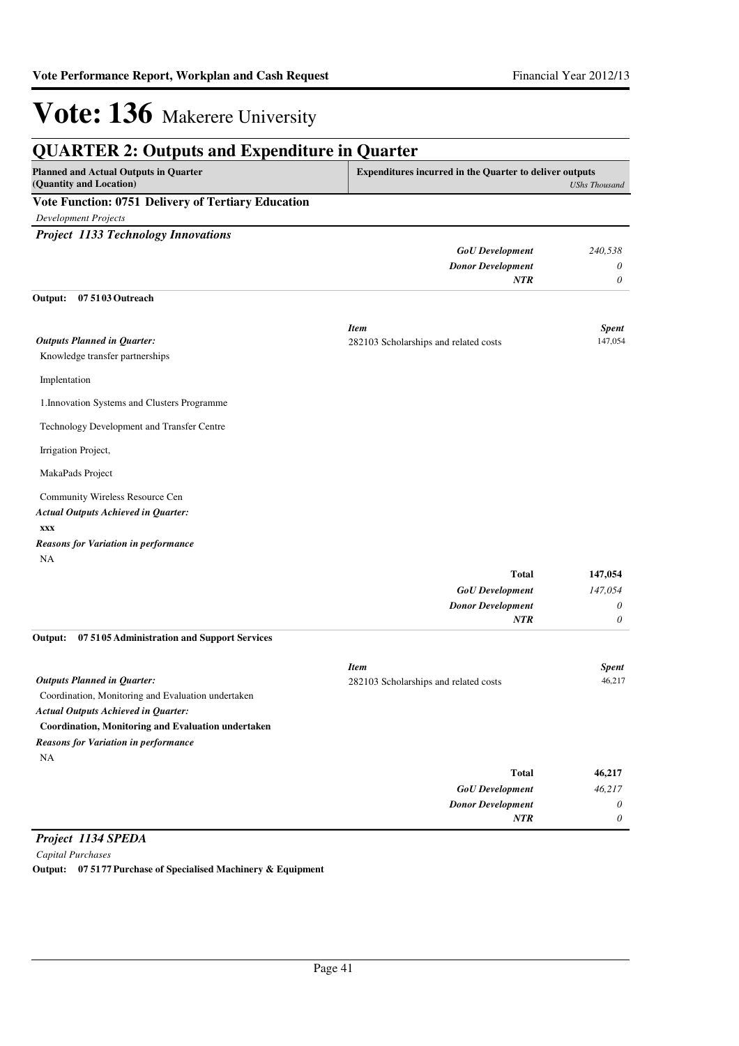# Vote: 136 Makerere University

## QUARTER 2: Outputs and Expenditure in Quarter

| Planned and Actual Outputs in Quarter (Quantity and Location) | Expenditures incurred in the Quarter to deliver outputs | USh Thousand |
|---|---|---|

### Vote Function: 0751 Delivery of Tertiary Education

*Development Projects*

### *Project 1133 Technology Innovations*

| | |
|---|---|
| ***GoU Development*** | *240,538* |
| ***Donor Development*** | *0* |
| ***NTR*** | *0* |

**Output: 07 51 03 Outreach**

***Outputs Planned in Quarter:***

Knowledge transfer partnerships

Implentation

1.Innovation Systems and Clusters Programme

Technology Development and Transfer Centre

Irrigation Project,

MakaPads Project

Community Wireless Resource Cen

***Actual Outputs Achieved in Quarter:***

**xxx**

***Reasons for Variation in performance***

NA

| *Item* | *Spent* |
|---|---|
| 282103 Scholarships and related costs | 147,054 |
| **Total** | **147,054** |
| ***GoU Development*** | *147,054* |
| ***Donor Development*** | *0* |
| ***NTR*** | *0* |

**Output: 07 51 05 Administration and Support Services**

***Outputs Planned in Quarter:***

Coordination, Monitoring and Evaluation undertaken

***Actual Outputs Achieved in Quarter:***

**Coordination, Monitoring and Evaluation undertaken**

***Reasons for Variation in performance***

NA

| *Item* | *Spent* |
|---|---|
| 282103 Scholarships and related costs | 46,217 |
| **Total** | **46,217** |
| ***GoU Development*** | *46,217* |
| ***Donor Development*** | *0* |
| ***NTR*** | *0* |

### *Project 1134 SPEDA*

*Capital Purchases*

**Output: 07 51 77 Purchase of Specialised Machinery & Equipment**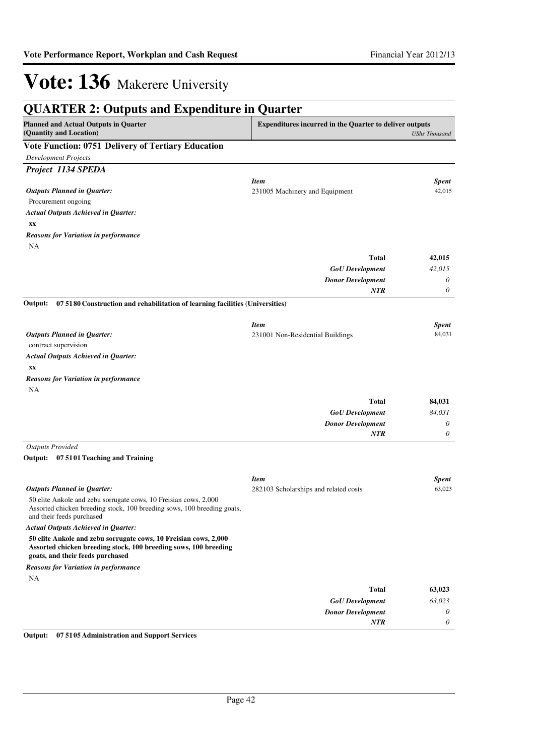# Vote: 136 Makerere University

## QUARTER 2: Outputs and Expenditure in Quarter

| Planned and Actual Outputs in Quarter (Quantity and Location) | Expenditures incurred in the Quarter to deliver outputs | *UShs Thousand* |
|---|---|---|

### Vote Function: 0751 Delivery of Tertiary Education

*Development Projects*

#### *Project 1134 SPEDA*

| | *Item* | *Spent* |
|---|---|---|
| ***Outputs Planned in Quarter:*** | 231005 Machinery and Equipment | 42,015 |
| Procurement ongoing | | |
| ***Actual Outputs Achieved in Quarter:*** | | |
| **xx** | | |
| ***Reasons for Variation in performance*** | | |
| NA | | |
| | **Total** | **42,015** |
| | ***GoU Development*** | *42,015* |
| | ***Donor Development*** | *0* |
| | ***NTR*** | *0* |

**Output: 07 5180 Construction and rehabilitation of learning facilities (Universities)**

| | *Item* | *Spent* |
|---|---|---|
| ***Outputs Planned in Quarter:*** | 231001 Non-Residential Buildings | 84,031 |
| contract supervision | | |
| ***Actual Outputs Achieved in Quarter:*** | | |
| **xx** | | |
| ***Reasons for Variation in performance*** | | |
| NA | | |
| | **Total** | **84,031** |
| | ***GoU Development*** | *84,031* |
| | ***Donor Development*** | *0* |
| | ***NTR*** | *0* |

*Outputs Provided*

**Output: 07 5101 Teaching and Training**

| | *Item* | *Spent* |
|---|---|---|
| ***Outputs Planned in Quarter:*** | 282103 Scholarships and related costs | 63,023 |
| 50 elite Ankole and zebu sorrugate cows, 10 Freisian cows, 2,000 Assorted chicken breeding stock, 100 breeding sows, 100 breeding goats, and their feeds purchased | | |
| ***Actual Outputs Achieved in Quarter:*** | | |
| **50 elite Ankole and zebu sorrugate cows, 10 Freisian cows, 2,000 Assorted chicken breeding stock, 100 breeding sows, 100 breeding goats, and their feeds purchased** | | |
| ***Reasons for Variation in performance*** | | |
| NA | | |
| | **Total** | **63,023** |
| | ***GoU Development*** | *63,023* |
| | ***Donor Development*** | *0* |
| | ***NTR*** | *0* |

**Output: 07 5105 Administration and Support Services**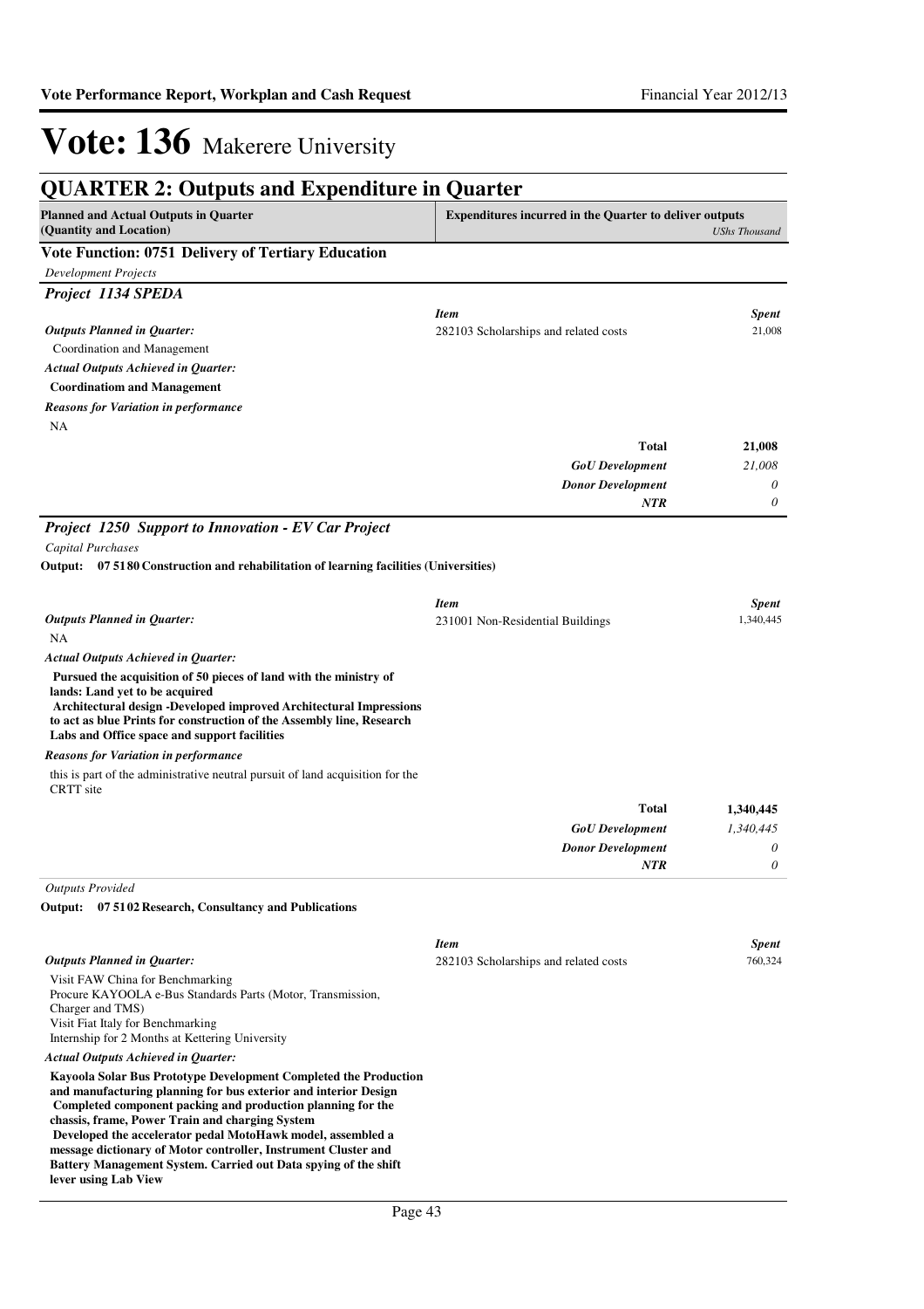# Vote: 136 Makerere University

## QUARTER 2: Outputs and Expenditure in Quarter

| Planned and Actual Outputs in Quarter (Quantity and Location) | Expenditures incurred in the Quarter to deliver outputs | *UShs Thousand* |
|---|---|---|

### Vote Function: 0751 Delivery of Tertiary Education

*Development Projects*

#### *Project 1134 SPEDA*

| | *Item* | *Spent* |
|---|---|---|
| ***Outputs Planned in Quarter:*** | 282103 Scholarships and related costs | 21,008 |
| Coordination and Management | | |
| ***Actual Outputs Achieved in Quarter:*** | | |
| **Coordinatiom and Management** | | |
| ***Reasons for Variation in performance*** | | |
| NA | | |
| | **Total** | **21,008** |
| | ***GoU Development*** | *21,008* |
| | ***Donor Development*** | *0* |
| | ***NTR*** | *0* |

#### *Project 1250 Support to Innovation - EV Car Project*

*Capital Purchases*

**Output: 07 5180 Construction and rehabilitation of learning facilities (Universities)**

| | *Item* | *Spent* |
|---|---|---|
| ***Outputs Planned in Quarter:*** | 231001 Non-Residential Buildings | 1,340,445 |
| NA | | |
| ***Actual Outputs Achieved in Quarter:*** | | |
| **Pursued the acquisition of 50 pieces of land with the ministry of lands: Land yet to be acquired**<br>**Architectural design -Developed improved Architectural Impressions to act as blue Prints for construction of the Assembly line, Research Labs and Office space and support facilities** | | |
| ***Reasons for Variation in performance*** | | |
| this is part of the administrative neutral pursuit of land acquisition for the CRTT site | | |
| | **Total** | **1,340,445** |
| | ***GoU Development*** | *1,340,445* |
| | ***Donor Development*** | *0* |
| | ***NTR*** | *0* |

*Outputs Provided*

**Output: 07 5102 Research, Consultancy and Publications**

| | *Item* | *Spent* |
|---|---|---|
| ***Outputs Planned in Quarter:*** | 282103 Scholarships and related costs | 760,324 |
| Visit FAW China for Benchmarking<br>Procure KAYOOLA e-Bus Standards Parts (Motor, Transmission, Charger and TMS)<br>Visit Fiat Italy for Benchmarking<br>Internship for 2 Months at Kettering University | | |
| ***Actual Outputs Achieved in Quarter:*** | | |
| **Kayoola Solar Bus Prototype Development Completed the Production and manufacturing planning for bus exterior and interior Design**<br>**Completed component packing and production planning for the chassis, frame, Power Train and charging System**<br>**Developed the accelerator pedal MotoHawk model, assembled a message dictionary of Motor controller, Instrument Cluster and Battery Management System. Carried out Data spying of the shift lever using Lab View** | | |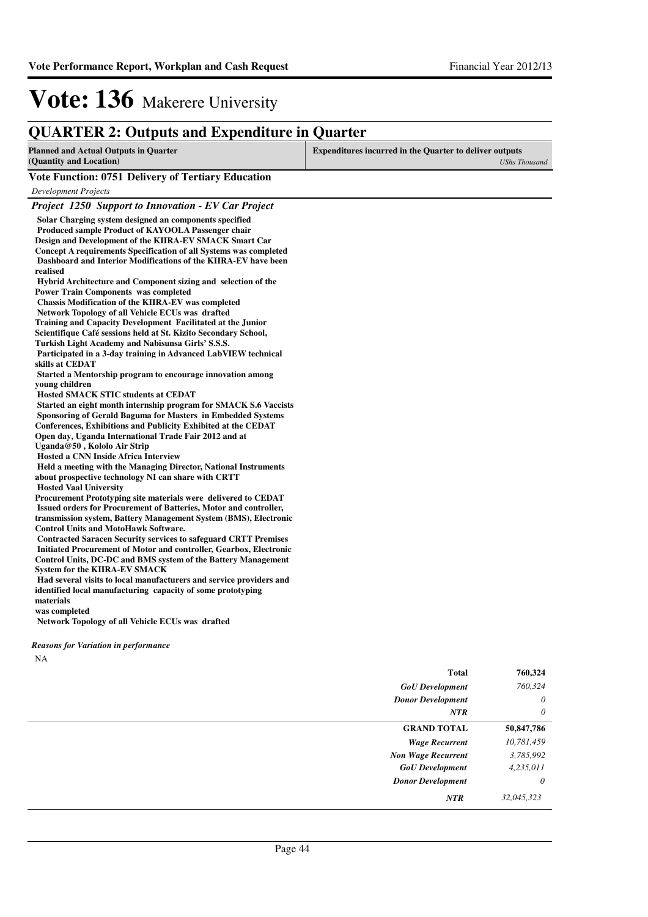# Vote: 136 Makerere University

## QUARTER 2: Outputs and Expenditure in Quarter

| Planned and Actual Outputs in Quarter (Quantity and Location) | Expenditures incurred in the Quarter to deliver outputs *UShs Thousand* |
|---|---|

### Vote Function: 0751 Delivery of Tertiary Education

*Development Projects*

#### *Project 1250 Support to Innovation - EV Car Project*

**Solar Charging system designed an components specified**
**Produced sample Product of KAYOOLA Passenger chair**
**Design and Development of the KIIRA-EV SMACK Smart Car Concept A requirements Specification of all Systems was completed**
**Dashboard and Interior Modifications of the KIIRA-EV have been realised**
**Hybrid Architecture and Component sizing and selection of the Power Train Components was completed**
**Chassis Modification of the KIIRA-EV was completed**
**Network Topology of all Vehicle ECUs was drafted**
**Training and Capacity Development Facilitated at the Junior Scientifique Café sessions held at St. Kizito Secondary School, Turkish Light Academy and Nabisunsa Girls' S.S.S.**
**Participated in a 3-day training in Advanced LabVIEW technical skills at CEDAT**
**Started a Mentorship program to encourage innovation among young children**
**Hosted SMACK STIC students at CEDAT**
**Started an eight month internship program for SMACK S.6 Vaccists**
**Sponsoring of Gerald Baguma for Masters in Embedded Systems**
**Conferences, Exhibitions and Publicity Exhibited at the CEDAT Open day, Uganda International Trade Fair 2012 and at Uganda@50 , Kololo Air Strip**
**Hosted a CNN Inside Africa Interview**
**Held a meeting with the Managing Director, National Instruments about prospective technology NI can share with CRTT**
**Hosted Vaal University**
**Procurement Prototyping site materials were delivered to CEDAT**
**Issued orders for Procurement of Batteries, Motor and controller, transmission system, Battery Management System (BMS), Electronic Control Units and MotoHawk Software.**
**Contracted Saracen Security services to safeguard CRTT Premises**
**Initiated Procurement of Motor and controller, Gearbox, Electronic Control Units, DC-DC and BMS system of the Battery Management System for the KIIRA-EV SMACK**
**Had several visits to local manufacturers and service providers and identified local manufacturing capacity of some prototyping materials**
**was completed**
**Network Topology of all Vehicle ECUs was drafted**

***Reasons for Variation in performance***

NA

| | |
|---|---|
| **Total** | **760,324** |
| *GoU Development* | *760,324* |
| *Donor Development* | *0* |
| *NTR* | *0* |
| **GRAND TOTAL** | **50,847,786** |
| *Wage Recurrent* | *10,781,459* |
| *Non Wage Recurrent* | *3,785,992* |
| *GoU Development* | *4,235,011* |
| *Donor Development* | *0* |
| *NTR* | *32,045,323* |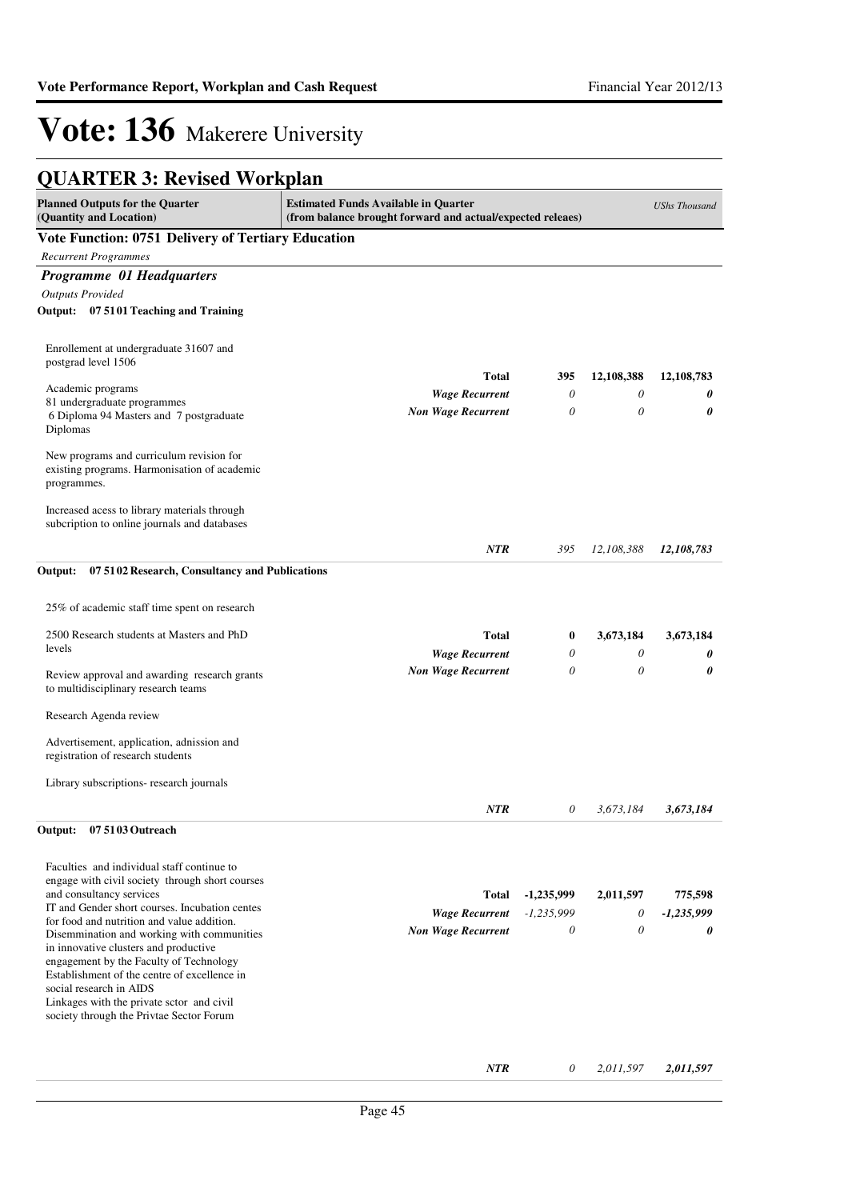# Vote: 136 Makerere University

## QUARTER 3: Revised Workplan

| Planned Outputs for the Quarter (Quantity and Location) | Estimated Funds Available in Quarter (from balance brought forward and actual/expected releaes) | | | USh​s Thousand |
|---|---|---|---|---|

**Vote Function: 0751 Delivery of Tertiary Education**

*Recurrent Programmes*

***Programme 01 Headquarters***

*Outputs Provided*

**Output: 07 51 01 Teaching and Training**

Enrollement at undergraduate 31607 and postgrad level 1506

Academic programs
81 undergraduate programmes
6 Diploma 94 Masters and 7 postgraduate Diplomas

New programs and curriculum revision for existing programs. Harmonisation of academic programmes.

Increased acess to library materials through subcription to online journals and databases

| | | | |
|---|---|---|---|
| **Total** | **395** | **12,108,388** | **12,108,783** |
| *Wage Recurrent* | *0* | *0* | ***0*** |
| *Non Wage Recurrent* | *0* | *0* | ***0*** |
| ***NTR*** | *395* | *12,108,388* | ***12,108,783*** |

**Output: 07 51 02 Research, Consultancy and Publications**

25% of academic staff time spent on research

2500 Research students at Masters and PhD levels

Review approval and awarding research grants to multidisciplinary research teams

Research Agenda review

Advertisement, application, adnission and registration of research students

Library subscriptions- research journals

| | | | |
|---|---|---|---|
| **Total** | **0** | **3,673,184** | **3,673,184** |
| *Wage Recurrent* | *0* | *0* | ***0*** |
| *Non Wage Recurrent* | *0* | *0* | ***0*** |
| ***NTR*** | *0* | *3,673,184* | ***3,673,184*** |

**Output: 07 51 03 Outreach**

Faculties and individual staff continue to engage with civil society through short courses and consultancy services
IT and Gender short courses. Incubation centes for food and nutrition and value addition.
Disemmination and working with communities in innovative clusters and productive engagement by the Faculty of Technology
Establishment of the centre of excellence in social research in AIDS
Linkages with the private sctor and civil society through the Privtae Sector Forum

| | | | |
|---|---|---|---|
| **Total** | **-1,235,999** | **2,011,597** | **775,598** |
| *Wage Recurrent* | *-1,235,999* | *0* | ***-1,235,999*** |
| *Non Wage Recurrent* | *0* | *0* | ***0*** |
| ***NTR*** | *0* | *2,011,597* | ***2,011,597*** |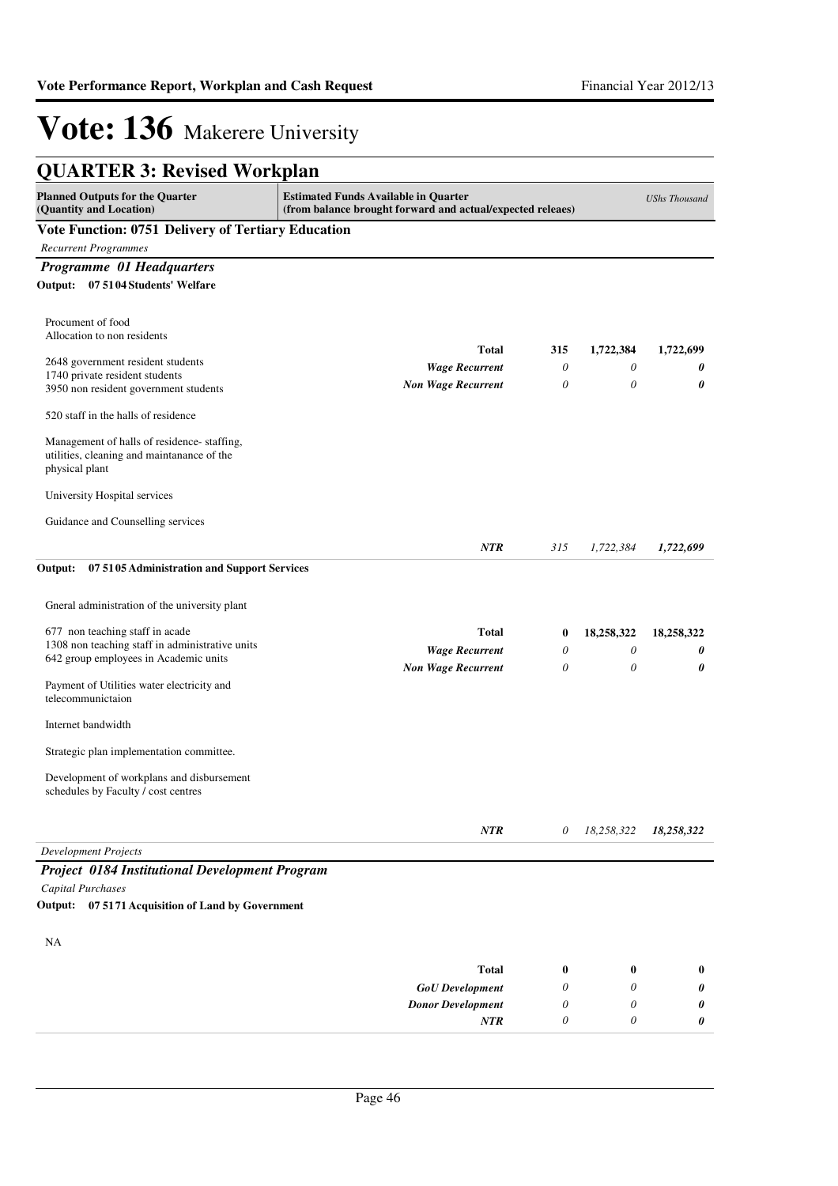# Vote: 136 Makerere University

## QUARTER 3: Revised Workplan

| Planned Outputs for the Quarter (Quantity and Location) | Estimated Funds Available in Quarter (from balance brought forward and actual/expected releaes) | | | *UShs Thousand* |
|---|---|---|---|---|

**Vote Function: 0751 Delivery of Tertiary Education**

*Recurrent Programmes*

***Programme 01 Headquarters***

**Output: 07 51 04 Students' Welfare**

| Planned Outputs | | | | |
|---|---|---|---|---|
| Procument of food<br>Allocation to non residents<br><br>2648 government resident students<br>1740 private resident students<br>3950 non resident government students<br><br>520 staff in the halls of residence<br><br>Management of halls of residence- staffing, utilities, cleaning and maintanance of the physical plant<br><br>University Hospital services<br><br>Guidance and Counselling services | **Total** | **315** | **1,722,384** | **1,722,699** |
| | ***Wage Recurrent*** | *0* | *0* | ***0*** |
| | ***Non Wage Recurrent*** | *0* | *0* | ***0*** |
| | ***NTR*** | *315* | *1,722,384* | ***1,722,699*** |

**Output: 07 51 05 Administration and Support Services**

| Planned Outputs | | | | |
|---|---|---|---|---|
| Gneral administration of the university plant<br><br>677 non teaching staff in acade<br>1308 non teaching staff in administrative units<br>642 group employees in Academic units<br><br>Payment of Utilities water electricity and telecommunictaion<br><br>Internet bandwidth<br><br>Strategic plan implementation committee.<br><br>Development of workplans and disbursement schedules by Faculty / cost centres | **Total** | **0** | **18,258,322** | **18,258,322** |
| | ***Wage Recurrent*** | *0* | *0* | ***0*** |
| | ***Non Wage Recurrent*** | *0* | *0* | ***0*** |
| | ***NTR*** | *0* | *18,258,322* | ***18,258,322*** |

*Development Projects*

***Project 0184 Institutional Development Program***

*Capital Purchases*

**Output: 07 51 71 Acquisition of Land by Government**

| Planned Outputs | | | | |
|---|---|---|---|---|
| NA | **Total** | **0** | **0** | **0** |
| | ***GoU Development*** | *0* | *0* | ***0*** |
| | ***Donor Development*** | *0* | *0* | ***0*** |
| | ***NTR*** | *0* | *0* | ***0*** |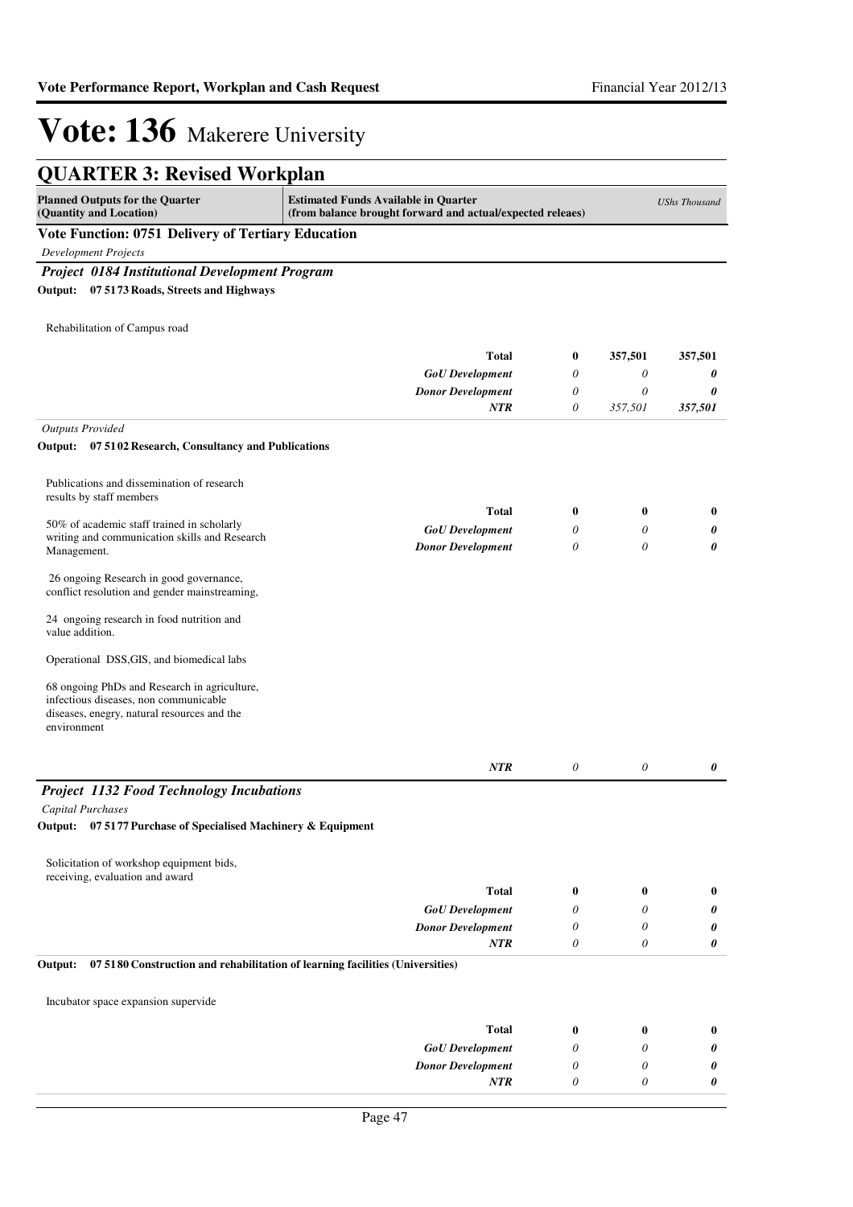# Vote: 136 Makerere University

## QUARTER 3: Revised Workplan

| Planned Outputs for the Quarter (Quantity and Location) | Estimated Funds Available in Quarter (from balance brought forward and actual/expected releaes) | | | *UShs Thousand* |
|---|---|---|---|---|

**Vote Function: 0751 Delivery of Tertiary Education**

*Development Projects*

***Project 0184 Institutional Development Program***

**Output: 07 5173 Roads, Streets and Highways**

| | | | | |
|---|---|---|---|---|
| Rehabilitation of Campus road | | | | |
| | **Total** | **0** | **357,501** | **357,501** |
| | ***GoU Development*** | *0* | *0* | ***0*** |
| | ***Donor Development*** | *0* | *0* | ***0*** |
| | ***NTR*** | *0* | *357,501* | ***357,501*** |

*Outputs Provided*

**Output: 07 5102 Research, Consultancy and Publications**

| | | | | |
|---|---|---|---|---|
| Publications and dissemination of research results by staff members<br><br>50% of academic staff trained in scholarly writing and communication skills and Research Management.<br><br>26 ongoing Research in good governance, conflict resolution and gender mainstreaming,<br><br>24 ongoing research in food nutrition and value addition.<br><br>Operational DSS,GIS, and biomedical labs<br><br>68 ongoing PhDs and Research in agriculture, infectious diseases, non communicable diseases, enegry, natural resources and the environment | | | | |
| | **Total** | **0** | **0** | **0** |
| | ***GoU Development*** | *0* | *0* | ***0*** |
| | ***Donor Development*** | *0* | *0* | ***0*** |
| | ***NTR*** | *0* | *0* | ***0*** |

***Project 1132 Food Technology Incubations***

*Capital Purchases*

**Output: 07 5177 Purchase of Specialised Machinery & Equipment**

| | | | | |
|---|---|---|---|---|
| Solicitation of workshop equipment bids, receiving, evaluation and award | | | | |
| | **Total** | **0** | **0** | **0** |
| | ***GoU Development*** | *0* | *0* | ***0*** |
| | ***Donor Development*** | *0* | *0* | ***0*** |
| | ***NTR*** | *0* | *0* | ***0*** |

**Output: 07 5180 Construction and rehabilitation of learning facilities (Universities)**

| | | | | |
|---|---|---|---|---|
| Incubator space expansion supervide | | | | |
| | **Total** | **0** | **0** | **0** |
| | ***GoU Development*** | *0* | *0* | ***0*** |
| | ***Donor Development*** | *0* | *0* | ***0*** |
| | ***NTR*** | *0* | *0* | ***0*** |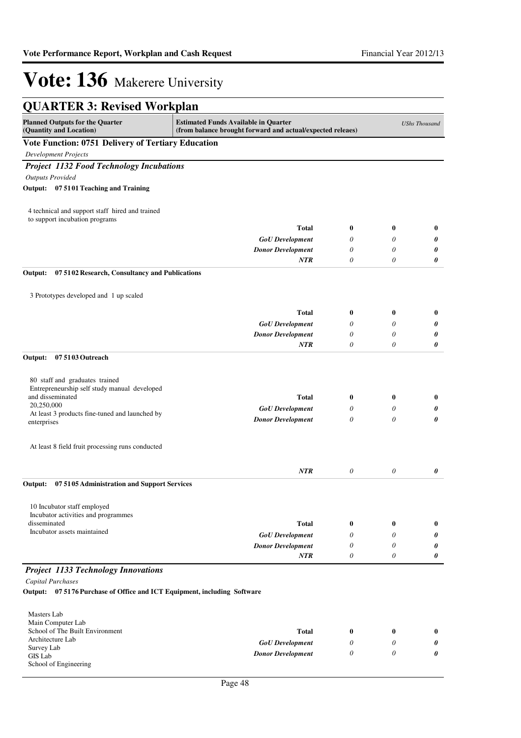# Vote: 136 Makerere University

## QUARTER 3: Revised Workplan

| Planned Outputs for the Quarter (Quantity and Location) | Estimated Funds Available in Quarter (from balance brought forward and actual/expected releaes) | | | *UShs Thousand* |
|---|---|---|---|---|

**Vote Function: 0751 Delivery of Tertiary Education**

*Development Projects*

***Project 1132 Food Technology Incubations***

*Outputs Provided*

**Output: 07 51 01 Teaching and Training**

| | | | | |
|---|---|---|---|---|
| 4 technical and support staff hired and trained to support incubation programs | **Total** | **0** | **0** | **0** |
| | ***GoU Development*** | *0* | *0* | ***0*** |
| | ***Donor Development*** | *0* | *0* | ***0*** |
| | ***NTR*** | *0* | *0* | ***0*** |

**Output: 07 51 02 Research, Consultancy and Publications**

| | | | | |
|---|---|---|---|---|
| 3 Prototypes developed and 1 up scaled | **Total** | **0** | **0** | **0** |
| | ***GoU Development*** | *0* | *0* | ***0*** |
| | ***Donor Development*** | *0* | *0* | ***0*** |
| | ***NTR*** | *0* | *0* | ***0*** |

**Output: 07 51 03 Outreach**

| | | | | |
|---|---|---|---|---|
| 80 staff and graduates trained<br>Entrepreneurship self study manual developed and disseminated<br>20,250,000<br>At least 3 products fine-tuned and launched by enterprises<br><br>At least 8 field fruit processing runs conducted | **Total** | **0** | **0** | **0** |
| | ***GoU Development*** | *0* | *0* | ***0*** |
| | ***Donor Development*** | *0* | *0* | ***0*** |
| | ***NTR*** | *0* | *0* | ***0*** |

**Output: 07 51 05 Administration and Support Services**

| | | | | |
|---|---|---|---|---|
| 10 Incubator staff employed<br>Incubator activities and programmes disseminated<br>Incubator assets maintained | **Total** | **0** | **0** | **0** |
| | ***GoU Development*** | *0* | *0* | ***0*** |
| | ***Donor Development*** | *0* | *0* | ***0*** |
| | ***NTR*** | *0* | *0* | ***0*** |

***Project 1133 Technology Innovations***

*Capital Purchases*

**Output: 07 51 76 Purchase of Office and ICT Equipment, including Software**

| | | | | |
|---|---|---|---|---|
| Masters Lab<br>Main Computer Lab<br>School of The Built Environment<br>Architecture Lab<br>Survey Lab<br>GIS Lab<br>School of Engineering | **Total** | **0** | **0** | **0** |
| | ***GoU Development*** | *0* | *0* | ***0*** |
| | ***Donor Development*** | *0* | *0* | ***0*** |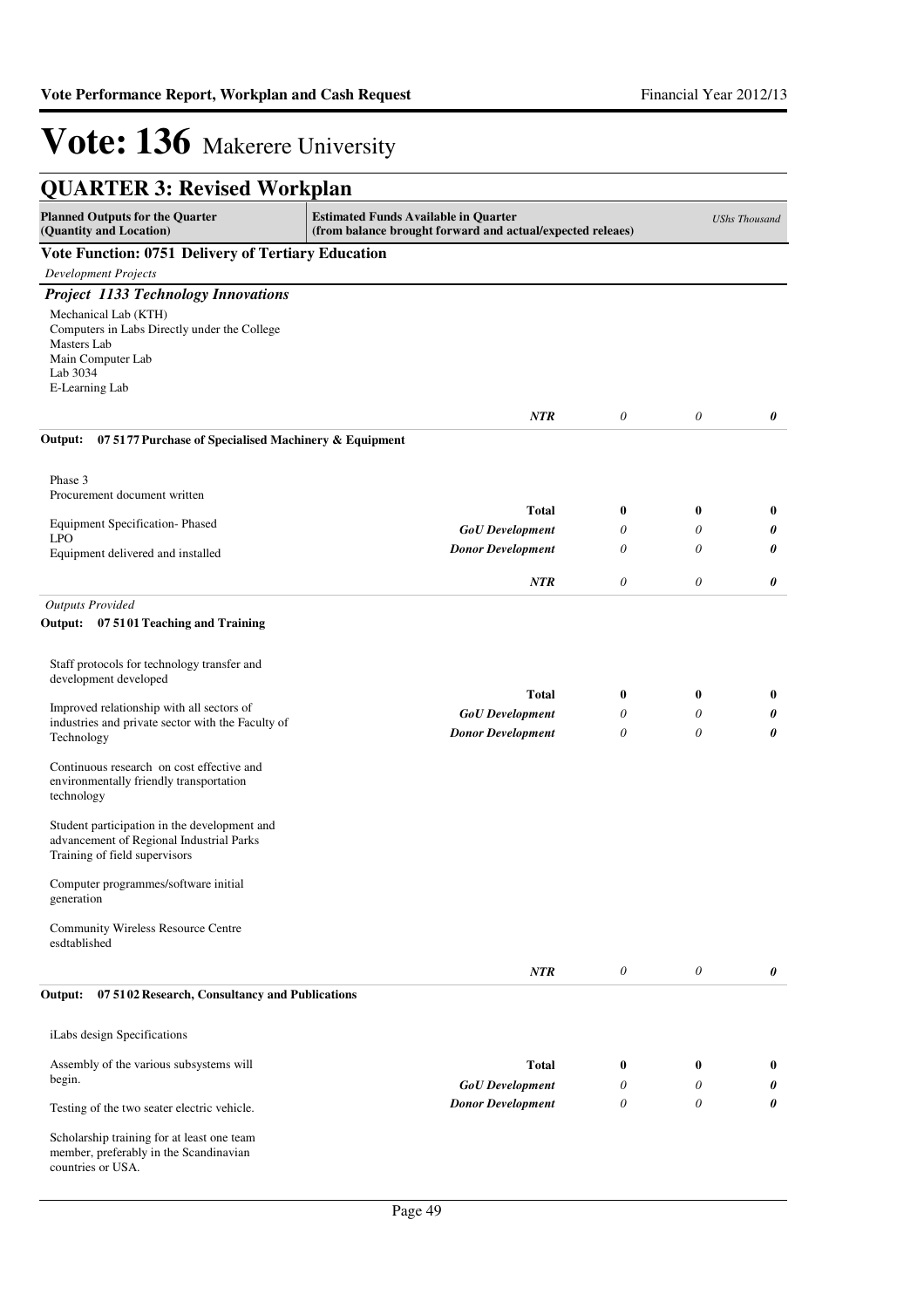# Vote: 136 Makerere University

## QUARTER 3: Revised Workplan

| Planned Outputs for the Quarter (Quantity and Location) | Estimated Funds Available in Quarter (from balance brought forward and actual/expected releaes) | | | *UShs Thousand* |
|---|---|---|---|---|

**Vote Function: 0751 Delivery of Tertiary Education**

*Development Projects*

***Project 1133 Technology Innovations***

| | | | | |
|---|---|---|---|---|
| Mechanical Lab (KTH)<br>Computers in Labs Directly under the College<br>Masters Lab<br>Main Computer Lab<br>Lab 3034<br>E-Learning Lab | | | | |
| | ***NTR*** | *0* | *0* | ***0*** |

**Output: 07 5177 Purchase of Specialised Machinery & Equipment**

| | | | | |
|---|---|---|---|---|
| Phase 3<br>Procurement document written<br><br>Equipment Specification- Phased<br>LPO<br>Equipment delivered and installed | **Total** | **0** | **0** | **0** |
| | ***GoU Development*** | *0* | *0* | ***0*** |
| | ***Donor Development*** | *0* | *0* | ***0*** |
| | ***NTR*** | *0* | *0* | ***0*** |

*Outputs Provided*

**Output: 07 5101 Teaching and Training**

| | | | | |
|---|---|---|---|---|
| Staff protocols for technology transfer and development developed<br><br>Improved relationship with all sectors of industries and private sector with the Faculty of Technology<br><br>Continuous research on cost effective and environmentally friendly transportation technology<br><br>Student participation in the development and advancement of Regional Industrial Parks<br>Training of field supervisors<br><br>Computer programmes/software initial generation<br><br>Community Wireless Resource Centre esdtablished | **Total** | **0** | **0** | **0** |
| | ***GoU Development*** | *0* | *0* | ***0*** |
| | ***Donor Development*** | *0* | *0* | ***0*** |
| | ***NTR*** | *0* | *0* | ***0*** |

**Output: 07 5102 Research, Consultancy and Publications**

| | | | | |
|---|---|---|---|---|
| iLabs design Specifications<br><br>Assembly of the various subsystems will begin.<br><br>Testing of the two seater electric vehicle.<br><br>Scholarship training for at least one team member, preferably in the Scandinavian countries or USA. | **Total** | **0** | **0** | **0** |
| | ***GoU Development*** | *0* | *0* | ***0*** |
| | ***Donor Development*** | *0* | *0* | ***0*** |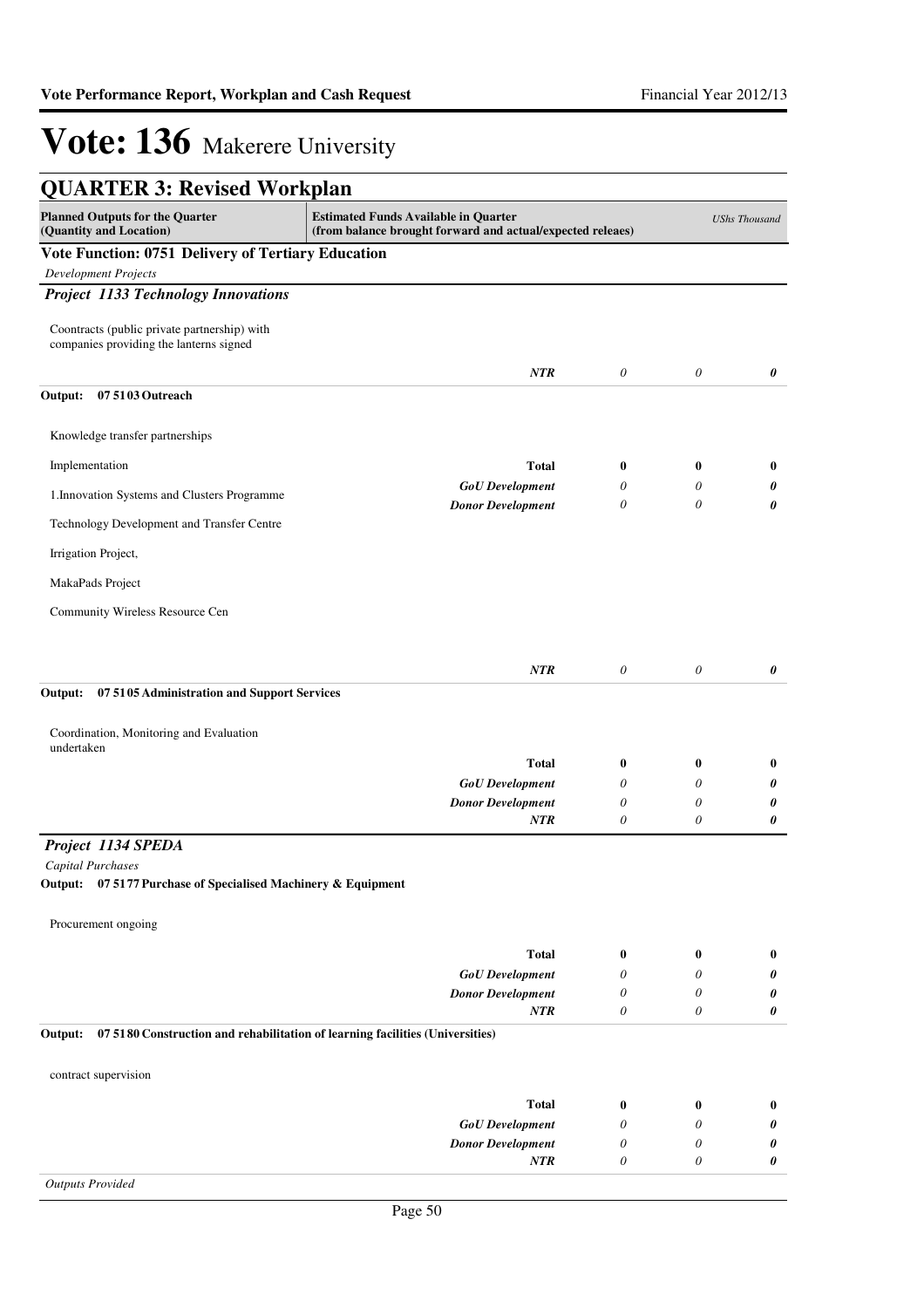# Vote: 136 Makerere University

## QUARTER 3: Revised Workplan

| Planned Outputs for the Quarter (Quantity and Location) | Estimated Funds Available in Quarter (from balance brought forward and actual/expected releaes) | | | *UShs Thousand* |
|---|---|---|---|---|

**Vote Function: 0751 Delivery of Tertiary Education**

*Development Projects*

***Project 1133 Technology Innovations***

| | | | | |
|---|---|---|---|---|
| Coontracts (public private partnership) with companies providing the lanterns signed | | | | |
| | ***NTR*** | *0* | *0* | ***0*** |

**Output: 07 5103 Outreach**

| | | | | |
|---|---|---|---|---|
| Knowledge transfer partnerships | | | | |
| Implementation | **Total** | **0** | **0** | **0** |
| 1.Innovation Systems and Clusters Programme | ***GoU Development*** | *0* | *0* | ***0*** |
| | ***Donor Development*** | *0* | *0* | ***0*** |
| Technology Development and Transfer Centre | | | | |
| Irrigation Project, | | | | |
| MakaPads Project | | | | |
| Community Wireless Resource Cen | | | | |
| | ***NTR*** | *0* | *0* | ***0*** |

**Output: 07 5105 Administration and Support Services**

| | | | | |
|---|---|---|---|---|
| Coordination, Monitoring and Evaluation undertaken | | | | |
| | **Total** | **0** | **0** | **0** |
| | ***GoU Development*** | *0* | *0* | ***0*** |
| | ***Donor Development*** | *0* | *0* | ***0*** |
| | ***NTR*** | *0* | *0* | ***0*** |

***Project 1134 SPEDA***

*Capital Purchases*

**Output: 07 5177 Purchase of Specialised Machinery & Equipment**

| | | | | |
|---|---|---|---|---|
| Procurement ongoing | | | | |
| | **Total** | **0** | **0** | **0** |
| | ***GoU Development*** | *0* | *0* | ***0*** |
| | ***Donor Development*** | *0* | *0* | ***0*** |
| | ***NTR*** | *0* | *0* | ***0*** |

**Output: 07 5180 Construction and rehabilitation of learning facilities (Universities)**

| | | | | |
|---|---|---|---|---|
| contract supervision | | | | |
| | **Total** | **0** | **0** | **0** |
| | ***GoU Development*** | *0* | *0* | ***0*** |
| | ***Donor Development*** | *0* | *0* | ***0*** |
| | ***NTR*** | *0* | *0* | ***0*** |

*Outputs Provided*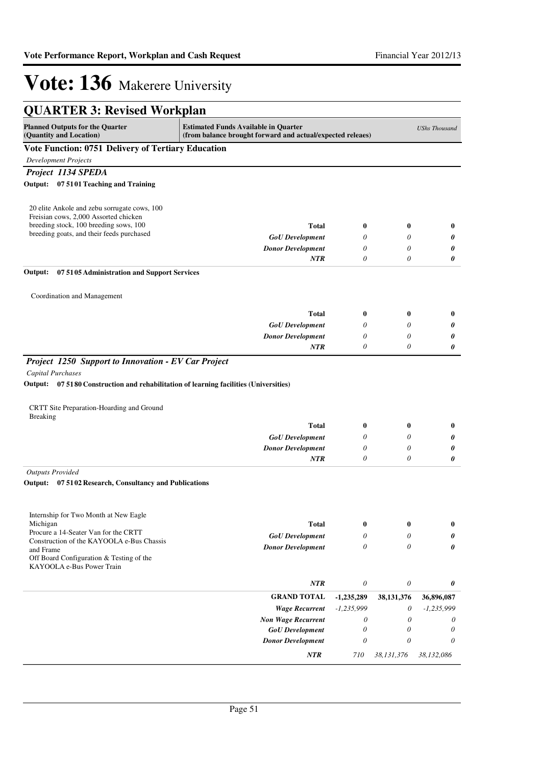# Vote: 136 Makerere University

## QUARTER 3: Revised Workplan

| Planned Outputs for the Quarter (Quantity and Location) | Estimated Funds Available in Quarter (from balance brought forward and actual/expected releaes) | | | *UShs Thousand* |
|---|---|---|---|---|

**Vote Function: 0751 Delivery of Tertiary Education**

*Development Projects*

### *Project 1134 SPEDA*

**Output: 07 51 01 Teaching and Training**

| | | | | |
|---|---|---|---|---|
| 20 elite Ankole and zebu sorrugate cows, 100 Freisian cows, 2,000 Assorted chicken breeding stock, 100 breeding sows, 100 breeding goats, and their feeds purchased | **Total** | **0** | **0** | **0** |
| | *GoU Development* | *0* | *0* | ***0*** |
| | *Donor Development* | *0* | *0* | ***0*** |
| | *NTR* | *0* | *0* | ***0*** |

**Output: 07 51 05 Administration and Support Services**

| | | | | |
|---|---|---|---|---|
| Coordination and Management | **Total** | **0** | **0** | **0** |
| | *GoU Development* | *0* | *0* | ***0*** |
| | *Donor Development* | *0* | *0* | ***0*** |
| | *NTR* | *0* | *0* | ***0*** |

### *Project 1250 Support to Innovation - EV Car Project*

*Capital Purchases*

**Output: 07 51 80 Construction and rehabilitation of learning facilities (Universities)**

| | | | | |
|---|---|---|---|---|
| CRTT Site Preparation-Hoarding and Ground Breaking | **Total** | **0** | **0** | **0** |
| | *GoU Development* | *0* | *0* | ***0*** |
| | *Donor Development* | *0* | *0* | ***0*** |
| | *NTR* | *0* | *0* | ***0*** |

*Outputs Provided*

**Output: 07 51 02 Research, Consultancy and Publications**

| | | | | |
|---|---|---|---|---|
| Internship for Two Month at New Eagle Michigan<br>Procure a 14-Seater Van for the CRTT<br>Construction of the KAYOOLA e-Bus Chassis and Frame<br>Off Board Configuration & Testing of the KAYOOLA e-Bus Power Train | **Total** | **0** | **0** | **0** |
| | *GoU Development* | *0* | *0* | ***0*** |
| | *Donor Development* | *0* | *0* | ***0*** |
| | *NTR* | *0* | *0* | ***0*** |

| | | | | |
|---|---|---|---|---|
| | **GRAND TOTAL** | **-1,235,289** | **38,131,376** | **36,896,087** |
| | *Wage Recurrent* | *-1,235,999* | *0* | *-1,235,999* |
| | *Non Wage Recurrent* | *0* | *0* | *0* |
| | *GoU Development* | *0* | *0* | *0* |
| | *Donor Development* | *0* | *0* | *0* |
| | *NTR* | *710* | *38,131,376* | *38,132,086* |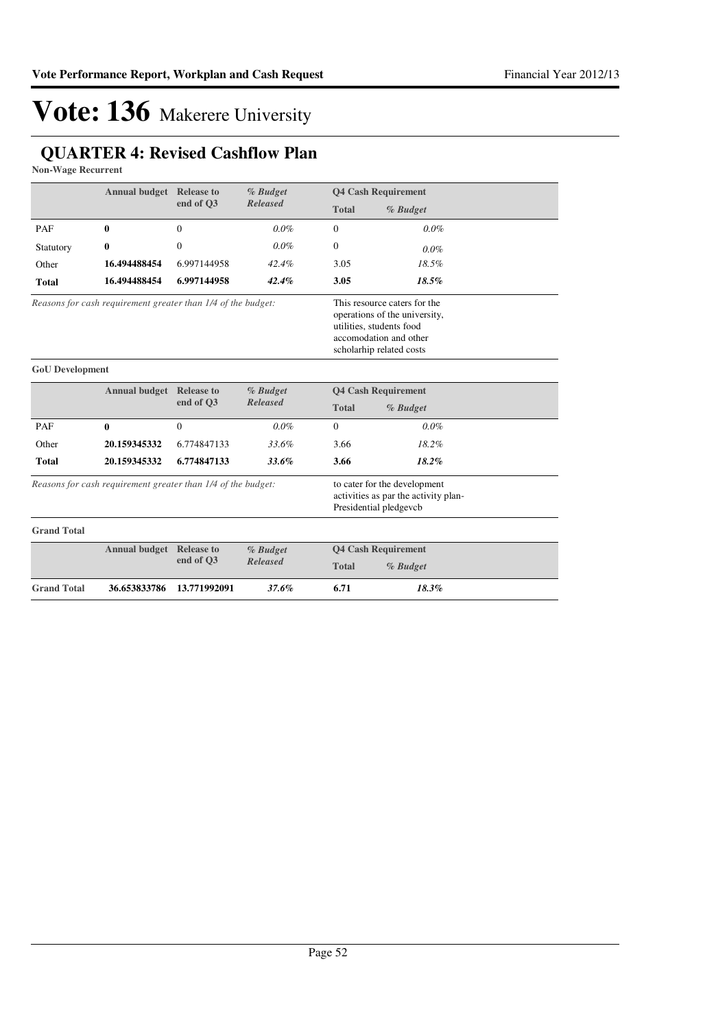# Vote: 136 Makerere University

## QUARTER 4: Revised Cashflow Plan

**Non-Wage Recurrent**

| | Annual budget | Release to end of Q3 | *% Budget Released* | Q4 Cash Requirement | |
|---|---|---|---|---|---|
| | | | | **Total** | *% Budget* |
| PAF | **0** | 0 | *0.0%* | 0 | *0.0%* |
| Statutory | **0** | 0 | *0.0%* | 0 | *0.0%* |
| Other | **16.494488454** | 6.997144958 | *42.4%* | 3.05 | *18.5%* |
| **Total** | **16.494488454** | **6.997144958** | ***42.4%*** | **3.05** | ***18.5%*** |

*Reasons for cash requirement greater than 1/4 of the budget:* This resource caters for the operations of the university, utilities, students food accomodation and other scholarhip related costs

**GoU Development**

| | Annual budget | Release to end of Q3 | *% Budget Released* | Q4 Cash Requirement | |
|---|---|---|---|---|---|
| | | | | **Total** | *% Budget* |
| PAF | **0** | 0 | *0.0%* | 0 | *0.0%* |
| Other | **20.159345332** | 6.774847133 | *33.6%* | 3.66 | *18.2%* |
| **Total** | **20.159345332** | **6.774847133** | ***33.6%*** | **3.66** | ***18.2%*** |

*Reasons for cash requirement greater than 1/4 of the budget:* to cater for the development activities as par the activity plan- Presidential pledgevcb

**Grand Total**

| | Annual budget | Release to end of Q3 | *% Budget Released* | Q4 Cash Requirement | |
|---|---|---|---|---|---|
| | | | | **Total** | *% Budget* |
| **Grand Total** | **36.653833786** | **13.771992091** | ***37.6%*** | **6.71** | ***18.3%*** |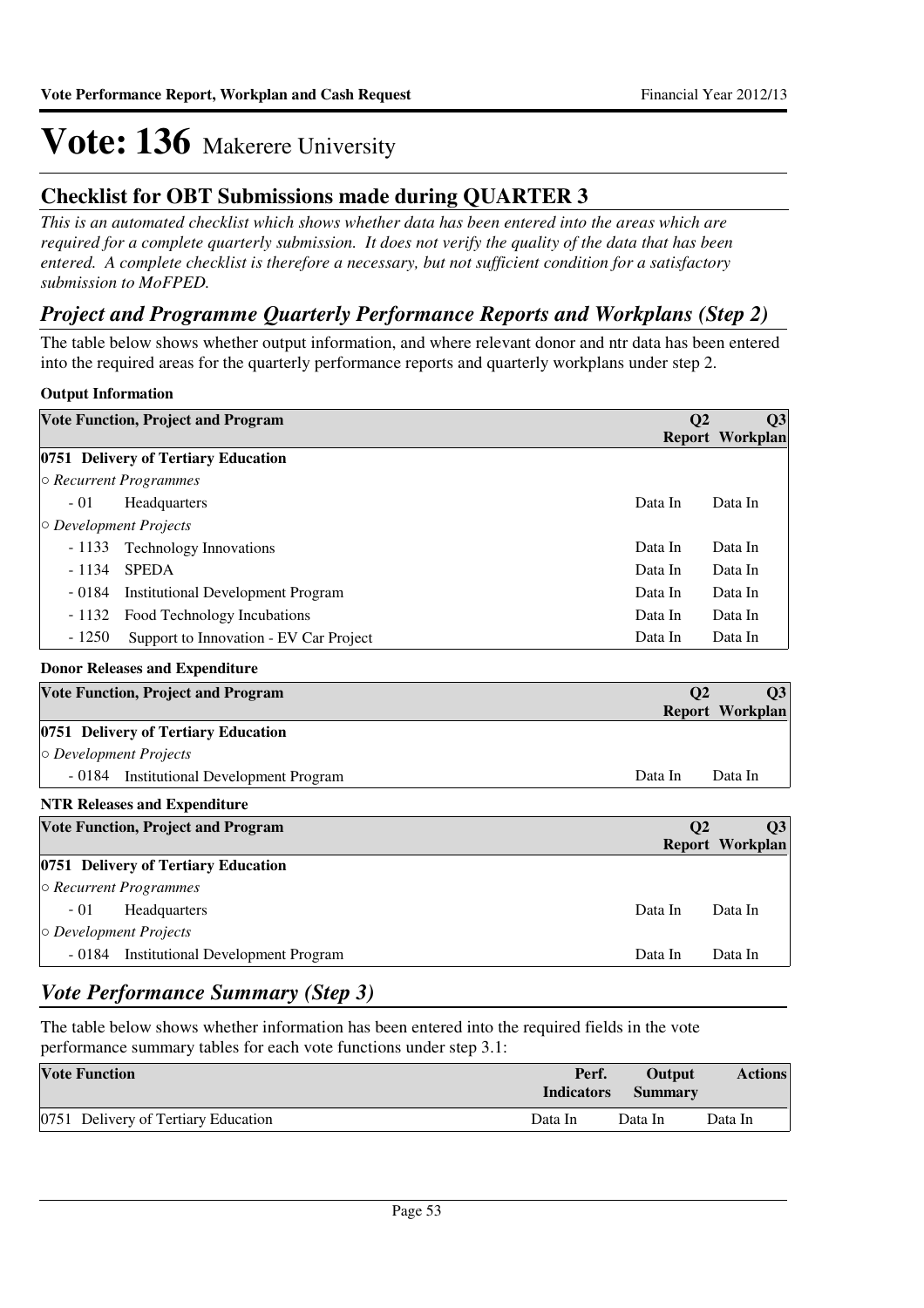# Vote: 136 Makerere University

## Checklist for OBT Submissions made during QUARTER 3

*This is an automated checklist which shows whether data has been entered into the areas which are required for a complete quarterly submission. It does not verify the quality of the data that has been entered. A complete checklist is therefore a necessary, but not sufficient condition for a satisfactory submission to MoFPED.*

## *Project and Programme Quarterly Performance Reports and Workplans (Step 2)*

The table below shows whether output information, and where relevant donor and ntr data has been entered into the required areas for the quarterly performance reports and quarterly workplans under step 2.

**Output Information**

| Vote Function, Project and Program | Q2 Report | Q3 Workplan |
|---|---|---|
| **0751 Delivery of Tertiary Education** | | |
| ○ *Recurrent Programmes* | | |
| - 01 Headquarters | Data In | Data In |
| ○ *Development Projects* | | |
| - 1133 Technology Innovations | Data In | Data In |
| - 1134 SPEDA | Data In | Data In |
| - 0184 Institutional Development Program | Data In | Data In |
| - 1132 Food Technology Incubations | Data In | Data In |
| - 1250 Support to Innovation - EV Car Project | Data In | Data In |

**Donor Releases and Expenditure**

| Vote Function, Project and Program | Q2 Report | Q3 Workplan |
|---|---|---|
| **0751 Delivery of Tertiary Education** | | |
| ○ *Development Projects* | | |
| - 0184 Institutional Development Program | Data In | Data In |

**NTR Releases and Expenditure**

| Vote Function, Project and Program | Q2 Report | Q3 Workplan |
|---|---|---|
| **0751 Delivery of Tertiary Education** | | |
| ○ *Recurrent Programmes* | | |
| - 01 Headquarters | Data In | Data In |
| ○ *Development Projects* | | |
| - 0184 Institutional Development Program | Data In | Data In |

## *Vote Performance Summary (Step 3)*

The table below shows whether information has been entered into the required fields in the vote performance summary tables for each vote functions under step 3.1:

| Vote Function | Perf. Indicators | Output Summary | Actions |
|---|---|---|---|
| 0751 Delivery of Tertiary Education | Data In | Data In | Data In |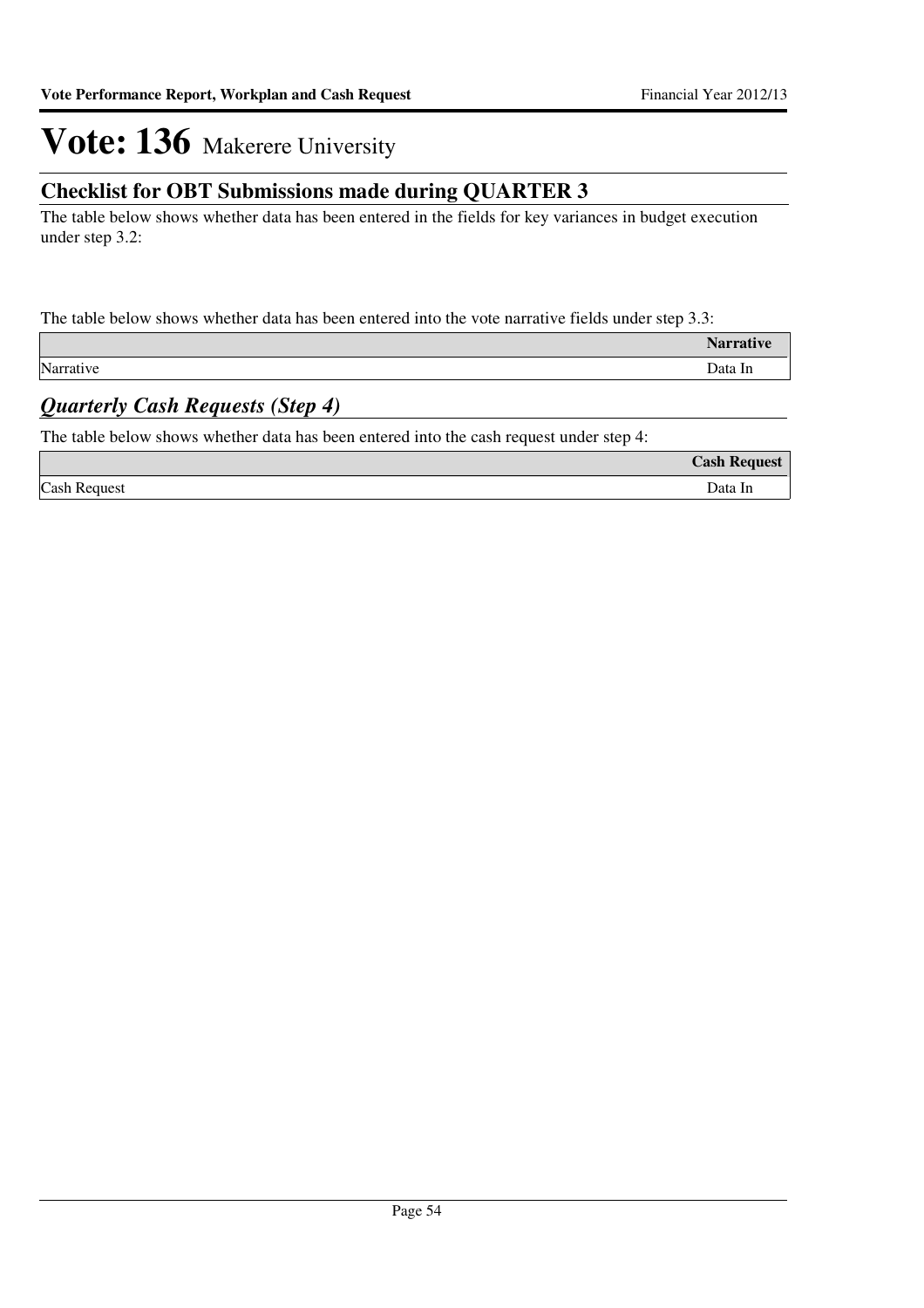# Vote: 136 Makerere University

## Checklist for OBT Submissions made during QUARTER 3

The table below shows whether data has been entered in the fields for key variances in budget execution under step 3.2:

The table below shows whether data has been entered into the vote narrative fields under step 3.3:

| | Narrative |
|---|---|
| Narrative | Data In |

## *Quarterly Cash Requests (Step 4)*

The table below shows whether data has been entered into the cash request under step 4:

| | Cash Request |
|---|---|
| Cash Request | Data In |